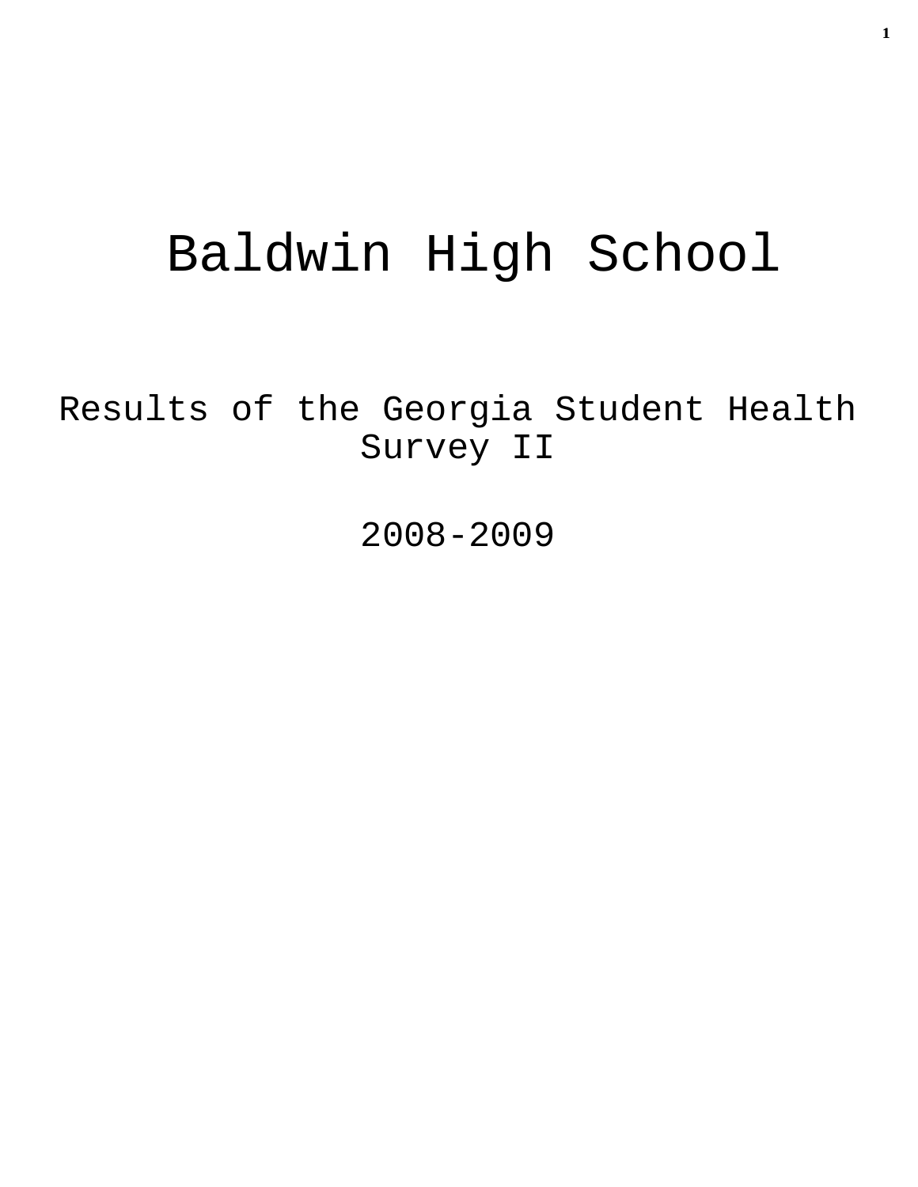# Baldwin High School

## Results of the Georgia Student Health Survey II

## 2008-2009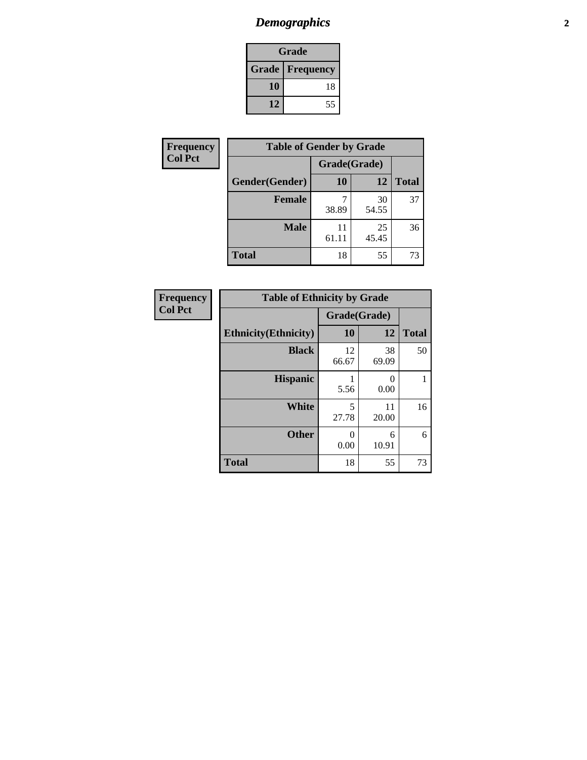## *Demographics*

| Grade | |
|---|---|
| **Grade** | **Frequency** |
| **10** | 18 |
| **12** | 55 |

**Frequency**
**Col Pct**

| Table of Gender by Grade | | | |
|---|---|---|---|
| | Grade(Grade) | | |
| **Gender(Gender)** | **10** | **12** | **Total** |
| **Female** | 7<br>38.89 | 30<br>54.55 | 37 |
| **Male** | 11<br>61.11 | 25<br>45.45 | 36 |
| **Total** | 18 | 55 | 73 |

**Frequency**
**Col Pct**

| Table of Ethnicity by Grade | | | |
|---|---|---|---|
| | Grade(Grade) | | |
| **Ethnicity(Ethnicity)** | **10** | **12** | **Total** |
| **Black** | 12<br>66.67 | 38<br>69.09 | 50 |
| **Hispanic** | 1<br>5.56 | 0<br>0.00 | 1 |
| **White** | 5<br>27.78 | 11<br>20.00 | 16 |
| **Other** | 0<br>0.00 | 6<br>10.91 | 6 |
| **Total** | 18 | 55 | 73 |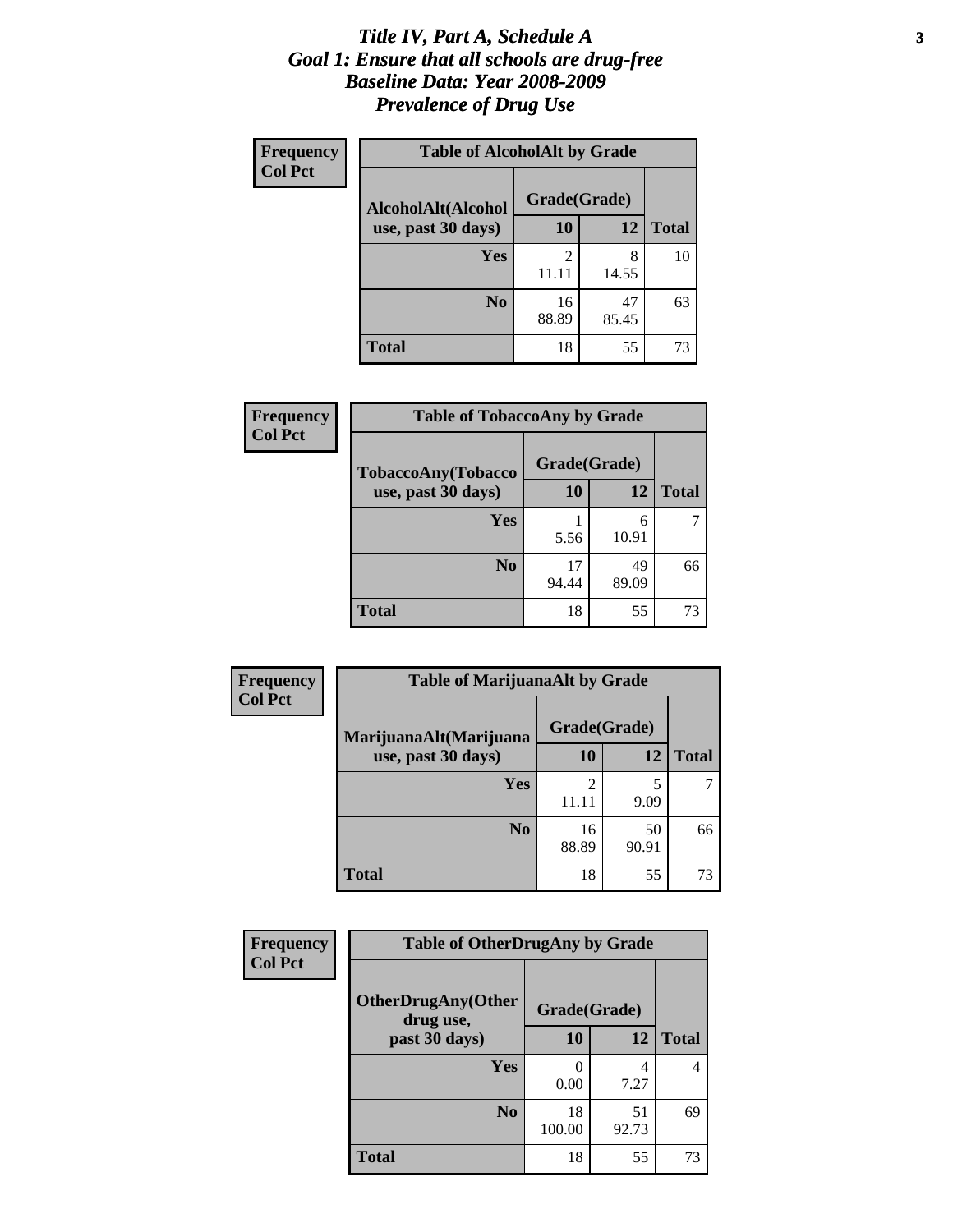# *Title IV, Part A, Schedule A*
# *Goal 1: Ensure that all schools are drug-free*
# *Baseline Data: Year 2008-2009*
# *Prevalence of Drug Use*

**Frequency**
**Col Pct**

| Table of AlcoholAlt by Grade | | | |
|---|---|---|---|
| AlcoholAlt(Alcohol use, past 30 days) | Grade(Grade) | | |
| | 10 | 12 | Total |
| Yes | 2<br>11.11 | 8<br>14.55 | 10 |
| No | 16<br>88.89 | 47<br>85.45 | 63 |
| Total | 18 | 55 | 73 |

**Frequency**
**Col Pct**

| Table of TobaccoAny by Grade | | | |
|---|---|---|---|
| TobaccoAny(Tobacco use, past 30 days) | Grade(Grade) | | |
| | 10 | 12 | Total |
| Yes | 1<br>5.56 | 6<br>10.91 | 7 |
| No | 17<br>94.44 | 49<br>89.09 | 66 |
| Total | 18 | 55 | 73 |

**Frequency**
**Col Pct**

| Table of MarijuanaAlt by Grade | | | |
|---|---|---|---|
| MarijuanaAlt(Marijuana use, past 30 days) | Grade(Grade) | | |
| | 10 | 12 | Total |
| Yes | 2<br>11.11 | 5<br>9.09 | 7 |
| No | 16<br>88.89 | 50<br>90.91 | 66 |
| Total | 18 | 55 | 73 |

**Frequency**
**Col Pct**

| Table of OtherDrugAny by Grade | | | |
|---|---|---|---|
| OtherDrugAny(Other drug use, past 30 days) | Grade(Grade) | | |
| | 10 | 12 | Total |
| Yes | 0<br>0.00 | 4<br>7.27 | 4 |
| No | 18<br>100.00 | 51<br>92.73 | 69 |
| Total | 18 | 55 | 73 |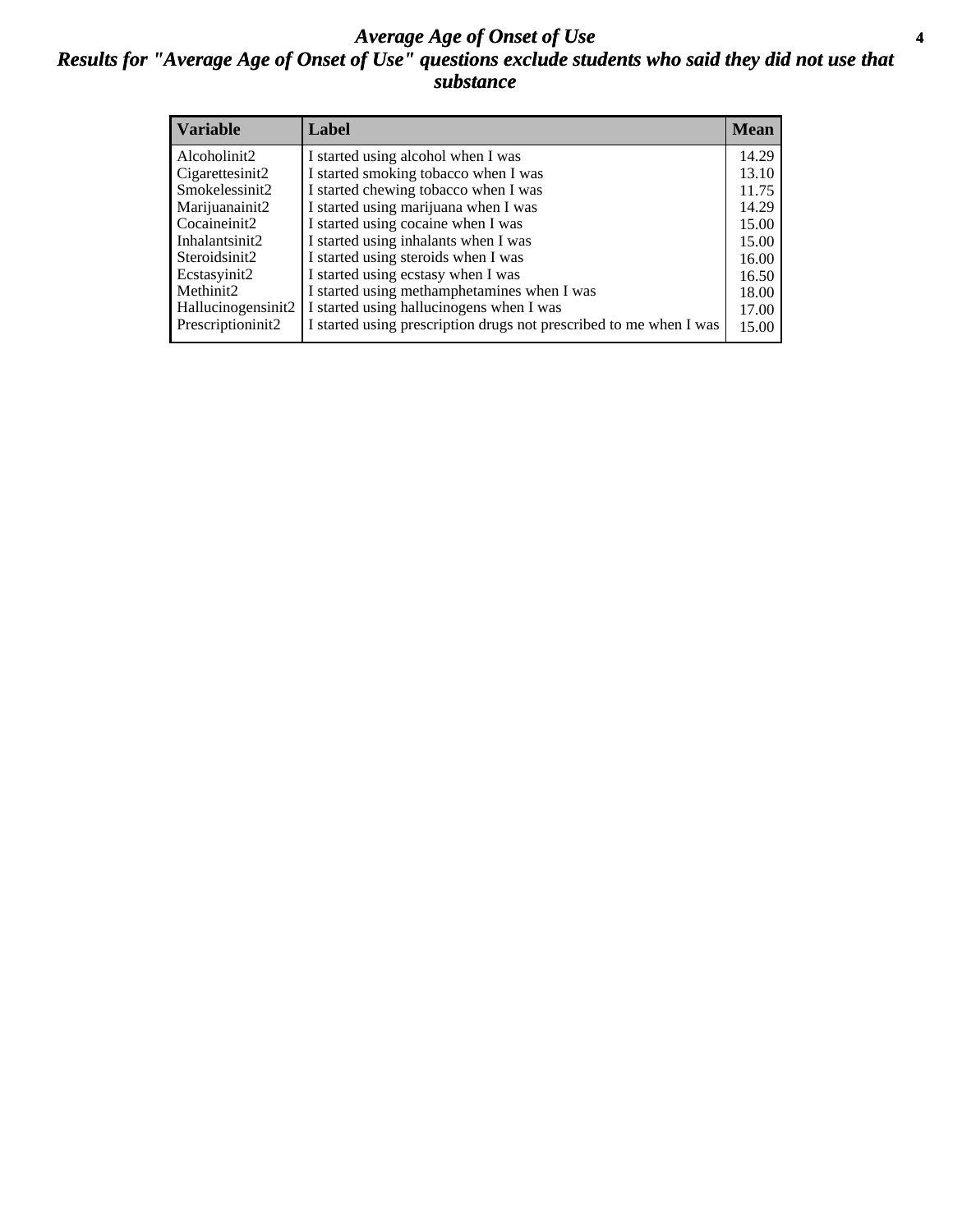# *Average Age of Onset of Use*

## *Results for "Average Age of Onset of Use" questions exclude students who said they did not use that substance*

| Variable | Label | Mean |
|---|---|---|
| Alcoholinit2 | I started using alcohol when I was | 14.29 |
| Cigarettesinit2 | I started smoking tobacco when I was | 13.10 |
| Smokelessinit2 | I started chewing tobacco when I was | 11.75 |
| Marijuanainit2 | I started using marijuana when I was | 14.29 |
| Cocaineinit2 | I started using cocaine when I was | 15.00 |
| Inhalantsinit2 | I started using inhalants when I was | 15.00 |
| Steroidsinit2 | I started using steroids when I was | 16.00 |
| Ecstasyinit2 | I started using ecstasy when I was | 16.50 |
| Methinit2 | I started using methamphetamines when I was | 18.00 |
| Hallucinogensinit2 | I started using hallucinogens when I was | 17.00 |
| Prescriptioninit2 | I started using prescription drugs not prescribed to me when I was | 15.00 |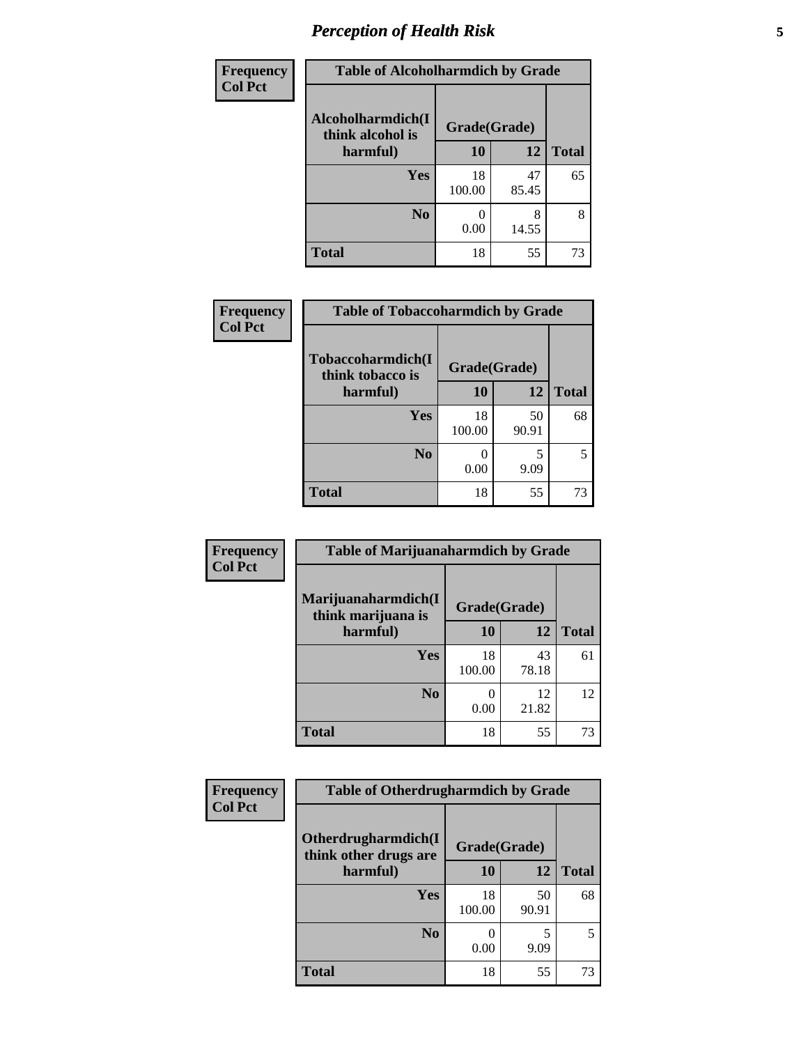# *Perception of Health Risk*

| Frequency<br>Col Pct | Table of Alcoholharmdich by Grade | | |
|---|---|---|---|
| Alcoholharmdich(I think alcohol is harmful) | Grade(Grade) | | |
| | 10 | 12 | Total |
| Yes | 18<br>100.00 | 47<br>85.45 | 65 |
| No | 0<br>0.00 | 8<br>14.55 | 8 |
| Total | 18 | 55 | 73 |

| Frequency<br>Col Pct | Table of Tobaccoharmdich by Grade | | |
|---|---|---|---|
| Tobaccoharmdich(I think tobacco is harmful) | Grade(Grade) | | |
| | 10 | 12 | Total |
| Yes | 18<br>100.00 | 50<br>90.91 | 68 |
| No | 0<br>0.00 | 5<br>9.09 | 5 |
| Total | 18 | 55 | 73 |

| Frequency<br>Col Pct | Table of Marijuanaharmdich by Grade | | |
|---|---|---|---|
| Marijuanaharmdich(I think marijuana is harmful) | Grade(Grade) | | |
| | 10 | 12 | Total |
| Yes | 18<br>100.00 | 43<br>78.18 | 61 |
| No | 0<br>0.00 | 12<br>21.82 | 12 |
| Total | 18 | 55 | 73 |

| Frequency<br>Col Pct | Table of Otherdrugharmdich by Grade | | |
|---|---|---|---|
| Otherdrugharmdich(I think other drugs are harmful) | Grade(Grade) | | |
| | 10 | 12 | Total |
| Yes | 18<br>100.00 | 50<br>90.91 | 68 |
| No | 0<br>0.00 | 5<br>9.09 | 5 |
| Total | 18 | 55 | 73 |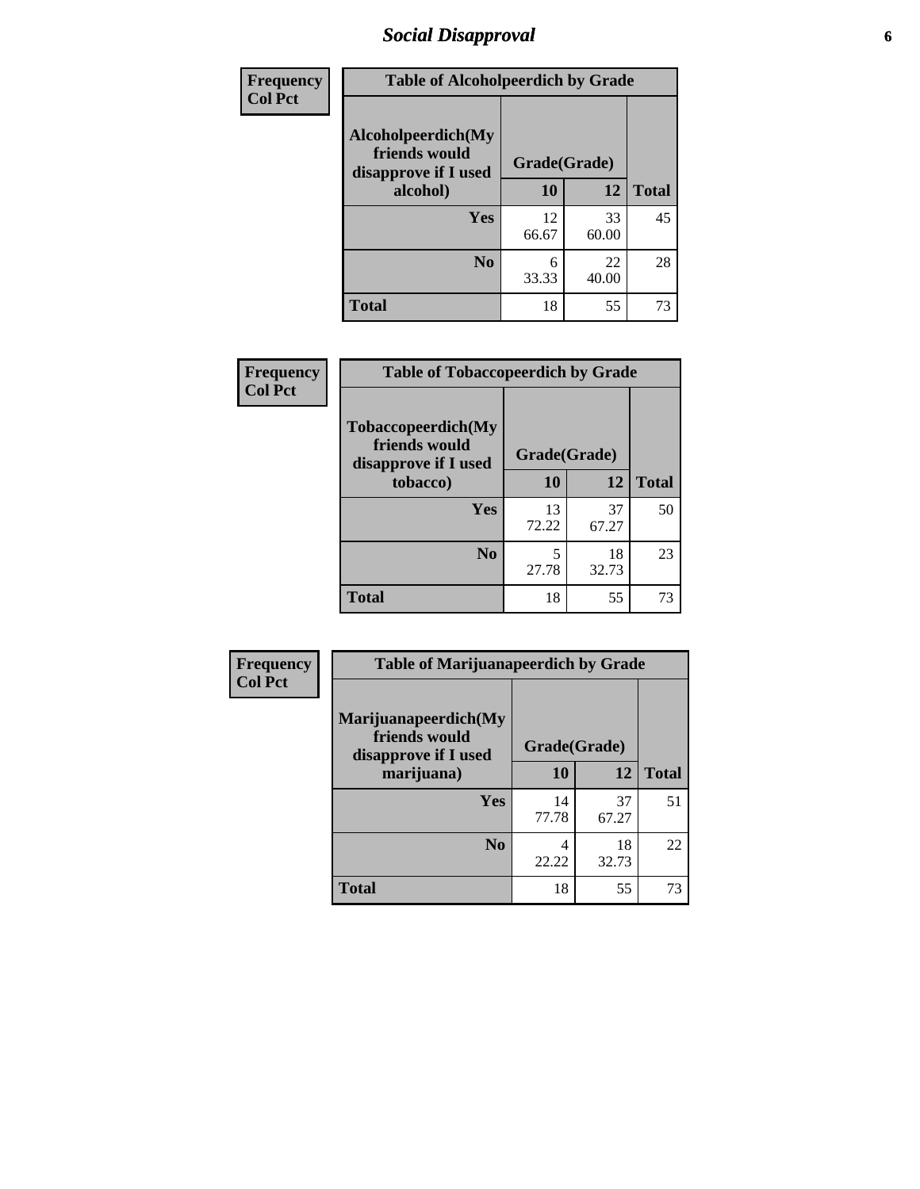# Social Disapproval

| Frequency<br>Col Pct |
|---|

**Table of Alcoholpeerdich by Grade**

| Alcoholpeerdich(My friends would disapprove if I used alcohol) | Grade(Grade) 10 | 12 | Total |
|---|---|---|---|
| Yes | 12<br>66.67 | 33<br>60.00 | 45 |
| No | 6<br>33.33 | 22<br>40.00 | 28 |
| Total | 18 | 55 | 73 |

| Frequency<br>Col Pct |
|---|

**Table of Tobaccopeerdich by Grade**

| Tobaccopeerdich(My friends would disapprove if I used tobacco) | Grade(Grade) 10 | 12 | Total |
|---|---|---|---|
| Yes | 13<br>72.22 | 37<br>67.27 | 50 |
| No | 5<br>27.78 | 18<br>32.73 | 23 |
| Total | 18 | 55 | 73 |

| Frequency<br>Col Pct |
|---|

**Table of Marijuanapeerdich by Grade**

| Marijuanapeerdich(My friends would disapprove if I used marijuana) | Grade(Grade) 10 | 12 | Total |
|---|---|---|---|
| Yes | 14<br>77.78 | 37<br>67.27 | 51 |
| No | 4<br>22.22 | 18<br>32.73 | 22 |
| Total | 18 | 55 | 73 |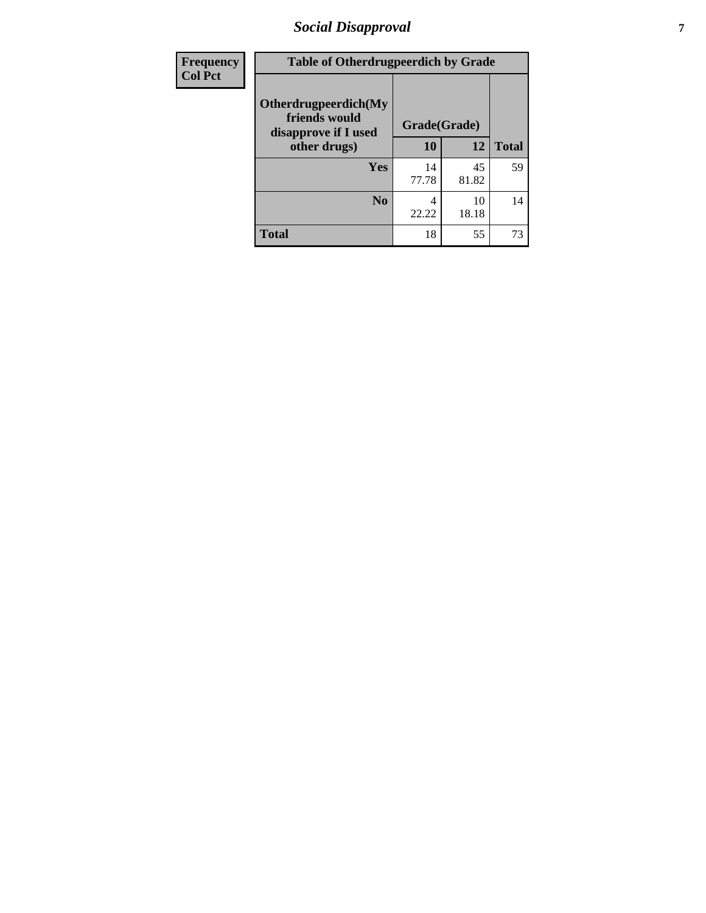| Frequency<br>Col Pct | Table of Otherdrugpeerdich by Grade | | |
|---|---|---|---|
| Otherdrugpeerdich(My friends would disapprove if I used other drugs) | Grade(Grade) | | |
| | 10 | 12 | Total |
| Yes | 14<br>77.78 | 45<br>81.82 | 59 |
| No | 4<br>22.22 | 10<br>18.18 | 14 |
| Total | 18 | 55 | 73 |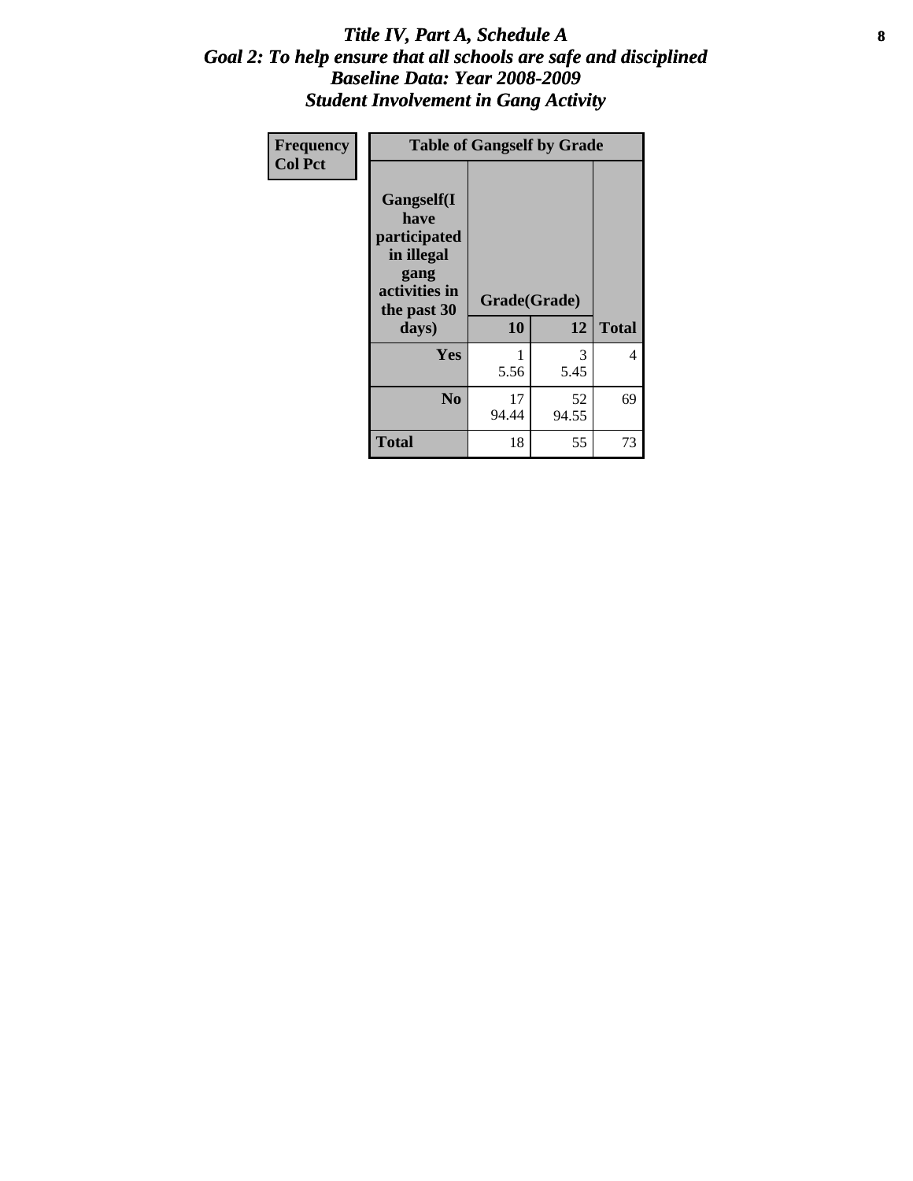# Title IV, Part A, Schedule A
## Goal 2: To help ensure that all schools are safe and disciplined
## Baseline Data: Year 2008-2009
## Student Involvement in Gang Activity

| Frequency<br>Col Pct | Table of Gangself by Grade | | |
|---|---|---|---|
| Gangself(I have participated in illegal gang activities in the past 30 days) | Grade(Grade) | | |
| | 10 | 12 | Total |
| Yes | 1<br>5.56 | 3<br>5.45 | 4 |
| No | 17<br>94.44 | 52<br>94.55 | 69 |
| Total | 18 | 55 | 73 |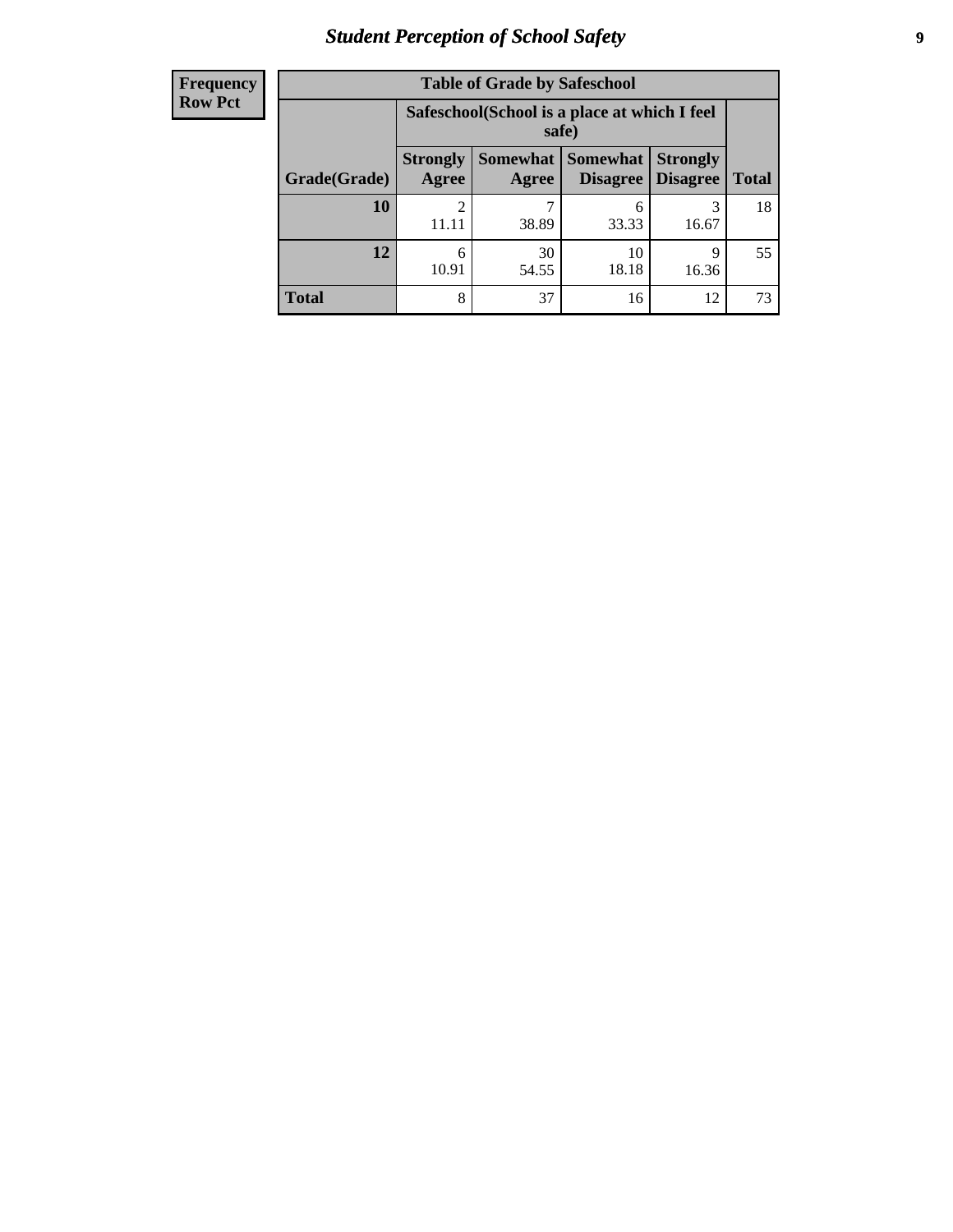## Student Perception of School Safety

| Frequency<br>Row Pct |
|---|

**Table of Grade by Safeschool**

| Grade(Grade) | Safeschool(School is a place at which I feel safe) | | | | Total |
|---|---|---|---|---|---|
| | Strongly Agree | Somewhat Agree | Somewhat Disagree | Strongly Disagree | |
| **10** | 2<br>11.11 | 7<br>38.89 | 6<br>33.33 | 3<br>16.67 | 18 |
| **12** | 6<br>10.91 | 30<br>54.55 | 10<br>18.18 | 9<br>16.36 | 55 |
| **Total** | 8 | 37 | 16 | 12 | 73 |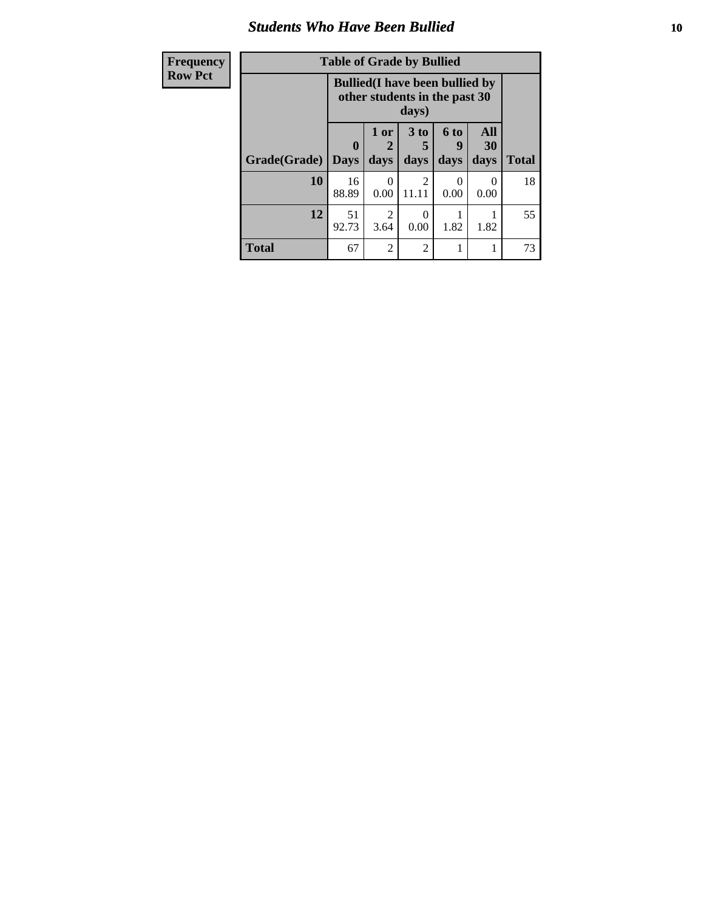## Students Who Have Been Bullied

| Frequency Row Pct |
|---|

**Table of Grade by Bullied**

| Grade(Grade) | Bullied(I have been bullied by other students in the past 30 days) | | | | | Total |
|---|---|---|---|---|---|---|
| | 0 Days | 1 or 2 days | 3 to 5 days | 6 to 9 days | All 30 days | |
| **10** | 16<br>88.89 | 0<br>0.00 | 2<br>11.11 | 0<br>0.00 | 0<br>0.00 | 18 |
| **12** | 51<br>92.73 | 2<br>3.64 | 0<br>0.00 | 1<br>1.82 | 1<br>1.82 | 55 |
| **Total** | 67 | 2 | 2 | 1 | 1 | 73 |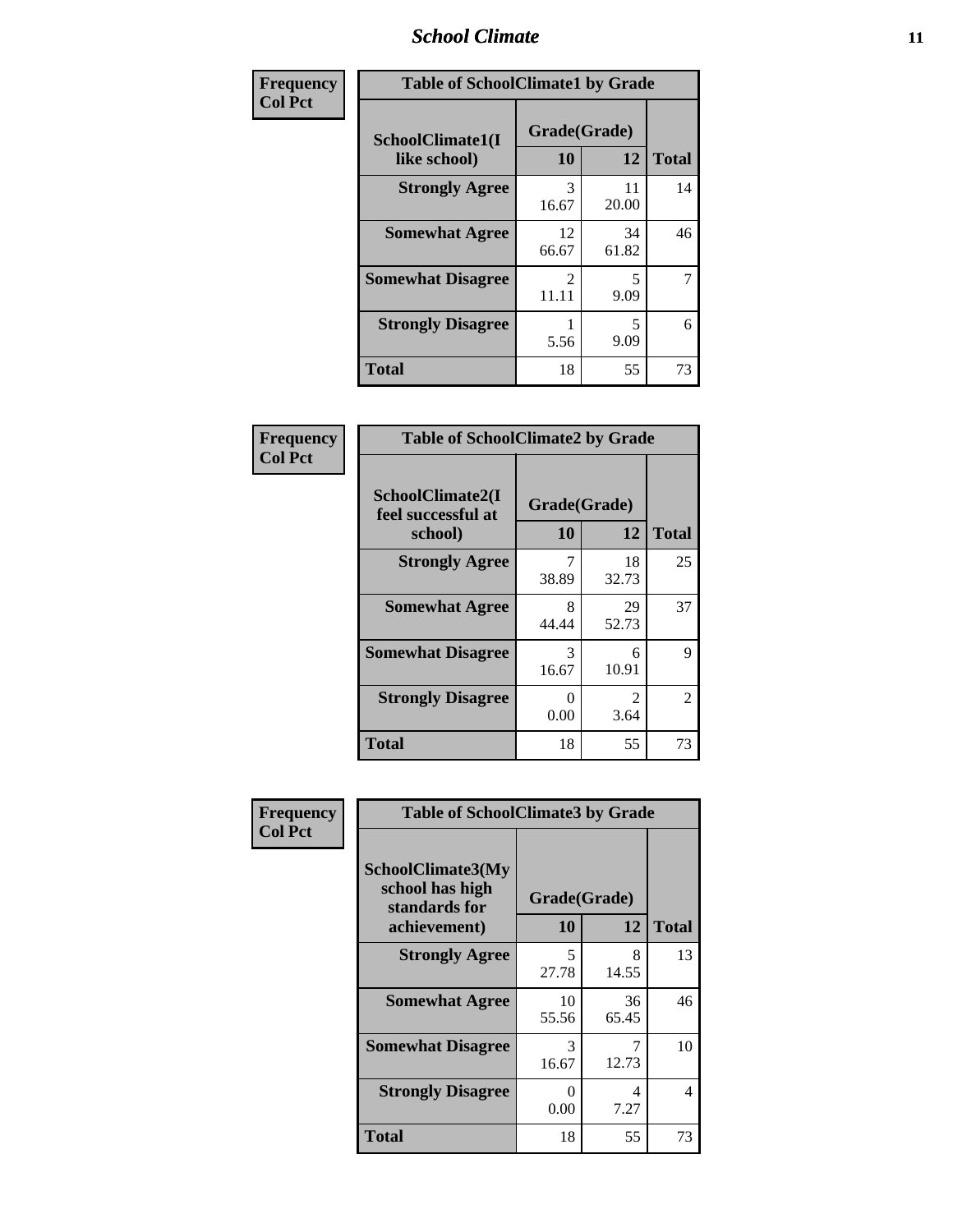| Frequency Col Pct | Table of SchoolClimate1 by Grade | | |
|---|---|---|---|
| SchoolClimate1(I like school) | Grade(Grade) | | |
| | 10 | 12 | Total |
| Strongly Agree | 3<br>16.67 | 11<br>20.00 | 14 |
| Somewhat Agree | 12<br>66.67 | 34<br>61.82 | 46 |
| Somewhat Disagree | 2<br>11.11 | 5<br>9.09 | 7 |
| Strongly Disagree | 1<br>5.56 | 5<br>9.09 | 6 |
| Total | 18 | 55 | 73 |

| Frequency Col Pct | Table of SchoolClimate2 by Grade | | |
|---|---|---|---|
| SchoolClimate2(I feel successful at school) | Grade(Grade) | | |
| | 10 | 12 | Total |
| Strongly Agree | 7<br>38.89 | 18<br>32.73 | 25 |
| Somewhat Agree | 8<br>44.44 | 29<br>52.73 | 37 |
| Somewhat Disagree | 3<br>16.67 | 6<br>10.91 | 9 |
| Strongly Disagree | 0<br>0.00 | 2<br>3.64 | 2 |
| Total | 18 | 55 | 73 |

| Frequency Col Pct | Table of SchoolClimate3 by Grade | | |
|---|---|---|---|
| SchoolClimate3(My school has high standards for achievement) | Grade(Grade) | | |
| | 10 | 12 | Total |
| Strongly Agree | 5<br>27.78 | 8<br>14.55 | 13 |
| Somewhat Agree | 10<br>55.56 | 36<br>65.45 | 46 |
| Somewhat Disagree | 3<br>16.67 | 7<br>12.73 | 10 |
| Strongly Disagree | 0<br>0.00 | 4<br>7.27 | 4 |
| Total | 18 | 55 | 73 |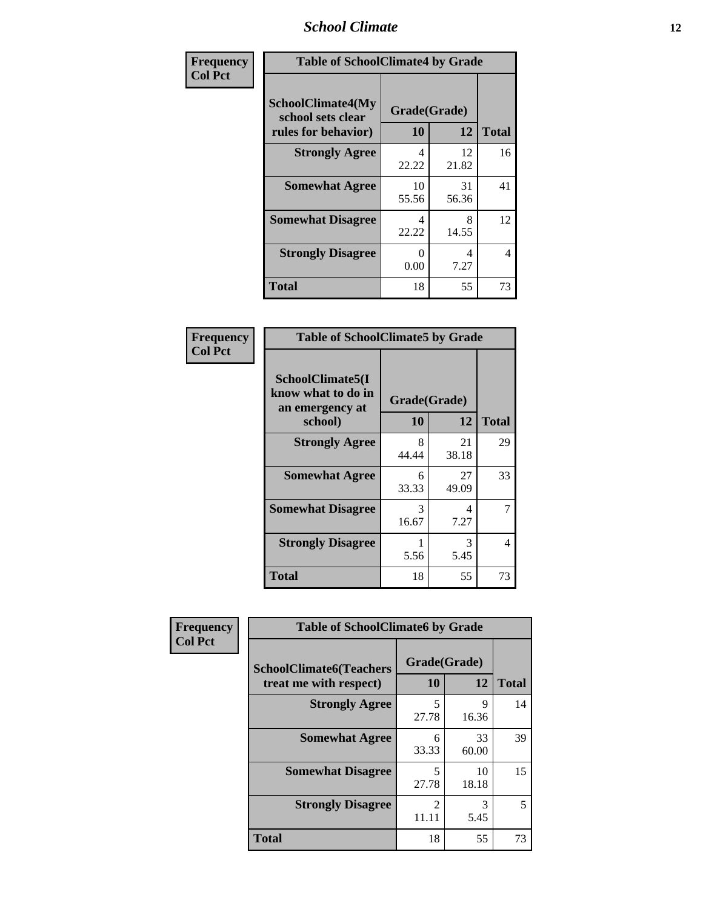| Frequency<br>Col Pct | Table of SchoolClimate4 by Grade | | |
|---|---|---|---|
| SchoolClimate4(My school sets clear rules for behavior) | Grade(Grade) | | |
| | 10 | 12 | Total |
| Strongly Agree | 4<br>22.22 | 12<br>21.82 | 16 |
| Somewhat Agree | 10<br>55.56 | 31<br>56.36 | 41 |
| Somewhat Disagree | 4<br>22.22 | 8<br>14.55 | 12 |
| Strongly Disagree | 0<br>0.00 | 4<br>7.27 | 4 |
| Total | 18 | 55 | 73 |

| Frequency<br>Col Pct | Table of SchoolClimate5 by Grade | | |
|---|---|---|---|
| SchoolClimate5(I know what to do in an emergency at school) | Grade(Grade) | | |
| | 10 | 12 | Total |
| Strongly Agree | 8<br>44.44 | 21<br>38.18 | 29 |
| Somewhat Agree | 6<br>33.33 | 27<br>49.09 | 33 |
| Somewhat Disagree | 3<br>16.67 | 4<br>7.27 | 7 |
| Strongly Disagree | 1<br>5.56 | 3<br>5.45 | 4 |
| Total | 18 | 55 | 73 |

| Frequency<br>Col Pct | Table of SchoolClimate6 by Grade | | |
|---|---|---|---|
| SchoolClimate6(Teachers treat me with respect) | Grade(Grade) | | |
| | 10 | 12 | Total |
| Strongly Agree | 5<br>27.78 | 9<br>16.36 | 14 |
| Somewhat Agree | 6<br>33.33 | 33<br>60.00 | 39 |
| Somewhat Disagree | 5<br>27.78 | 10<br>18.18 | 15 |
| Strongly Disagree | 2<br>11.11 | 3<br>5.45 | 5 |
| Total | 18 | 55 | 73 |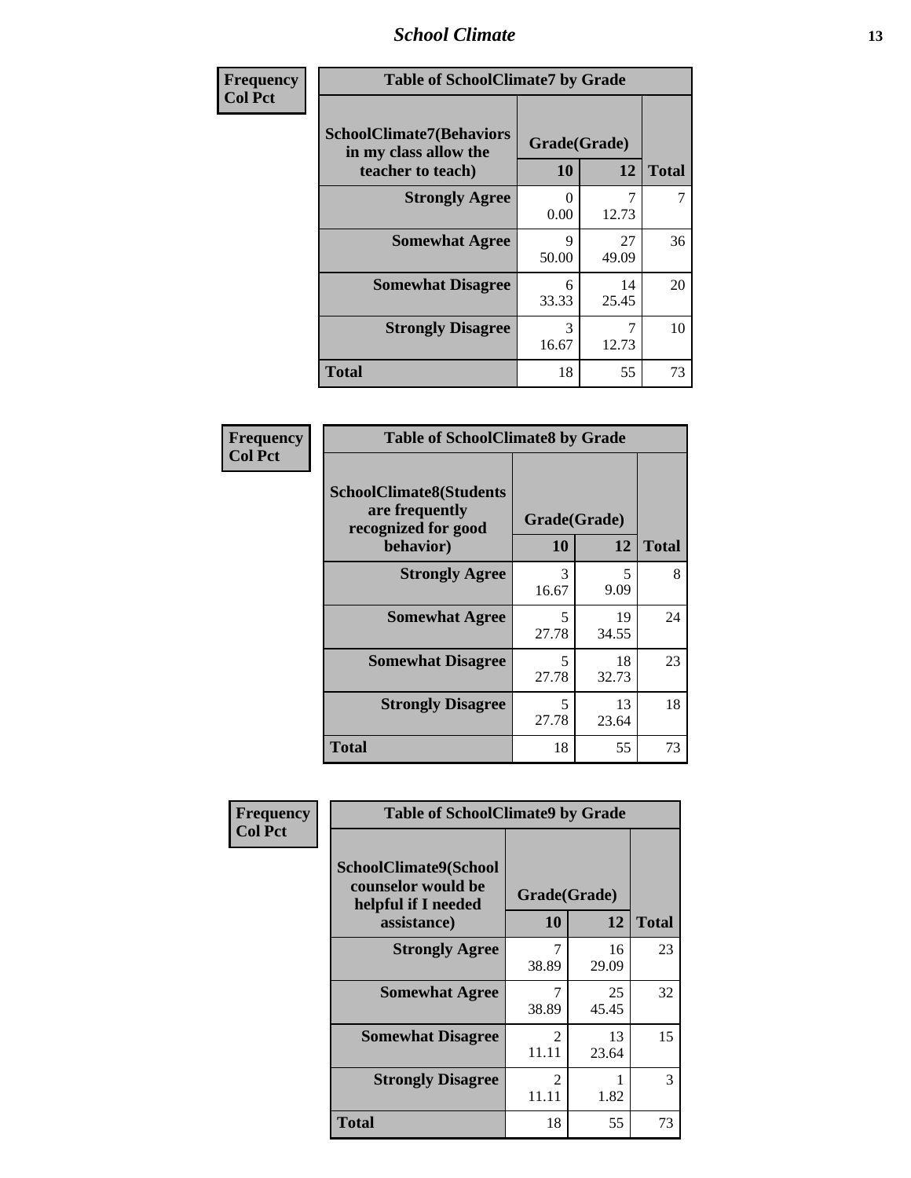| Frequency<br>Col Pct | Table of SchoolClimate7 by Grade | | | |
|---|---|---|---|---|
| | SchoolClimate7(Behaviors in my class allow the teacher to teach) | Grade(Grade) | | Total |
| | | 10 | 12 | |
| | Strongly Agree | 0<br>0.00 | 7<br>12.73 | 7 |
| | Somewhat Agree | 9<br>50.00 | 27<br>49.09 | 36 |
| | Somewhat Disagree | 6<br>33.33 | 14<br>25.45 | 20 |
| | Strongly Disagree | 3<br>16.67 | 7<br>12.73 | 10 |
| | Total | 18 | 55 | 73 |

| Frequency<br>Col Pct | Table of SchoolClimate8 by Grade | | | |
|---|---|---|---|---|
| | SchoolClimate8(Students are frequently recognized for good behavior) | Grade(Grade) | | Total |
| | | 10 | 12 | |
| | Strongly Agree | 3<br>16.67 | 5<br>9.09 | 8 |
| | Somewhat Agree | 5<br>27.78 | 19<br>34.55 | 24 |
| | Somewhat Disagree | 5<br>27.78 | 18<br>32.73 | 23 |
| | Strongly Disagree | 5<br>27.78 | 13<br>23.64 | 18 |
| | Total | 18 | 55 | 73 |

| Frequency<br>Col Pct | Table of SchoolClimate9 by Grade | | | |
|---|---|---|---|---|
| | SchoolClimate9(School counselor would be helpful if I needed assistance) | Grade(Grade) | | Total |
| | | 10 | 12 | |
| | Strongly Agree | 7<br>38.89 | 16<br>29.09 | 23 |
| | Somewhat Agree | 7<br>38.89 | 25<br>45.45 | 32 |
| | Somewhat Disagree | 2<br>11.11 | 13<br>23.64 | 15 |
| | Strongly Disagree | 2<br>11.11 | 1<br>1.82 | 3 |
| | Total | 18 | 55 | 73 |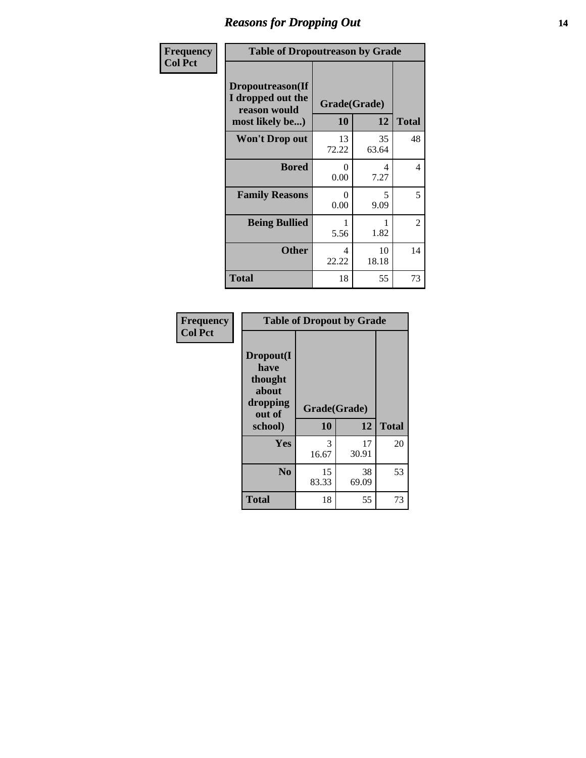# Reasons for Dropping Out

| Frequency<br>Col Pct | | | |
|---|---|---|---|
| **Table of Dropoutreason by Grade** | | | |
| **Dropoutreason(If I dropped out the reason would most likely be...)** | **Grade(Grade)** | | |
| | **10** | **12** | **Total** |
| **Won't Drop out** | 13<br>72.22 | 35<br>63.64 | 48 |
| **Bored** | 0<br>0.00 | 4<br>7.27 | 4 |
| **Family Reasons** | 0<br>0.00 | 5<br>9.09 | 5 |
| **Being Bullied** | 1<br>5.56 | 1<br>1.82 | 2 |
| **Other** | 4<br>22.22 | 10<br>18.18 | 14 |
| **Total** | 18 | 55 | 73 |

| Frequency<br>Col Pct | | | |
|---|---|---|---|
| **Table of Dropout by Grade** | | | |
| **Dropout(I have thought about dropping out of school)** | **Grade(Grade)** | | |
| | **10** | **12** | **Total** |
| **Yes** | 3<br>16.67 | 17<br>30.91 | 20 |
| **No** | 15<br>83.33 | 38<br>69.09 | 53 |
| **Total** | 18 | 55 | 73 |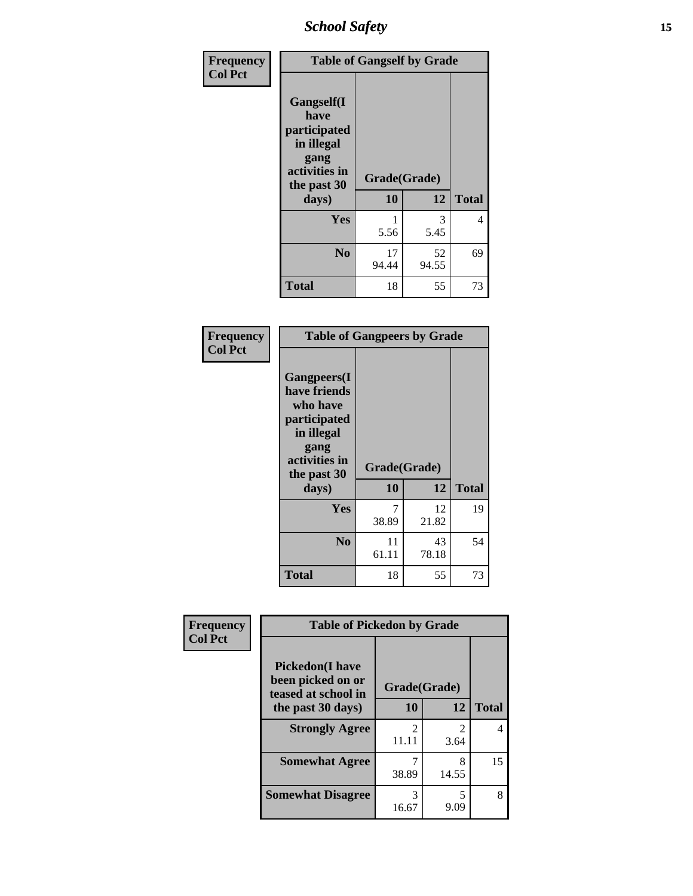| Frequency<br>Col Pct | Table of Gangself by Grade | | |
|---|---|---|---|
| Gangself(I have participated in illegal gang activities in the past 30 days) | Grade(Grade) | | |
| | 10 | 12 | Total |
| Yes | 1<br>5.56 | 3<br>5.45 | 4 |
| No | 17<br>94.44 | 52<br>94.55 | 69 |
| Total | 18 | 55 | 73 |

| Frequency<br>Col Pct | Table of Gangpeers by Grade | | |
|---|---|---|---|
| Gangpeers(I have friends who have participated in illegal gang activities in the past 30 days) | Grade(Grade) | | |
| | 10 | 12 | Total |
| Yes | 7<br>38.89 | 12<br>21.82 | 19 |
| No | 11<br>61.11 | 43<br>78.18 | 54 |
| Total | 18 | 55 | 73 |

| Frequency<br>Col Pct | Table of Pickedon by Grade | | |
|---|---|---|---|
| Pickedon(I have been picked on or teased at school in the past 30 days) | Grade(Grade) | | |
| | 10 | 12 | Total |
| Strongly Agree | 2<br>11.11 | 2<br>3.64 | 4 |
| Somewhat Agree | 7<br>38.89 | 8<br>14.55 | 15 |
| Somewhat Disagree | 3<br>16.67 | 5<br>9.09 | 8 |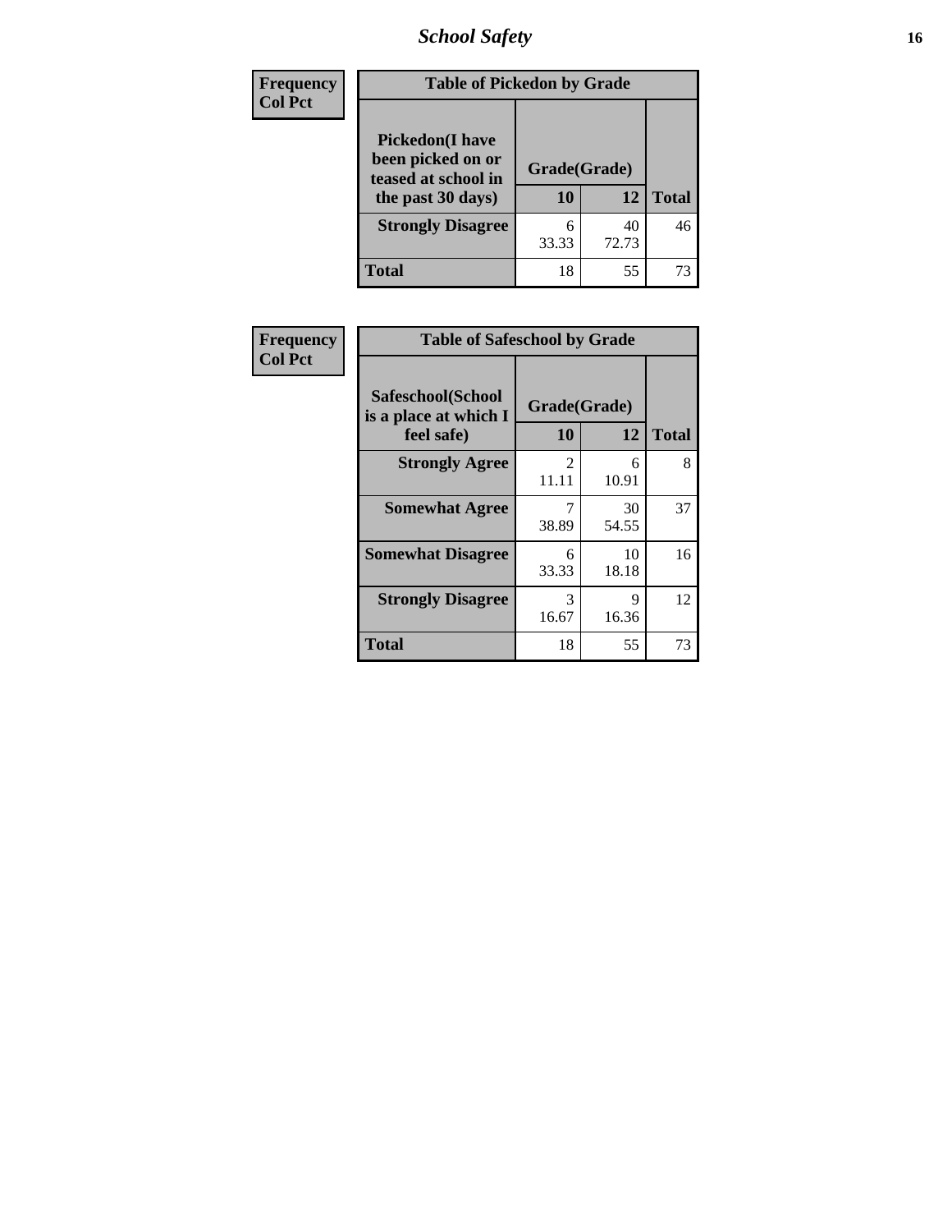# School Safety

| Frequency<br>Col Pct | Table of Pickedon by Grade | | |
|---|---|---|---|
| **Pickedon(I have been picked on or teased at school in the past 30 days)** | **Grade(Grade)** | | |
| | **10** | **12** | **Total** |
| **Strongly Disagree** | 6<br>33.33 | 40<br>72.73 | 46 |
| **Total** | 18 | 55 | 73 |

| Frequency<br>Col Pct | Table of Safeschool by Grade | | |
|---|---|---|---|
| **Safeschool(School is a place at which I feel safe)** | **Grade(Grade)** | | |
| | **10** | **12** | **Total** |
| **Strongly Agree** | 2<br>11.11 | 6<br>10.91 | 8 |
| **Somewhat Agree** | 7<br>38.89 | 30<br>54.55 | 37 |
| **Somewhat Disagree** | 6<br>33.33 | 10<br>18.18 | 16 |
| **Strongly Disagree** | 3<br>16.67 | 9<br>16.36 | 12 |
| **Total** | 18 | 55 | 73 |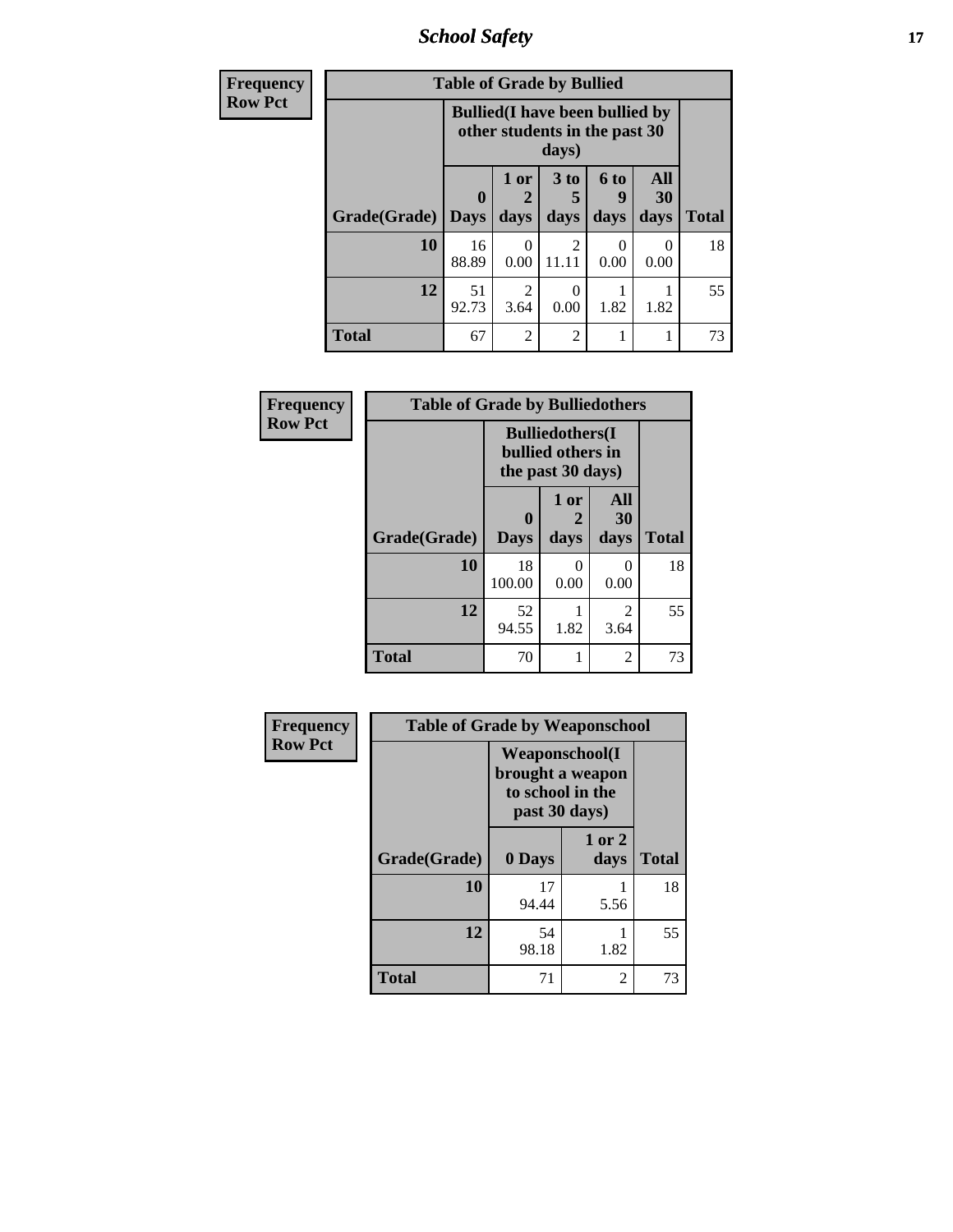# School Safety

**Frequency**
**Row Pct**

| Table of Grade by Bullied | | | | | | |
|---|---|---|---|---|---|---|
| | Bullied(I have been bullied by other students in the past 30 days) | | | | | |
| Grade(Grade) | 0 Days | 1 or 2 days | 3 to 5 days | 6 to 9 days | All 30 days | Total |
| 10 | 16<br>88.89 | 0<br>0.00 | 2<br>11.11 | 0<br>0.00 | 0<br>0.00 | 18 |
| 12 | 51<br>92.73 | 2<br>3.64 | 0<br>0.00 | 1<br>1.82 | 1<br>1.82 | 55 |
| Total | 67 | 2 | 2 | 1 | 1 | 73 |

**Frequency**
**Row Pct**

| Table of Grade by Bulliedothers | | | | |
|---|---|---|---|---|
| | Bulliedothers(I bullied others in the past 30 days) | | | |
| Grade(Grade) | 0 Days | 1 or 2 days | All 30 days | Total |
| 10 | 18<br>100.00 | 0<br>0.00 | 0<br>0.00 | 18 |
| 12 | 52<br>94.55 | 1<br>1.82 | 2<br>3.64 | 55 |
| Total | 70 | 1 | 2 | 73 |

**Frequency**
**Row Pct**

| Table of Grade by Weaponschool | | | |
|---|---|---|---|
| | Weaponschool(I brought a weapon to school in the past 30 days) | | |
| Grade(Grade) | 0 Days | 1 or 2 days | Total |
| 10 | 17<br>94.44 | 1<br>5.56 | 18 |
| 12 | 54<br>98.18 | 1<br>1.82 | 55 |
| Total | 71 | 2 | 73 |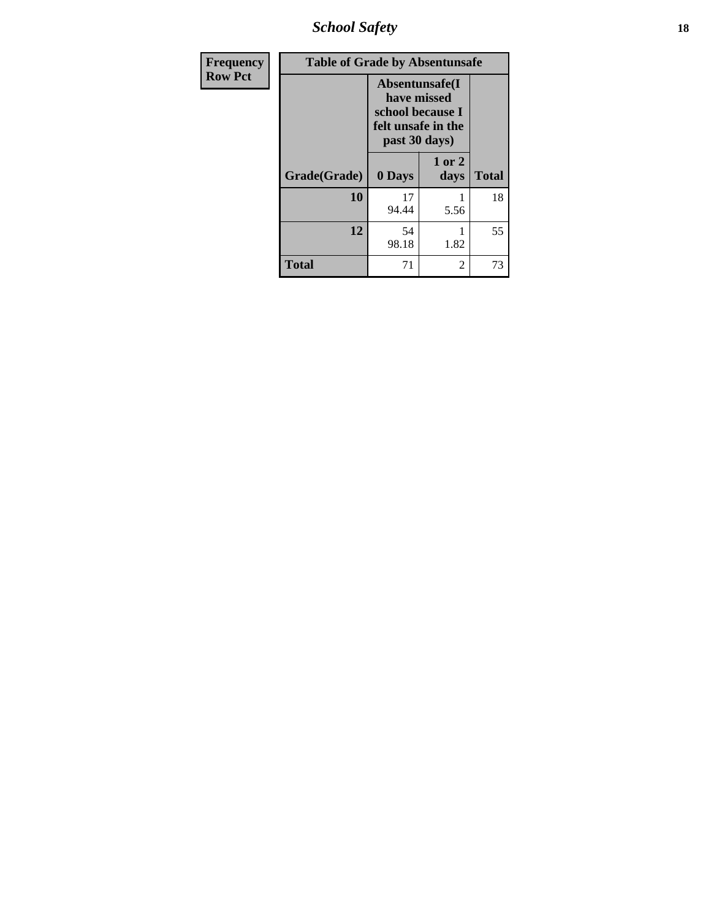| Frequency Row Pct |
|---|

**Table of Grade by Absentunsafe**

| Grade(Grade) | Absentunsafe(I have missed school because I felt unsafe in the past 30 days) | | Total |
|---|---|---|---|
| | 0 Days | 1 or 2 days | |
| 10 | 17<br>94.44 | 1<br>5.56 | 18 |
| 12 | 54<br>98.18 | 1<br>1.82 | 55 |
| Total | 71 | 2 | 73 |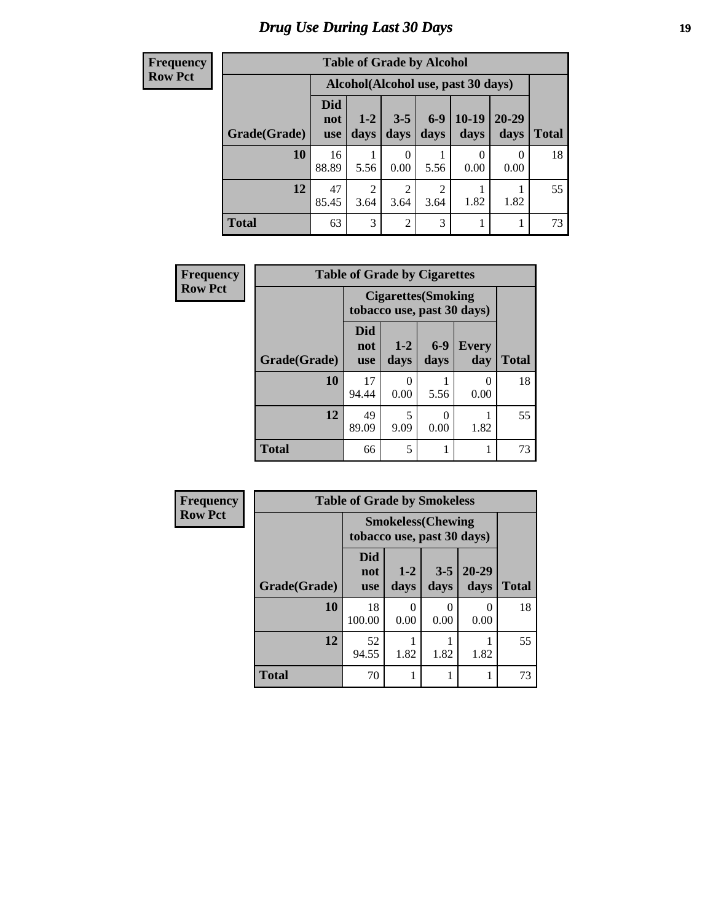# Drug Use During Last 30 Days

**Frequency**
**Row Pct**

| Table of Grade by Alcohol | | | | | | | |
|---|---|---|---|---|---|---|---|
| | Alcohol(Alcohol use, past 30 days) | | | | | | |
| Grade(Grade) | Did not use | 1-2 days | 3-5 days | 6-9 days | 10-19 days | 20-29 days | Total |
| **10** | 16<br>88.89 | 1<br>5.56 | 0<br>0.00 | 1<br>5.56 | 0<br>0.00 | 0<br>0.00 | 18 |
| **12** | 47<br>85.45 | 2<br>3.64 | 2<br>3.64 | 2<br>3.64 | 1<br>1.82 | 1<br>1.82 | 55 |
| **Total** | 63 | 3 | 2 | 3 | 1 | 1 | 73 |

**Frequency**
**Row Pct**

| Table of Grade by Cigarettes | | | | | |
|---|---|---|---|---|---|
| | Cigarettes(Smoking tobacco use, past 30 days) | | | | |
| Grade(Grade) | Did not use | 1-2 days | 6-9 days | Every day | Total |
| **10** | 17<br>94.44 | 0<br>0.00 | 1<br>5.56 | 0<br>0.00 | 18 |
| **12** | 49<br>89.09 | 5<br>9.09 | 0<br>0.00 | 1<br>1.82 | 55 |
| **Total** | 66 | 5 | 1 | 1 | 73 |

**Frequency**
**Row Pct**

| Table of Grade by Smokeless | | | | | |
|---|---|---|---|---|---|
| | Smokeless(Chewing tobacco use, past 30 days) | | | | |
| Grade(Grade) | Did not use | 1-2 days | 3-5 days | 20-29 days | Total |
| **10** | 18<br>100.00 | 0<br>0.00 | 0<br>0.00 | 0<br>0.00 | 18 |
| **12** | 52<br>94.55 | 1<br>1.82 | 1<br>1.82 | 1<br>1.82 | 55 |
| **Total** | 70 | 1 | 1 | 1 | 73 |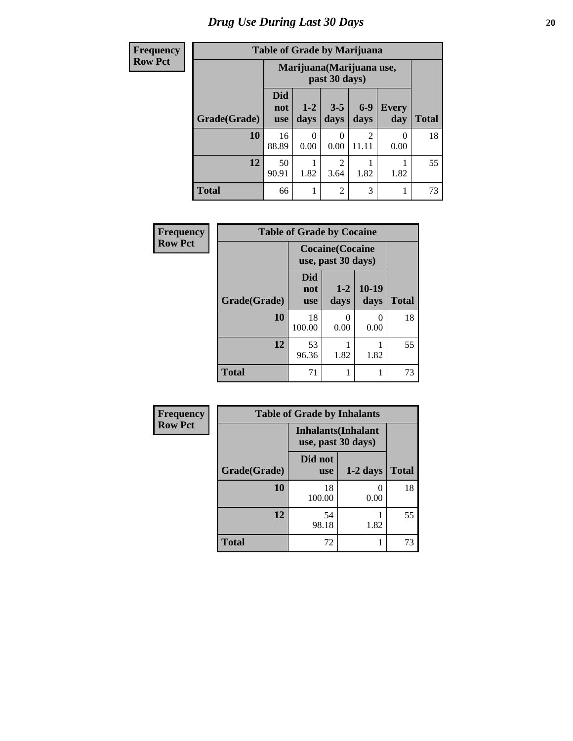# Drug Use During Last 30 Days

| Frequency Row Pct |
|---|

**Table of Grade by Marijuana**

| Grade(Grade) | Marijuana(Marijuana use, past 30 days) | | | | | Total |
|---|---|---|---|---|---|---|
| | Did not use | 1-2 days | 3-5 days | 6-9 days | Every day | |
| **10** | 16<br>88.89 | 0<br>0.00 | 0<br>0.00 | 2<br>11.11 | 0<br>0.00 | 18 |
| **12** | 50<br>90.91 | 1<br>1.82 | 2<br>3.64 | 1<br>1.82 | 1<br>1.82 | 55 |
| **Total** | 66 | 1 | 2 | 3 | 1 | 73 |

| Frequency Row Pct |
|---|

**Table of Grade by Cocaine**

| Grade(Grade) | Cocaine(Cocaine use, past 30 days) | | | Total |
|---|---|---|---|---|
| | Did not use | 1-2 days | 10-19 days | |
| **10** | 18<br>100.00 | 0<br>0.00 | 0<br>0.00 | 18 |
| **12** | 53<br>96.36 | 1<br>1.82 | 1<br>1.82 | 55 |
| **Total** | 71 | 1 | 1 | 73 |

| Frequency Row Pct |
|---|

**Table of Grade by Inhalants**

| Grade(Grade) | Inhalants(Inhalant use, past 30 days) | | Total |
|---|---|---|---|
| | Did not use | 1-2 days | |
| **10** | 18<br>100.00 | 0<br>0.00 | 18 |
| **12** | 54<br>98.18 | 1<br>1.82 | 55 |
| **Total** | 72 | 1 | 73 |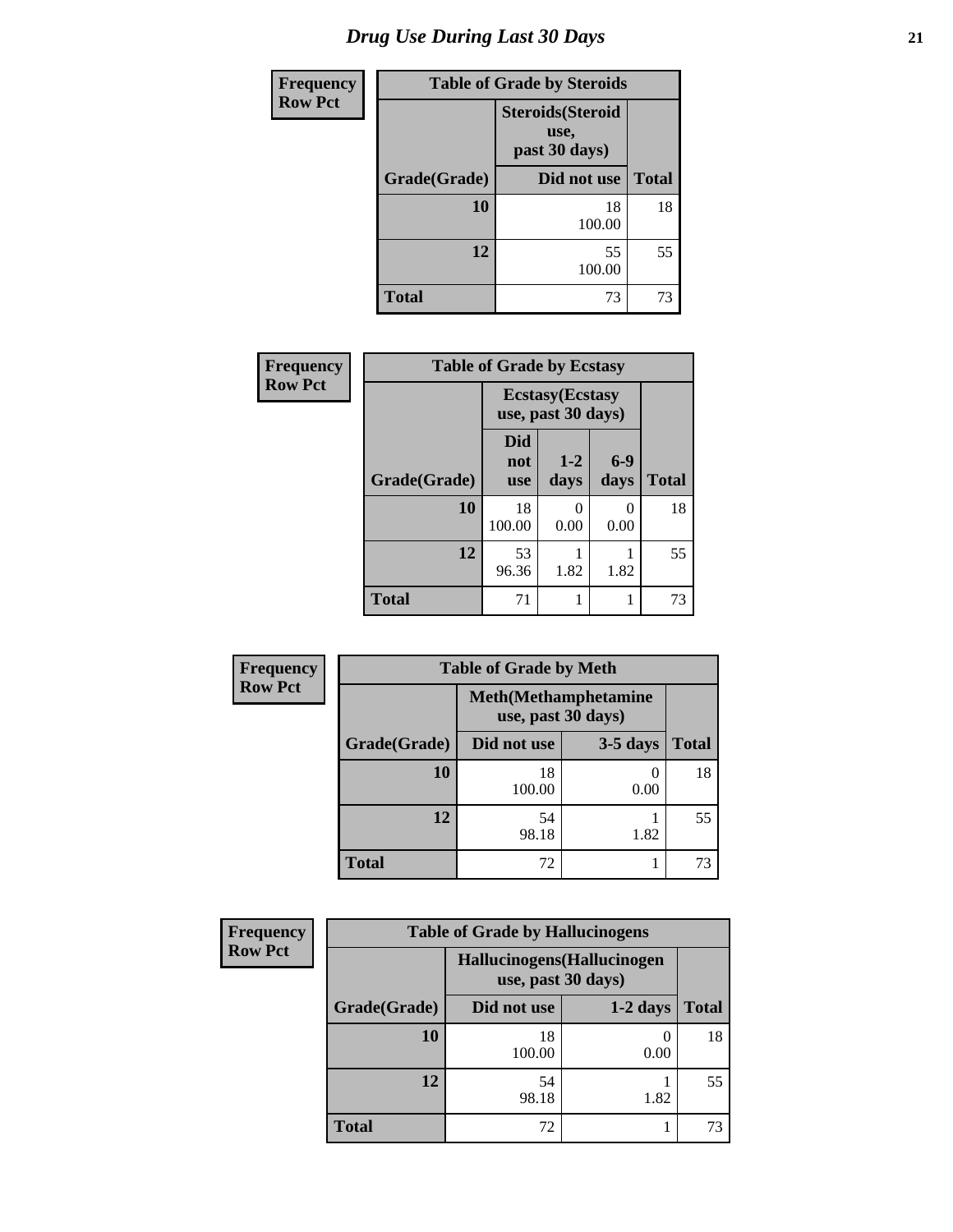# Drug Use During Last 30 Days

| Frequency Row Pct | Table of Grade by Steroids | |
|---|---|---|
| | Steroids(Steroid use, past 30 days) | |
| Grade(Grade) | Did not use | Total |
| 10 | 18<br>100.00 | 18 |
| 12 | 55<br>100.00 | 55 |
| Total | 73 | 73 |

| Frequency Row Pct | Table of Grade by Ecstasy | | | |
|---|---|---|---|---|
| | Ecstasy(Ecstasy use, past 30 days) | | | |
| Grade(Grade) | Did not use | 1-2 days | 6-9 days | Total |
| 10 | 18<br>100.00 | 0<br>0.00 | 0<br>0.00 | 18 |
| 12 | 53<br>96.36 | 1<br>1.82 | 1<br>1.82 | 55 |
| Total | 71 | 1 | 1 | 73 |

| Frequency Row Pct | Table of Grade by Meth | | |
|---|---|---|---|
| | Meth(Methamphetamine use, past 30 days) | | |
| Grade(Grade) | Did not use | 3-5 days | Total |
| 10 | 18<br>100.00 | 0<br>0.00 | 18 |
| 12 | 54<br>98.18 | 1<br>1.82 | 55 |
| Total | 72 | 1 | 73 |

| Frequency Row Pct | Table of Grade by Hallucinogens | | |
|---|---|---|---|
| | Hallucinogens(Hallucinogen use, past 30 days) | | |
| Grade(Grade) | Did not use | 1-2 days | Total |
| 10 | 18<br>100.00 | 0<br>0.00 | 18 |
| 12 | 54<br>98.18 | 1<br>1.82 | 55 |
| Total | 72 | 1 | 73 |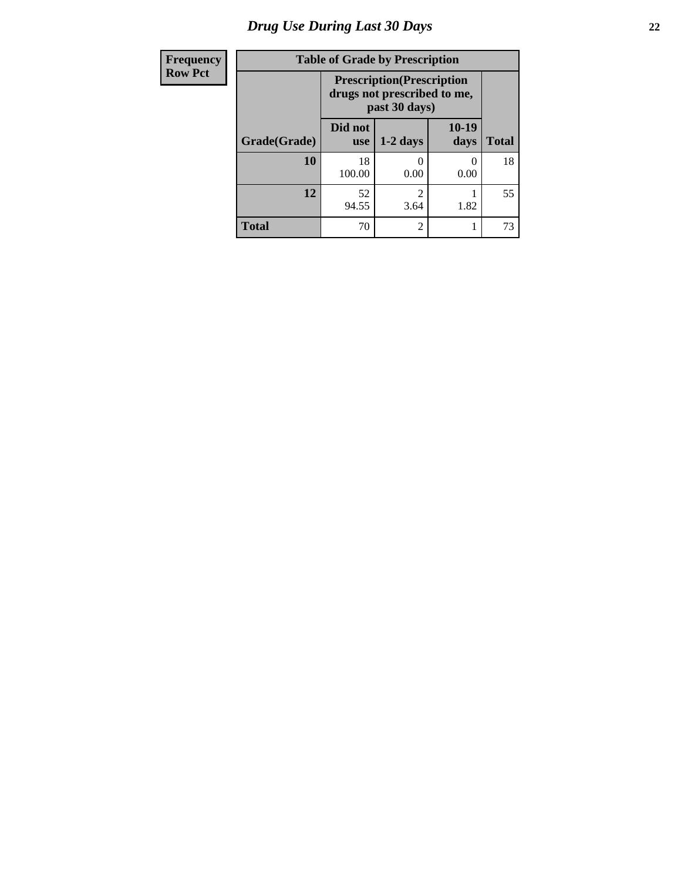# Drug Use During Last 30 Days

| Frequency<br>Row Pct |
|---|

**Table of Grade by Prescription**

| Grade(Grade) | Prescription(Prescription drugs not prescribed to me, past 30 days) | | | Total |
|---|---|---|---|---|
| | Did not use | 1-2 days | 10-19 days | |
| 10 | 18<br>100.00 | 0<br>0.00 | 0<br>0.00 | 18 |
| 12 | 52<br>94.55 | 2<br>3.64 | 1<br>1.82 | 55 |
| Total | 70 | 2 | 1 | 73 |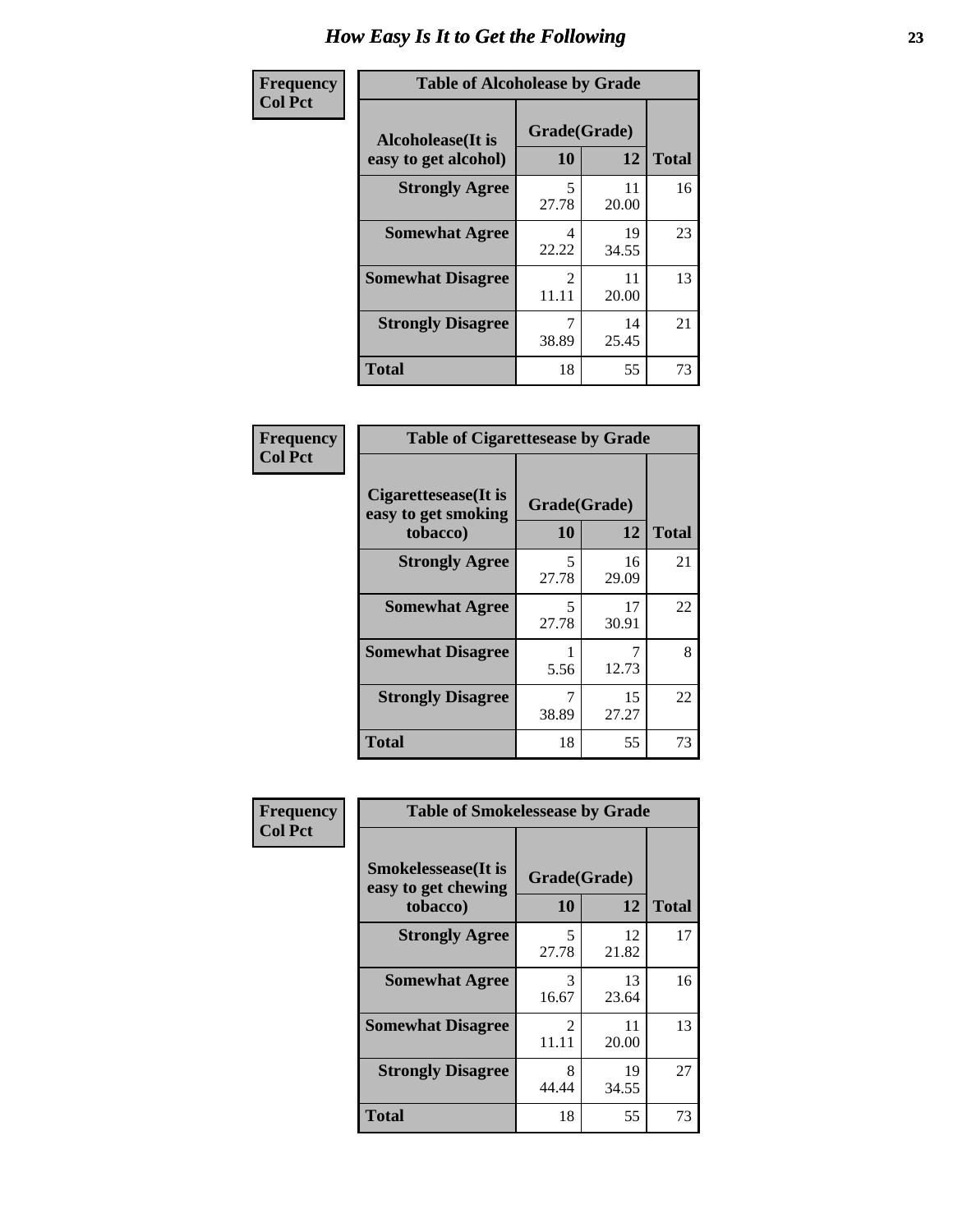# How Easy Is It to Get the Following

**Frequency**
**Col Pct**

**Table of Alcoholease by Grade**

| Alcoholease(It is easy to get alcohol) | Grade(Grade) | | Total |
|---|---|---|---|
| | 10 | 12 | |
| **Strongly Agree** | 5<br>27.78 | 11<br>20.00 | 16 |
| **Somewhat Agree** | 4<br>22.22 | 19<br>34.55 | 23 |
| **Somewhat Disagree** | 2<br>11.11 | 11<br>20.00 | 13 |
| **Strongly Disagree** | 7<br>38.89 | 14<br>25.45 | 21 |
| **Total** | 18 | 55 | 73 |

**Frequency**
**Col Pct**

**Table of Cigarettesease by Grade**

| Cigarettesease(It is easy to get smoking tobacco) | Grade(Grade) | | Total |
|---|---|---|---|
| | 10 | 12 | |
| **Strongly Agree** | 5<br>27.78 | 16<br>29.09 | 21 |
| **Somewhat Agree** | 5<br>27.78 | 17<br>30.91 | 22 |
| **Somewhat Disagree** | 1<br>5.56 | 7<br>12.73 | 8 |
| **Strongly Disagree** | 7<br>38.89 | 15<br>27.27 | 22 |
| **Total** | 18 | 55 | 73 |

**Frequency**
**Col Pct**

**Table of Smokelessease by Grade**

| Smokelessease(It is easy to get chewing tobacco) | Grade(Grade) | | Total |
|---|---|---|---|
| | 10 | 12 | |
| **Strongly Agree** | 5<br>27.78 | 12<br>21.82 | 17 |
| **Somewhat Agree** | 3<br>16.67 | 13<br>23.64 | 16 |
| **Somewhat Disagree** | 2<br>11.11 | 11<br>20.00 | 13 |
| **Strongly Disagree** | 8<br>44.44 | 19<br>34.55 | 27 |
| **Total** | 18 | 55 | 73 |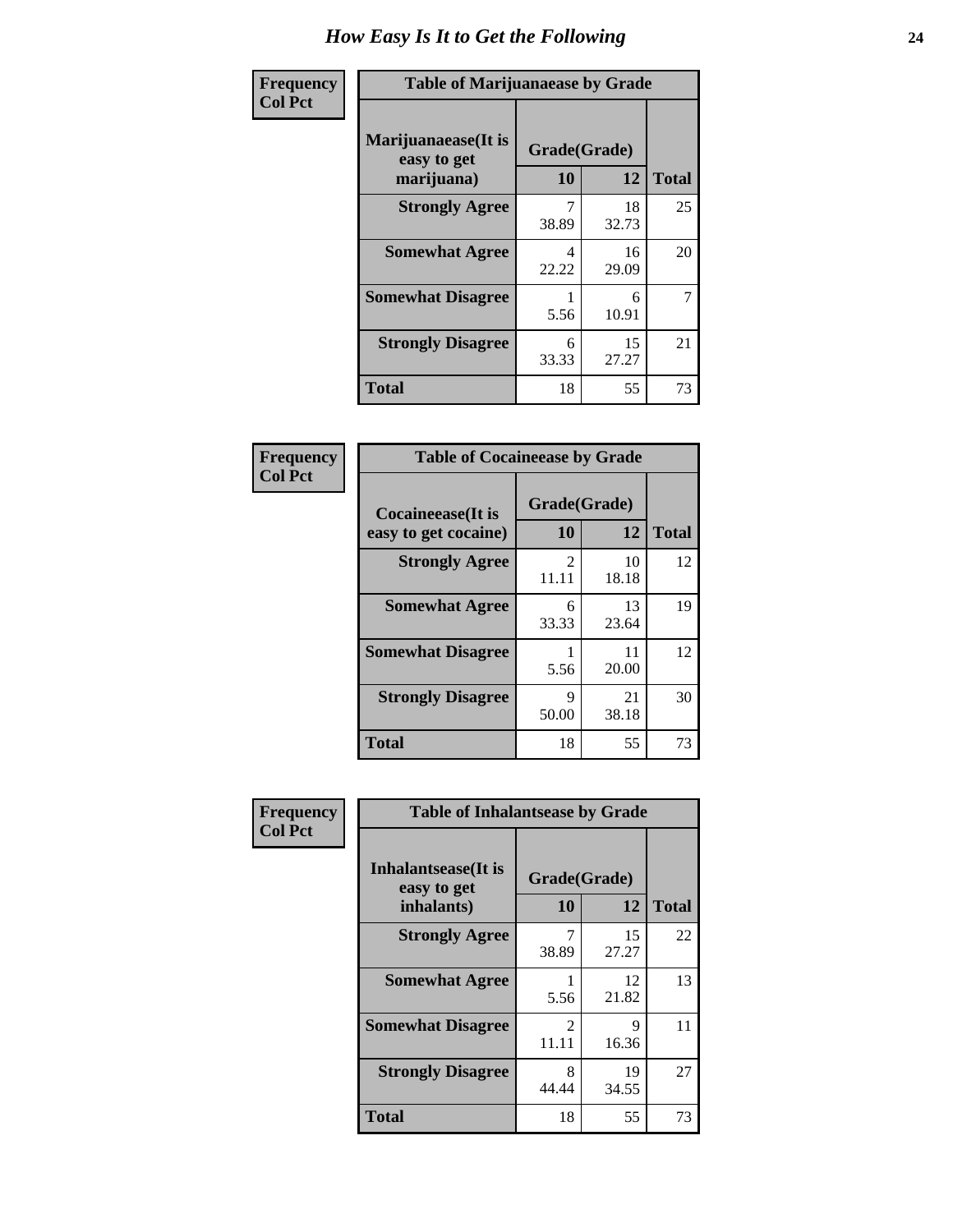# How Easy Is It to Get the Following

**Frequency**
**Col Pct**

**Table of Marijuanaease by Grade**

| Marijuanaease(It is easy to get marijuana) | Grade(Grade) | | Total |
|---|---|---|---|
| | 10 | 12 | |
| **Strongly Agree** | 7<br>38.89 | 18<br>32.73 | 25 |
| **Somewhat Agree** | 4<br>22.22 | 16<br>29.09 | 20 |
| **Somewhat Disagree** | 1<br>5.56 | 6<br>10.91 | 7 |
| **Strongly Disagree** | 6<br>33.33 | 15<br>27.27 | 21 |
| **Total** | 18 | 55 | 73 |

**Frequency**
**Col Pct**

**Table of Cocaineease by Grade**

| Cocaineease(It is easy to get cocaine) | Grade(Grade) | | Total |
|---|---|---|---|
| | 10 | 12 | |
| **Strongly Agree** | 2<br>11.11 | 10<br>18.18 | 12 |
| **Somewhat Agree** | 6<br>33.33 | 13<br>23.64 | 19 |
| **Somewhat Disagree** | 1<br>5.56 | 11<br>20.00 | 12 |
| **Strongly Disagree** | 9<br>50.00 | 21<br>38.18 | 30 |
| **Total** | 18 | 55 | 73 |

**Frequency**
**Col Pct**

**Table of Inhalantsease by Grade**

| Inhalantsease(It is easy to get inhalants) | Grade(Grade) | | Total |
|---|---|---|---|
| | 10 | 12 | |
| **Strongly Agree** | 7<br>38.89 | 15<br>27.27 | 22 |
| **Somewhat Agree** | 1<br>5.56 | 12<br>21.82 | 13 |
| **Somewhat Disagree** | 2<br>11.11 | 9<br>16.36 | 11 |
| **Strongly Disagree** | 8<br>44.44 | 19<br>34.55 | 27 |
| **Total** | 18 | 55 | 73 |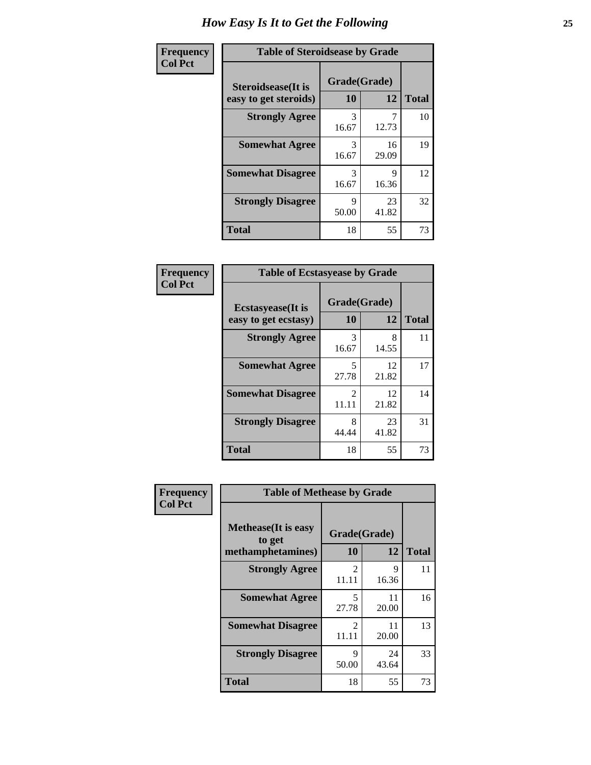# How Easy Is It to Get the Following

**Frequency**
**Col Pct**

**Table of Steroidsease by Grade**

| Steroidsease(It is easy to get steroids) | Grade(Grade) | | Total |
|---|---|---|---|
| | 10 | 12 | |
| **Strongly Agree** | 3<br>16.67 | 7<br>12.73 | 10 |
| **Somewhat Agree** | 3<br>16.67 | 16<br>29.09 | 19 |
| **Somewhat Disagree** | 3<br>16.67 | 9<br>16.36 | 12 |
| **Strongly Disagree** | 9<br>50.00 | 23<br>41.82 | 32 |
| **Total** | 18 | 55 | 73 |

**Frequency**
**Col Pct**

**Table of Ecstasyease by Grade**

| Ecstasyease(It is easy to get ecstasy) | Grade(Grade) | | Total |
|---|---|---|---|
| | 10 | 12 | |
| **Strongly Agree** | 3<br>16.67 | 8<br>14.55 | 11 |
| **Somewhat Agree** | 5<br>27.78 | 12<br>21.82 | 17 |
| **Somewhat Disagree** | 2<br>11.11 | 12<br>21.82 | 14 |
| **Strongly Disagree** | 8<br>44.44 | 23<br>41.82 | 31 |
| **Total** | 18 | 55 | 73 |

**Frequency**
**Col Pct**

**Table of Methease by Grade**

| Methease(It is easy to get methamphetamines) | Grade(Grade) | | Total |
|---|---|---|---|
| | 10 | 12 | |
| **Strongly Agree** | 2<br>11.11 | 9<br>16.36 | 11 |
| **Somewhat Agree** | 5<br>27.78 | 11<br>20.00 | 16 |
| **Somewhat Disagree** | 2<br>11.11 | 11<br>20.00 | 13 |
| **Strongly Disagree** | 9<br>50.00 | 24<br>43.64 | 33 |
| **Total** | 18 | 55 | 73 |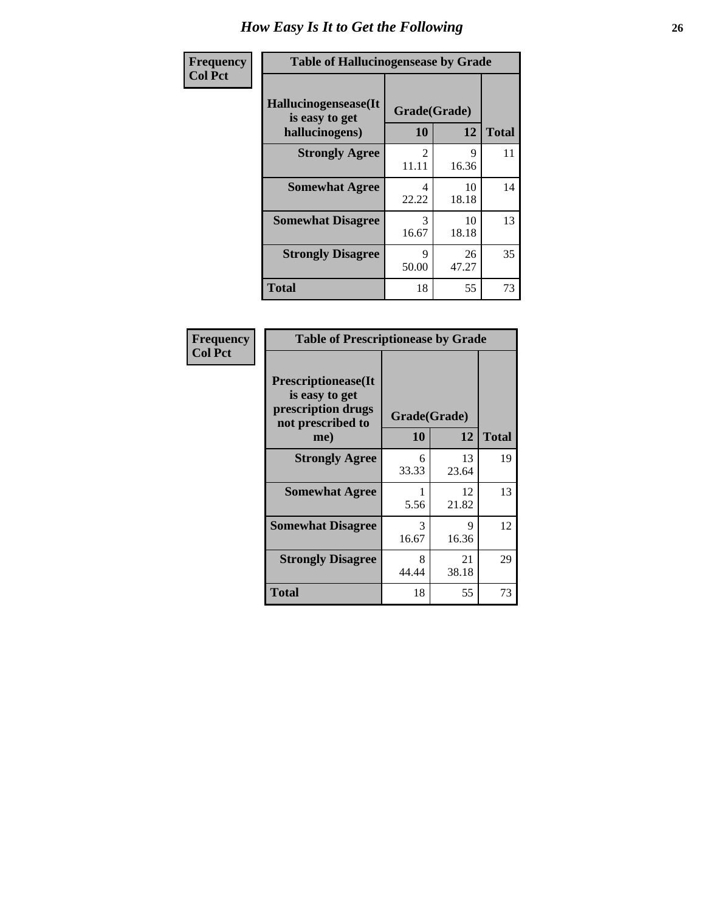# How Easy Is It to Get the Following

**Frequency**
**Col Pct**

| Table of Hallucinogensease by Grade | | | |
|---|---|---|---|
| **Hallucinogensease(It is easy to get hallucinogens)** | **Grade(Grade)** | | **Total** |
| | **10** | **12** | |
| **Strongly Agree** | 2<br>11.11 | 9<br>16.36 | 11 |
| **Somewhat Agree** | 4<br>22.22 | 10<br>18.18 | 14 |
| **Somewhat Disagree** | 3<br>16.67 | 10<br>18.18 | 13 |
| **Strongly Disagree** | 9<br>50.00 | 26<br>47.27 | 35 |
| **Total** | 18 | 55 | 73 |

**Frequency**
**Col Pct**

| Table of Prescriptionease by Grade | | | |
|---|---|---|---|
| **Prescriptionease(It is easy to get prescription drugs not prescribed to me)** | **Grade(Grade)** | | **Total** |
| | **10** | **12** | |
| **Strongly Agree** | 6<br>33.33 | 13<br>23.64 | 19 |
| **Somewhat Agree** | 1<br>5.56 | 12<br>21.82 | 13 |
| **Somewhat Disagree** | 3<br>16.67 | 9<br>16.36 | 12 |
| **Strongly Disagree** | 8<br>44.44 | 21<br>38.18 | 29 |
| **Total** | 18 | 55 | 73 |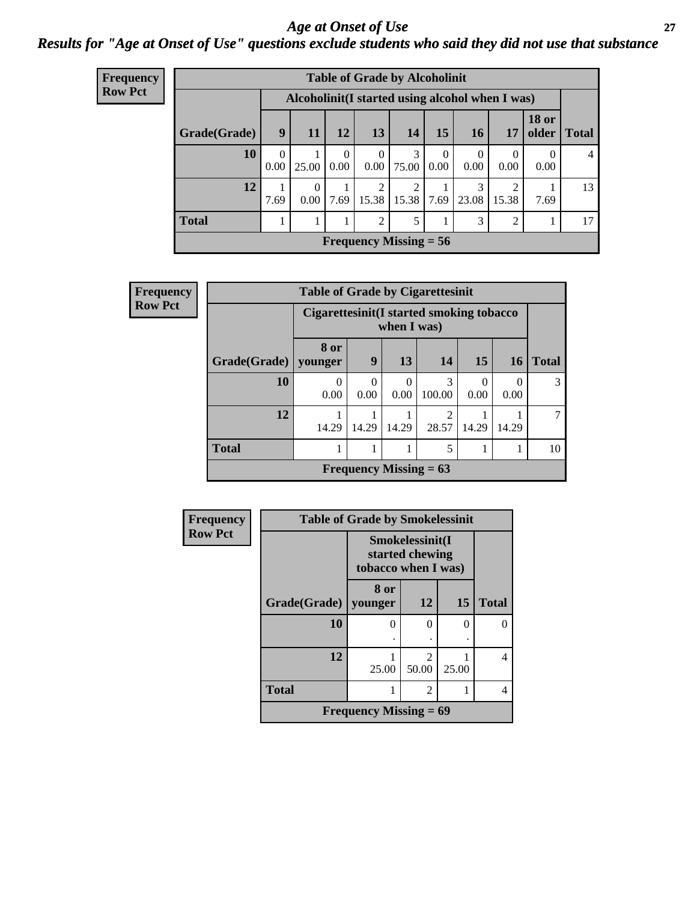# *Age at Onset of Use*

## *Results for "Age at Onset of Use" questions exclude students who said they did not use that substance*

**Frequency**
**Row Pct**

| Table of Grade by Alcoholinit | | | | | | | | | | |
|---|---|---|---|---|---|---|---|---|---|---|
| | Alcoholinit(I started using alcohol when I was) | | | | | | | | | |
| **Grade(Grade)** | **9** | **11** | **12** | **13** | **14** | **15** | **16** | **17** | **18 or older** | **Total** |
| **10** | 0<br>0.00 | 1<br>25.00 | 0<br>0.00 | 0<br>0.00 | 3<br>75.00 | 0<br>0.00 | 0<br>0.00 | 0<br>0.00 | 0<br>0.00 | 4 |
| **12** | 1<br>7.69 | 0<br>0.00 | 1<br>7.69 | 2<br>15.38 | 2<br>15.38 | 1<br>7.69 | 3<br>23.08 | 2<br>15.38 | 1<br>7.69 | 13 |
| **Total** | 1 | 1 | 1 | 2 | 5 | 1 | 3 | 2 | 1 | 17 |
| **Frequency Missing = 56** | | | | | | | | | | |

**Frequency**
**Row Pct**

| Table of Grade by Cigarettesinit | | | | | | | |
|---|---|---|---|---|---|---|---|
| | Cigarettesinit(I started smoking tobacco when I was) | | | | | | |
| **Grade(Grade)** | **8 or younger** | **9** | **13** | **14** | **15** | **16** | **Total** |
| **10** | 0<br>0.00 | 0<br>0.00 | 0<br>0.00 | 3<br>100.00 | 0<br>0.00 | 0<br>0.00 | 3 |
| **12** | 1<br>14.29 | 1<br>14.29 | 1<br>14.29 | 2<br>28.57 | 1<br>14.29 | 1<br>14.29 | 7 |
| **Total** | 1 | 1 | 1 | 5 | 1 | 1 | 10 |
| **Frequency Missing = 63** | | | | | | | |

**Frequency**
**Row Pct**

| Table of Grade by Smokelessinit | | | | |
|---|---|---|---|---|
| | Smokelessinit(I started chewing tobacco when I was) | | | |
| **Grade(Grade)** | **8 or younger** | **12** | **15** | **Total** |
| **10** | 0<br>. | 0<br>. | 0<br>. | 0 |
| **12** | 1<br>25.00 | 2<br>50.00 | 1<br>25.00 | 4 |
| **Total** | 1 | 2 | 1 | 4 |
| **Frequency Missing = 69** | | | | |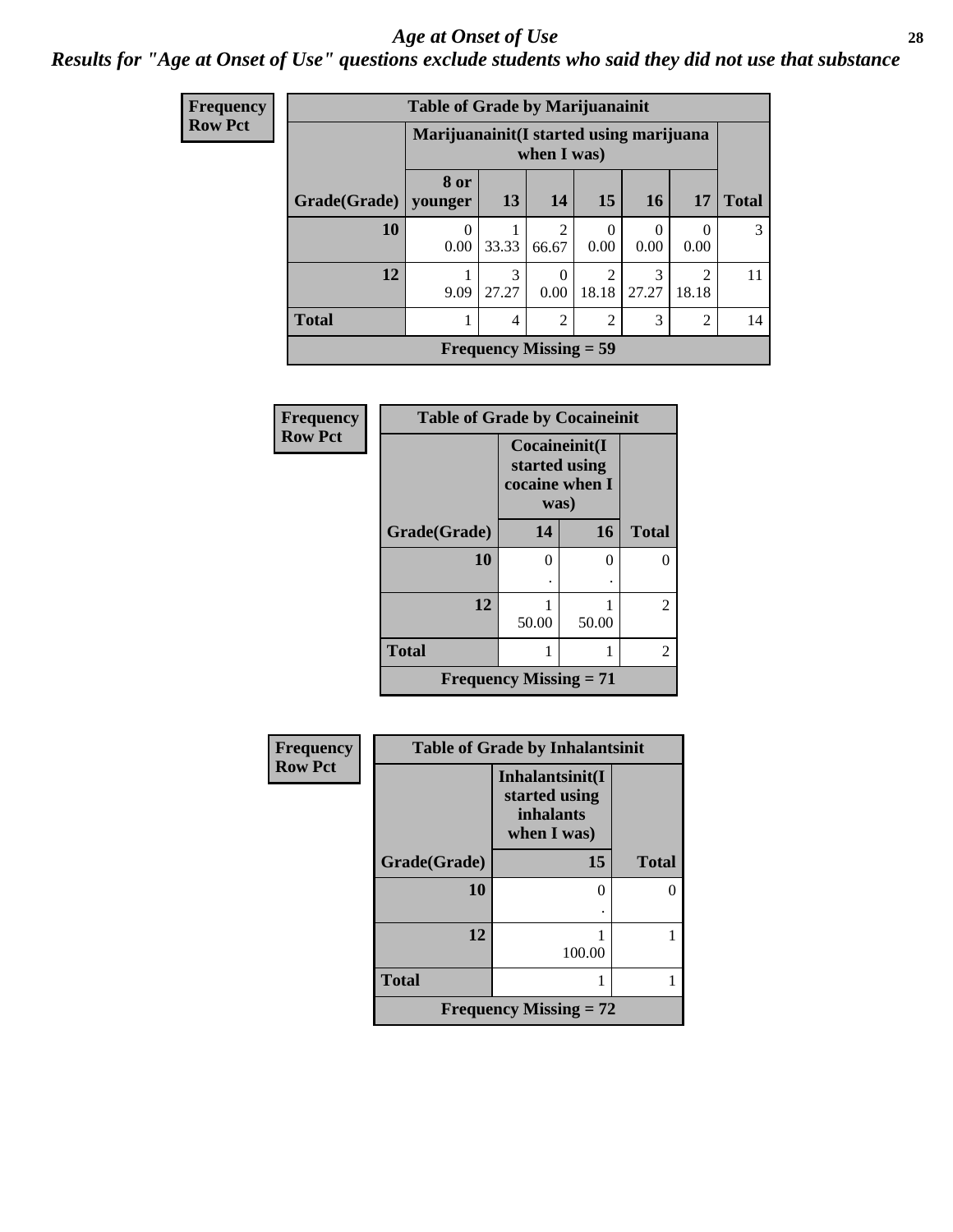## Age at Onset of Use

*Results for "Age at Onset of Use" questions exclude students who said they did not use that substance*

**Frequency**
**Row Pct**

| Table of Grade by Marijuanainit | | | | | | | |
|---|---|---|---|---|---|---|---|
| | Marijuanainit(I started using marijuana when I was) | | | | | | |
| Grade(Grade) | 8 or younger | 13 | 14 | 15 | 16 | 17 | Total |
| 10 | 0<br>0.00 | 1<br>33.33 | 2<br>66.67 | 0<br>0.00 | 0<br>0.00 | 0<br>0.00 | 3 |
| 12 | 1<br>9.09 | 3<br>27.27 | 0<br>0.00 | 2<br>18.18 | 3<br>27.27 | 2<br>18.18 | 11 |
| Total | 1 | 4 | 2 | 2 | 3 | 2 | 14 |
| Frequency Missing = 59 | | | | | | | |

**Frequency**
**Row Pct**

| Table of Grade by Cocaineinit | | | |
|---|---|---|---|
| | Cocaineinit(I started using cocaine when I was) | | |
| Grade(Grade) | 14 | 16 | Total |
| 10 | 0<br>. | 0<br>. | 0 |
| 12 | 1<br>50.00 | 1<br>50.00 | 2 |
| Total | 1 | 1 | 2 |
| Frequency Missing = 71 | | | |

**Frequency**
**Row Pct**

| Table of Grade by Inhalantsinit | | |
|---|---|---|
| | Inhalantsinit(I started using inhalants when I was) | |
| Grade(Grade) | 15 | Total |
| 10 | 0<br>. | 0 |
| 12 | 1<br>100.00 | 1 |
| Total | 1 | 1 |
| Frequency Missing = 72 | | |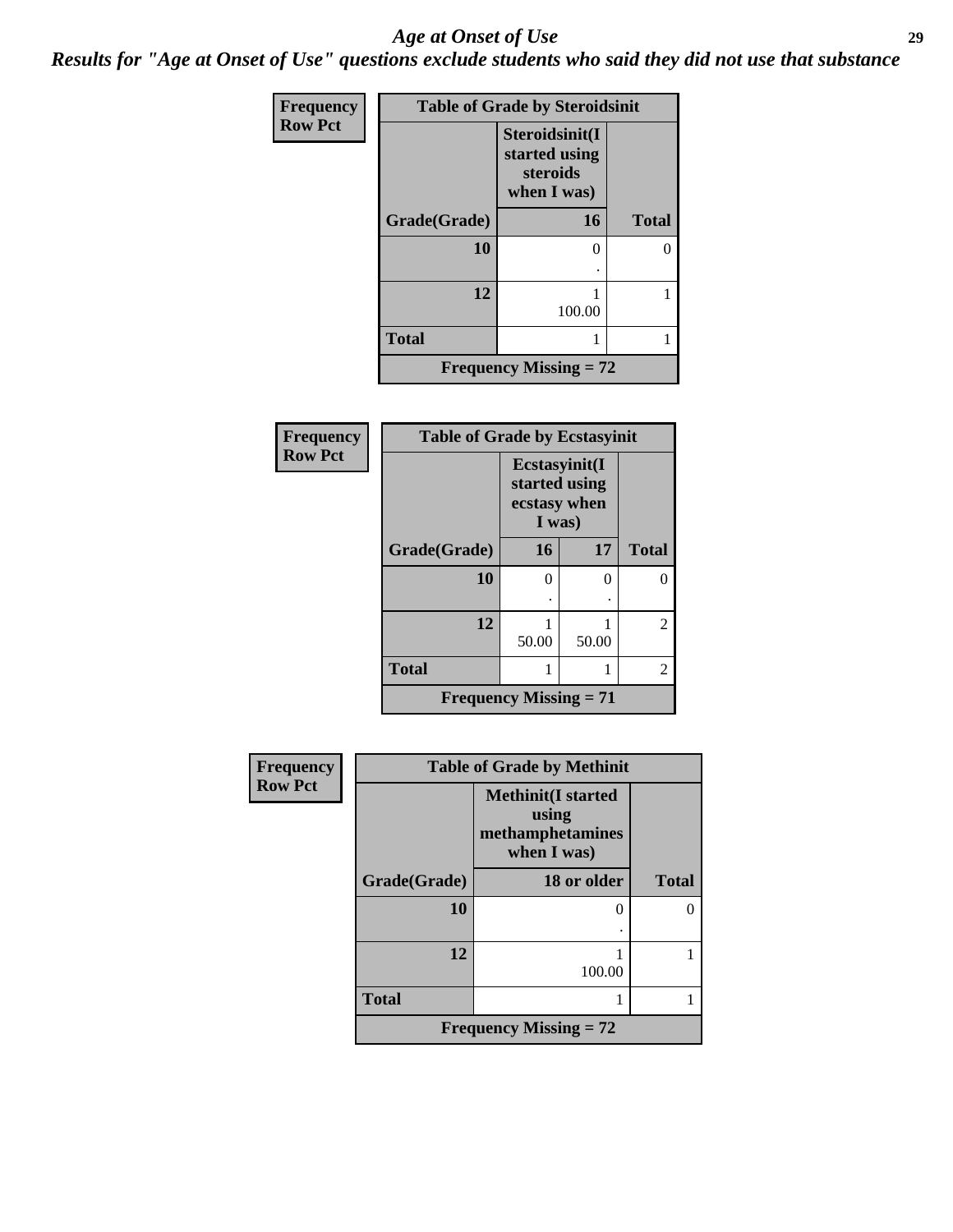# Age at Onset of Use

***Results for "Age at Onset of Use" questions exclude students who said they did not use that substance***

**Frequency**
**Row Pct**

**Table of Grade by Steroidsinit**

| Grade(Grade) | Steroidsinit(I started using steroids when I was) 16 | Total |
|---|---|---|
| **10** | 0<br>. | 0 |
| **12** | 1<br>100.00 | 1 |
| **Total** | 1 | 1 |

**Frequency Missing = 72**

**Frequency**
**Row Pct**

**Table of Grade by Ecstasyinit**

| Grade(Grade) | Ecstasyinit(I started using ecstasy when I was) 16 | 17 | Total |
|---|---|---|---|
| **10** | 0<br>. | 0<br>. | 0 |
| **12** | 1<br>50.00 | 1<br>50.00 | 2 |
| **Total** | 1 | 1 | 2 |

**Frequency Missing = 71**

**Frequency**
**Row Pct**

**Table of Grade by Methinit**

| Grade(Grade) | Methinit(I started using methamphetamines when I was) 18 or older | Total |
|---|---|---|
| **10** | 0<br>. | 0 |
| **12** | 1<br>100.00 | 1 |
| **Total** | 1 | 1 |

**Frequency Missing = 72**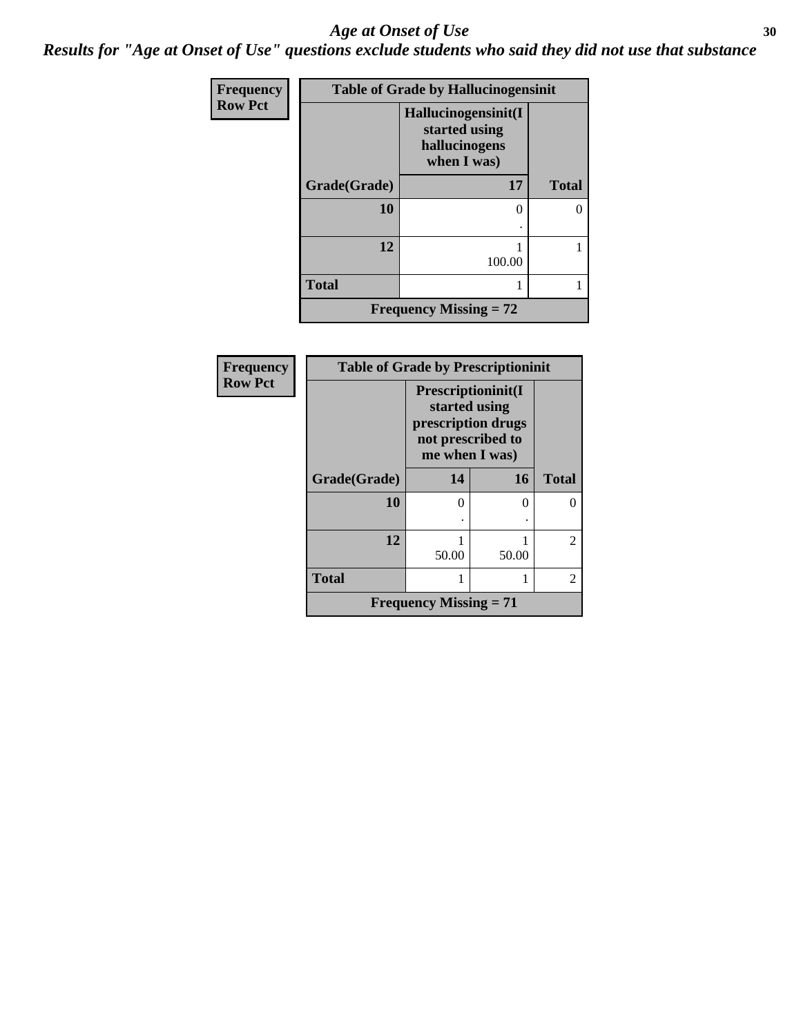# *Age at Onset of Use*

***Results for "Age at Onset of Use" questions exclude students who said they did not use that substance***

**Frequency**
**Row Pct**

| Table of Grade by Hallucinogensinit | | |
|---|---|---|
| | Hallucinogensinit(I started using hallucinogens when I was) | |
| Grade(Grade) | 17 | Total |
| 10 | 0<br>. | 0 |
| 12 | 1<br>100.00 | 1 |
| Total | 1 | 1 |
| Frequency Missing = 72 | | |

**Frequency**
**Row Pct**

| Table of Grade by Prescriptioninit | | | |
|---|---|---|---|
| | Prescriptioninit(I started using prescription drugs not prescribed to me when I was) | | |
| Grade(Grade) | 14 | 16 | Total |
| 10 | 0<br>. | 0<br>. | 0 |
| 12 | 1<br>50.00 | 1<br>50.00 | 2 |
| Total | 1 | 1 | 2 |
| Frequency Missing = 71 | | | |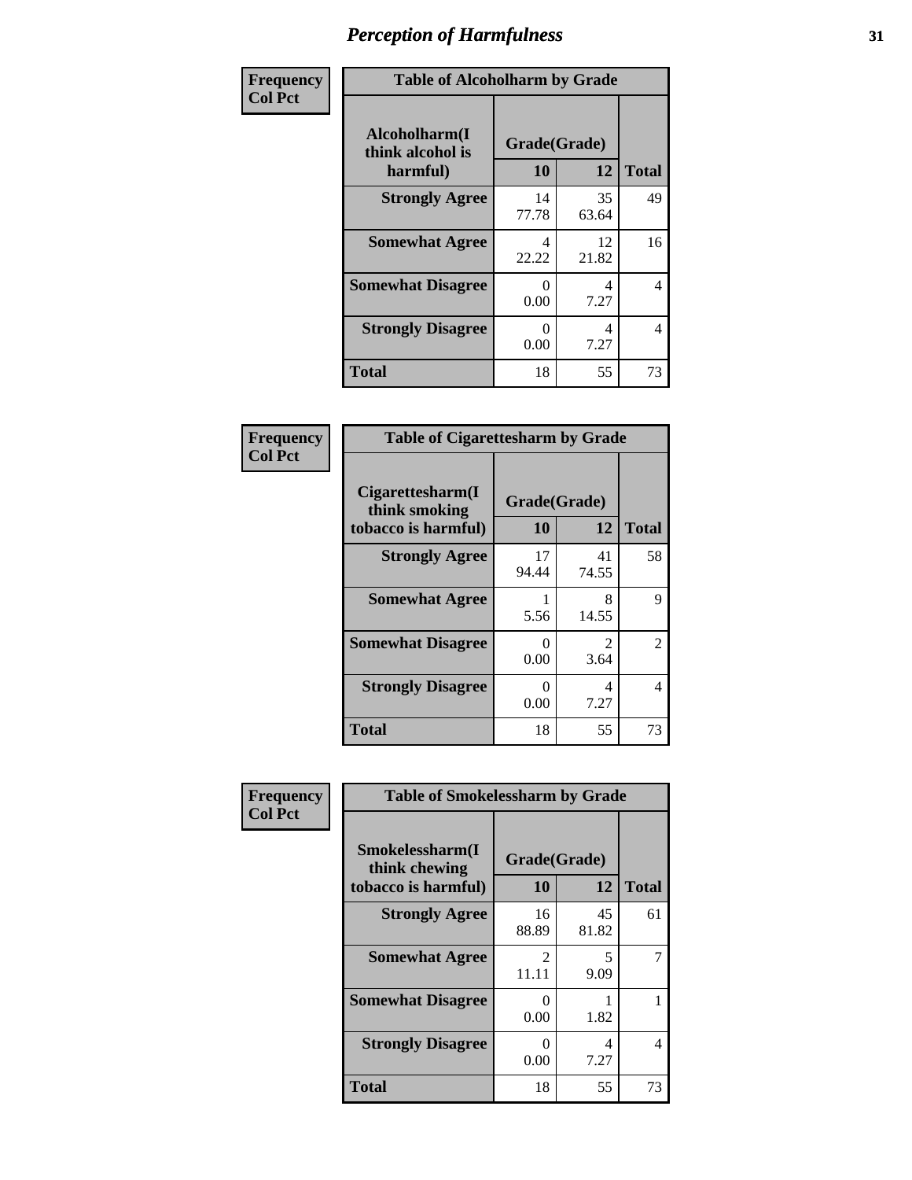# Perception of Harmfulness

**Frequency**
**Col Pct**

| Table of Alcoholharm by Grade | | | |
|---|---|---|---|
| Alcoholharm(I think alcohol is harmful) | Grade(Grade) | | Total |
| | 10 | 12 | |
| **Strongly Agree** | 14<br>77.78 | 35<br>63.64 | 49 |
| **Somewhat Agree** | 4<br>22.22 | 12<br>21.82 | 16 |
| **Somewhat Disagree** | 0<br>0.00 | 4<br>7.27 | 4 |
| **Strongly Disagree** | 0<br>0.00 | 4<br>7.27 | 4 |
| **Total** | 18 | 55 | 73 |

**Frequency**
**Col Pct**

| Table of Cigarettesharm by Grade | | | |
|---|---|---|---|
| Cigarettesharm(I think smoking tobacco is harmful) | Grade(Grade) | | Total |
| | 10 | 12 | |
| **Strongly Agree** | 17<br>94.44 | 41<br>74.55 | 58 |
| **Somewhat Agree** | 1<br>5.56 | 8<br>14.55 | 9 |
| **Somewhat Disagree** | 0<br>0.00 | 2<br>3.64 | 2 |
| **Strongly Disagree** | 0<br>0.00 | 4<br>7.27 | 4 |
| **Total** | 18 | 55 | 73 |

**Frequency**
**Col Pct**

| Table of Smokelessharm by Grade | | | |
|---|---|---|---|
| Smokelessharm(I think chewing tobacco is harmful) | Grade(Grade) | | Total |
| | 10 | 12 | |
| **Strongly Agree** | 16<br>88.89 | 45<br>81.82 | 61 |
| **Somewhat Agree** | 2<br>11.11 | 5<br>9.09 | 7 |
| **Somewhat Disagree** | 0<br>0.00 | 1<br>1.82 | 1 |
| **Strongly Disagree** | 0<br>0.00 | 4<br>7.27 | 4 |
| **Total** | 18 | 55 | 73 |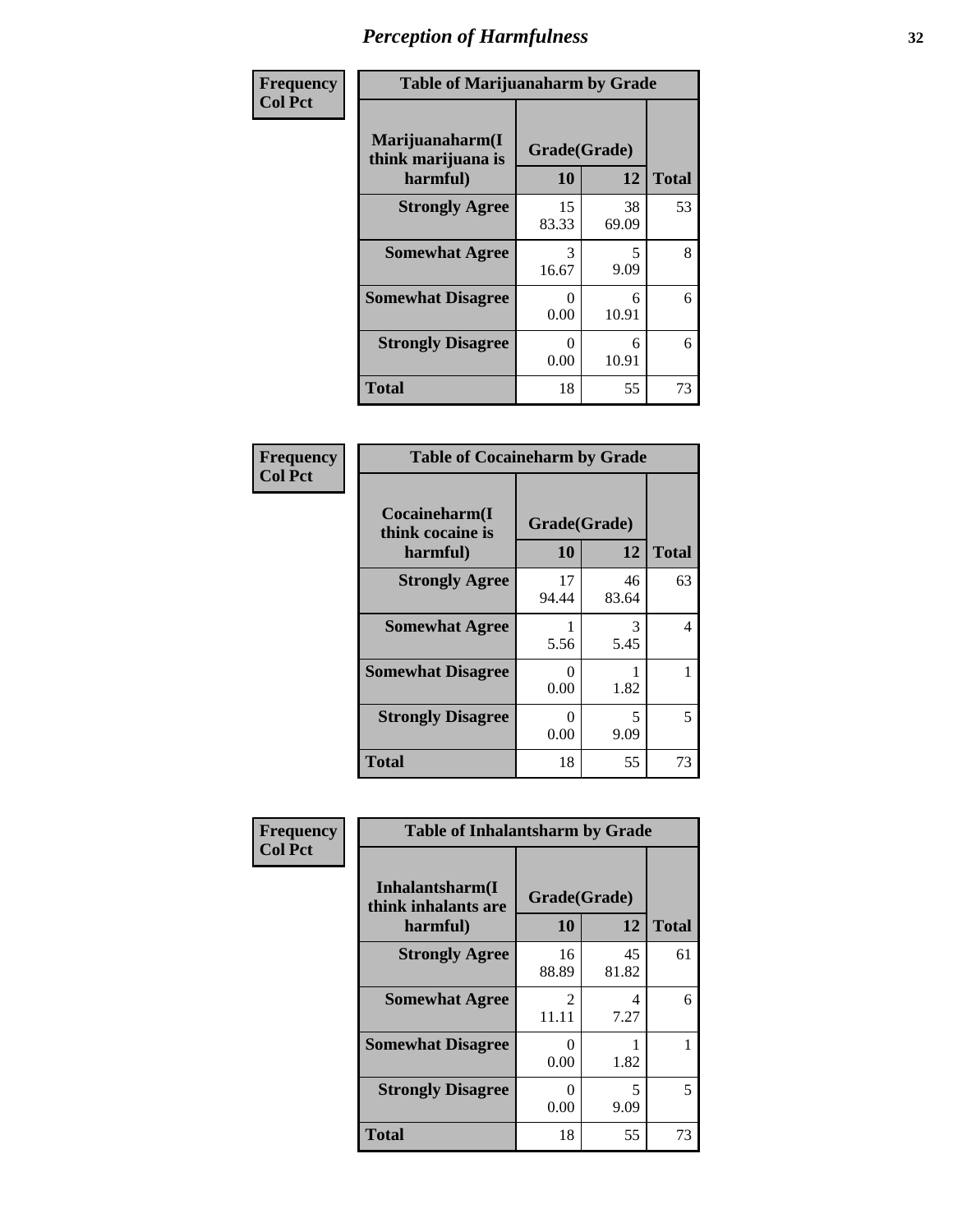# Perception of Harmfulness

| Frequency Col Pct | | | |
|---|---|---|---|

**Table of Marijuanaharm by Grade**

| Marijuanaharm(I think marijuana is harmful) | Grade(Grade) 10 | 12 | Total |
|---|---|---|---|
| **Strongly Agree** | 15<br>83.33 | 38<br>69.09 | 53 |
| **Somewhat Agree** | 3<br>16.67 | 5<br>9.09 | 8 |
| **Somewhat Disagree** | 0<br>0.00 | 6<br>10.91 | 6 |
| **Strongly Disagree** | 0<br>0.00 | 6<br>10.91 | 6 |
| **Total** | 18 | 55 | 73 |

| Frequency Col Pct | | | |
|---|---|---|---|

**Table of Cocaineharm by Grade**

| Cocaineharm(I think cocaine is harmful) | Grade(Grade) 10 | 12 | Total |
|---|---|---|---|
| **Strongly Agree** | 17<br>94.44 | 46<br>83.64 | 63 |
| **Somewhat Agree** | 1<br>5.56 | 3<br>5.45 | 4 |
| **Somewhat Disagree** | 0<br>0.00 | 1<br>1.82 | 1 |
| **Strongly Disagree** | 0<br>0.00 | 5<br>9.09 | 5 |
| **Total** | 18 | 55 | 73 |

| Frequency Col Pct | | | |
|---|---|---|---|

**Table of Inhalantsharm by Grade**

| Inhalantsharm(I think inhalants are harmful) | Grade(Grade) 10 | 12 | Total |
|---|---|---|---|
| **Strongly Agree** | 16<br>88.89 | 45<br>81.82 | 61 |
| **Somewhat Agree** | 2<br>11.11 | 4<br>7.27 | 6 |
| **Somewhat Disagree** | 0<br>0.00 | 1<br>1.82 | 1 |
| **Strongly Disagree** | 0<br>0.00 | 5<br>9.09 | 5 |
| **Total** | 18 | 55 | 73 |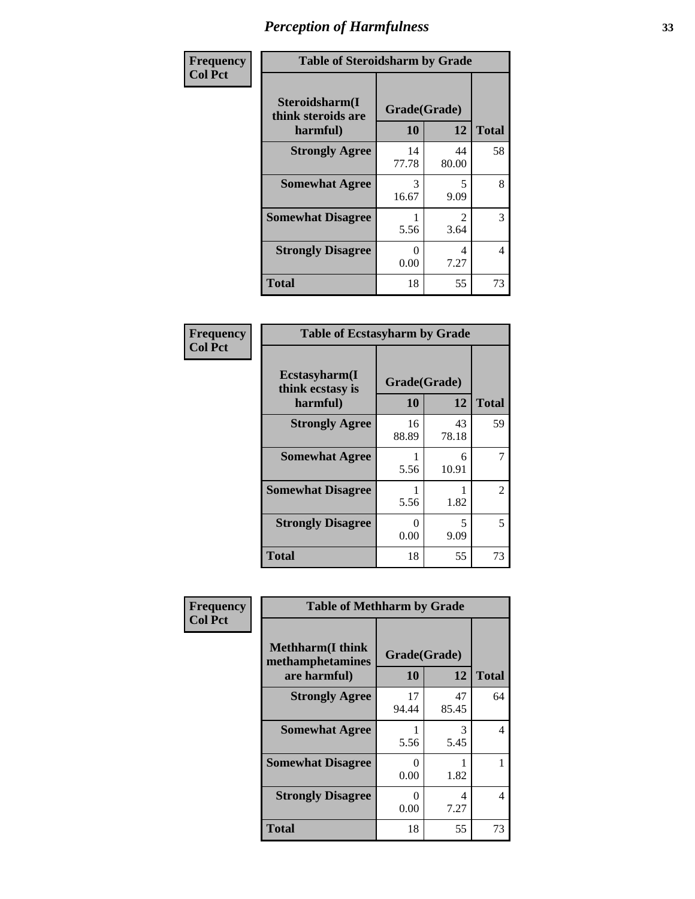# Perception of Harmfulness

| Frequency Col Pct | Table of Steroidsharm by Grade | | |
|---|---|---|---|
| Steroidsharm(I think steroids are harmful) | Grade(Grade) | | Total |
| | 10 | 12 | |
| Strongly Agree | 14<br>77.78 | 44<br>80.00 | 58 |
| Somewhat Agree | 3<br>16.67 | 5<br>9.09 | 8 |
| Somewhat Disagree | 1<br>5.56 | 2<br>3.64 | 3 |
| Strongly Disagree | 0<br>0.00 | 4<br>7.27 | 4 |
| Total | 18 | 55 | 73 |

| Frequency Col Pct | Table of Ecstasyharm by Grade | | |
|---|---|---|---|
| Ecstasyharm(I think ecstasy is harmful) | Grade(Grade) | | Total |
| | 10 | 12 | |
| Strongly Agree | 16<br>88.89 | 43<br>78.18 | 59 |
| Somewhat Agree | 1<br>5.56 | 6<br>10.91 | 7 |
| Somewhat Disagree | 1<br>5.56 | 1<br>1.82 | 2 |
| Strongly Disagree | 0<br>0.00 | 5<br>9.09 | 5 |
| Total | 18 | 55 | 73 |

| Frequency Col Pct | Table of Methharm by Grade | | |
|---|---|---|---|
| Methharm(I think methamphetamines are harmful) | Grade(Grade) | | Total |
| | 10 | 12 | |
| Strongly Agree | 17<br>94.44 | 47<br>85.45 | 64 |
| Somewhat Agree | 1<br>5.56 | 3<br>5.45 | 4 |
| Somewhat Disagree | 0<br>0.00 | 1<br>1.82 | 1 |
| Strongly Disagree | 0<br>0.00 | 4<br>7.27 | 4 |
| Total | 18 | 55 | 73 |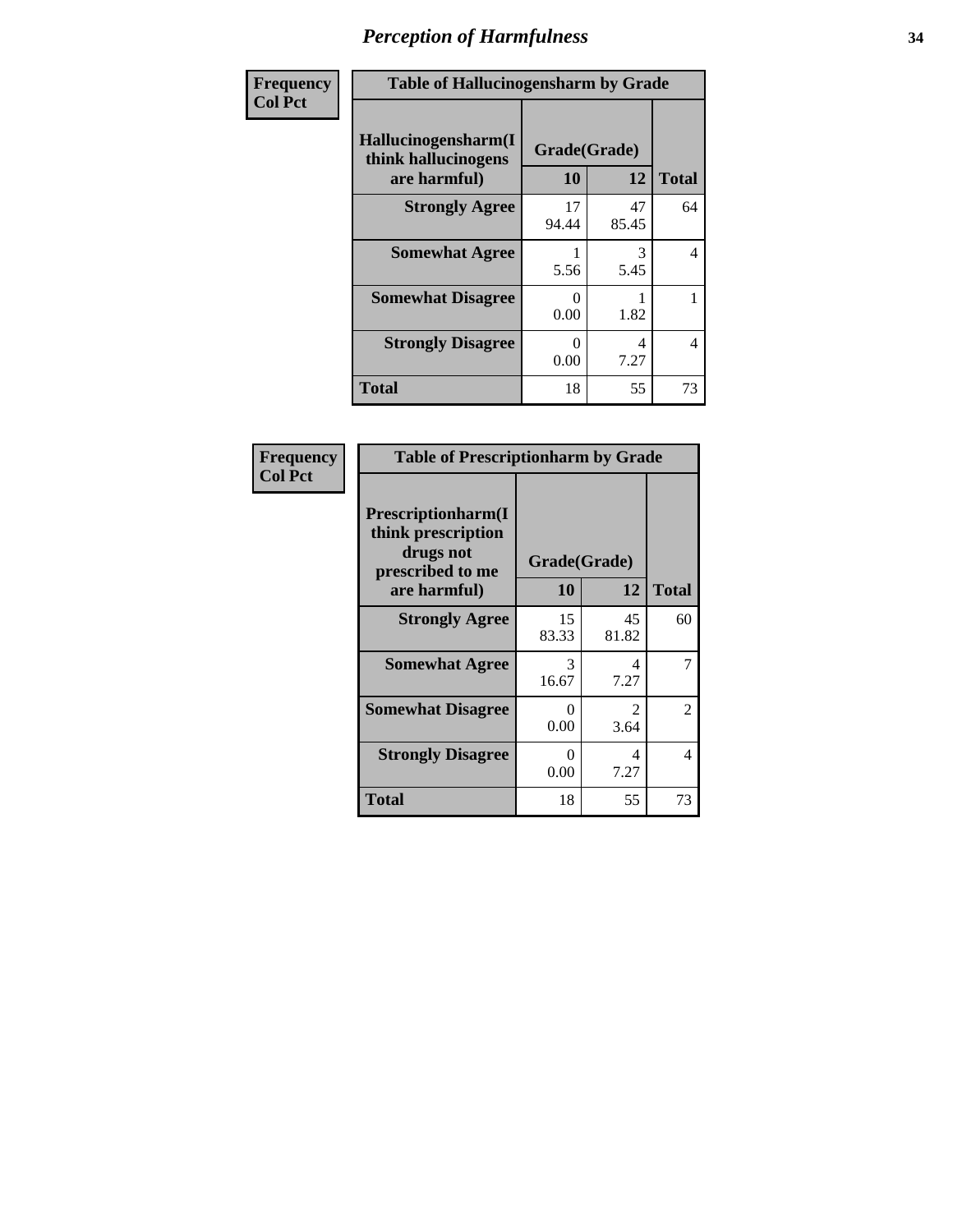# Perception of Harmfulness

**Frequency**
**Col Pct**

| Table of Hallucinogensharm by Grade | | | |
|---|---|---|---|
| Hallucinogensharm(I think hallucinogens are harmful) | Grade(Grade) | | |
| | 10 | 12 | Total |
| **Strongly Agree** | 17<br>94.44 | 47<br>85.45 | 64 |
| **Somewhat Agree** | 1<br>5.56 | 3<br>5.45 | 4 |
| **Somewhat Disagree** | 0<br>0.00 | 1<br>1.82 | 1 |
| **Strongly Disagree** | 0<br>0.00 | 4<br>7.27 | 4 |
| **Total** | 18 | 55 | 73 |

**Frequency**
**Col Pct**

| Table of Prescriptionharm by Grade | | | |
|---|---|---|---|
| Prescriptionharm(I think prescription drugs not prescribed to me are harmful) | Grade(Grade) | | |
| | 10 | 12 | Total |
| **Strongly Agree** | 15<br>83.33 | 45<br>81.82 | 60 |
| **Somewhat Agree** | 3<br>16.67 | 4<br>7.27 | 7 |
| **Somewhat Disagree** | 0<br>0.00 | 2<br>3.64 | 2 |
| **Strongly Disagree** | 0<br>0.00 | 4<br>7.27 | 4 |
| **Total** | 18 | 55 | 73 |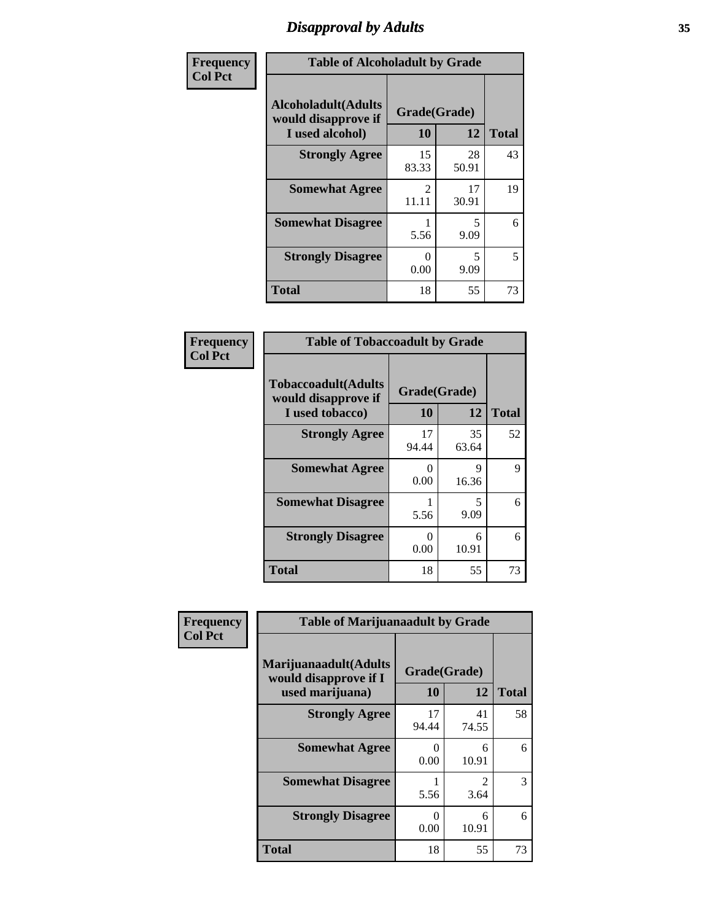# Disapproval by Adults

| Frequency<br>Col Pct | | | |
|---|---|---|---|
| **Table of Alcoholadult by Grade** | | | |
| **Alcoholadult(Adults would disapprove if I used alcohol)** | **Grade(Grade)** | | |
| | **10** | **12** | **Total** |
| **Strongly Agree** | 15<br>83.33 | 28<br>50.91 | 43 |
| **Somewhat Agree** | 2<br>11.11 | 17<br>30.91 | 19 |
| **Somewhat Disagree** | 1<br>5.56 | 5<br>9.09 | 6 |
| **Strongly Disagree** | 0<br>0.00 | 5<br>9.09 | 5 |
| **Total** | 18 | 55 | 73 |

| Frequency<br>Col Pct | | | |
|---|---|---|---|
| **Table of Tobaccoadult by Grade** | | | |
| **Tobaccoadult(Adults would disapprove if I used tobacco)** | **Grade(Grade)** | | |
| | **10** | **12** | **Total** |
| **Strongly Agree** | 17<br>94.44 | 35<br>63.64 | 52 |
| **Somewhat Agree** | 0<br>0.00 | 9<br>16.36 | 9 |
| **Somewhat Disagree** | 1<br>5.56 | 5<br>9.09 | 6 |
| **Strongly Disagree** | 0<br>0.00 | 6<br>10.91 | 6 |
| **Total** | 18 | 55 | 73 |

| Frequency<br>Col Pct | | | |
|---|---|---|---|
| **Table of Marijuanaadult by Grade** | | | |
| **Marijuanaadult(Adults would disapprove if I used marijuana)** | **Grade(Grade)** | | |
| | **10** | **12** | **Total** |
| **Strongly Agree** | 17<br>94.44 | 41<br>74.55 | 58 |
| **Somewhat Agree** | 0<br>0.00 | 6<br>10.91 | 6 |
| **Somewhat Disagree** | 1<br>5.56 | 2<br>3.64 | 3 |
| **Strongly Disagree** | 0<br>0.00 | 6<br>10.91 | 6 |
| **Total** | 18 | 55 | 73 |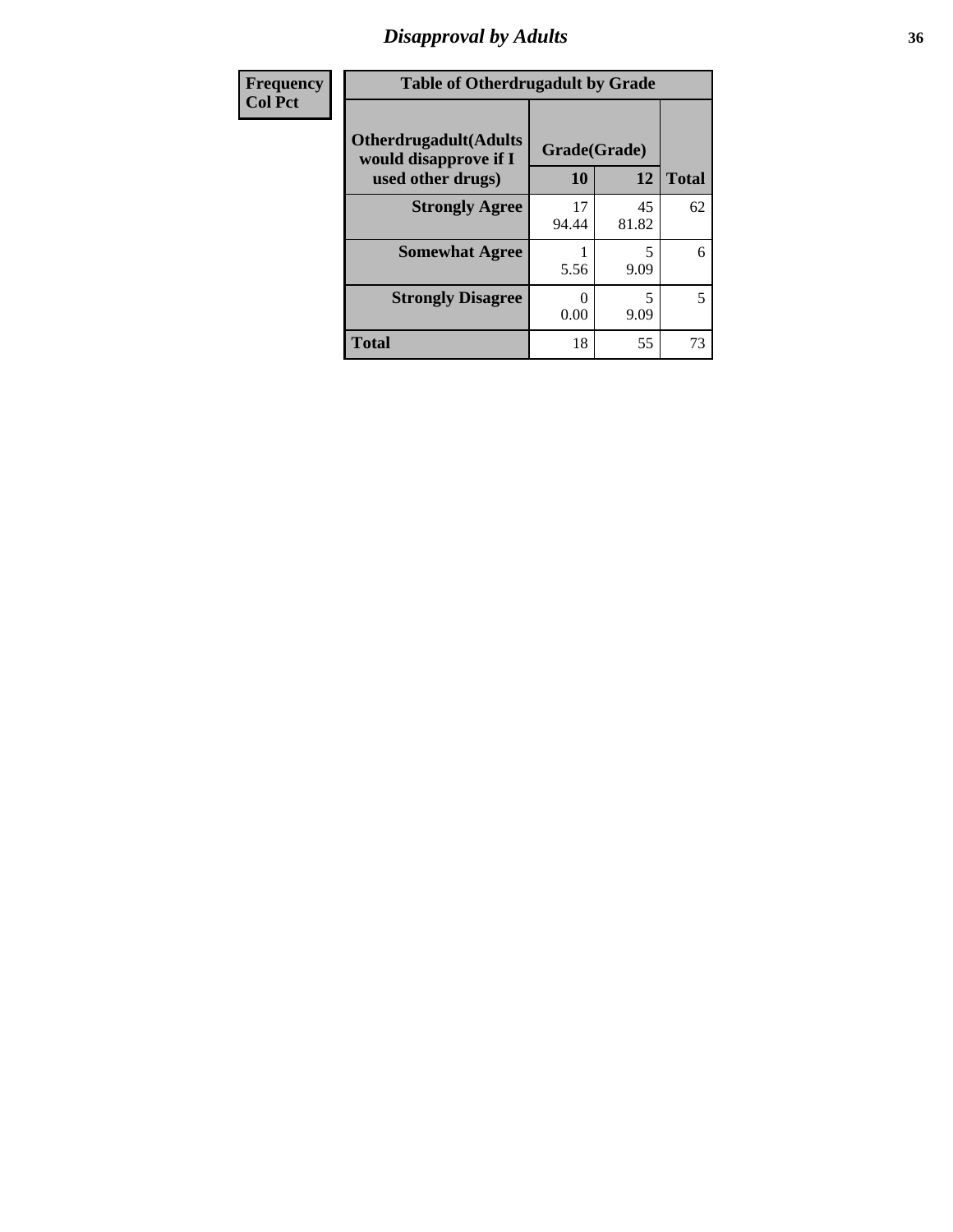# Disapproval by Adults

| Frequency<br>Col Pct |
|---|

**Table of Otherdrugadult by Grade**

| Otherdrugadult(Adults would disapprove if I used other drugs) | Grade(Grade) | | |
|---|---|---|---|
| | 10 | 12 | Total |
| **Strongly Agree** | 17<br>94.44 | 45<br>81.82 | 62 |
| **Somewhat Agree** | 1<br>5.56 | 5<br>9.09 | 6 |
| **Strongly Disagree** | 0<br>0.00 | 5<br>9.09 | 5 |
| **Total** | 18 | 55 | 73 |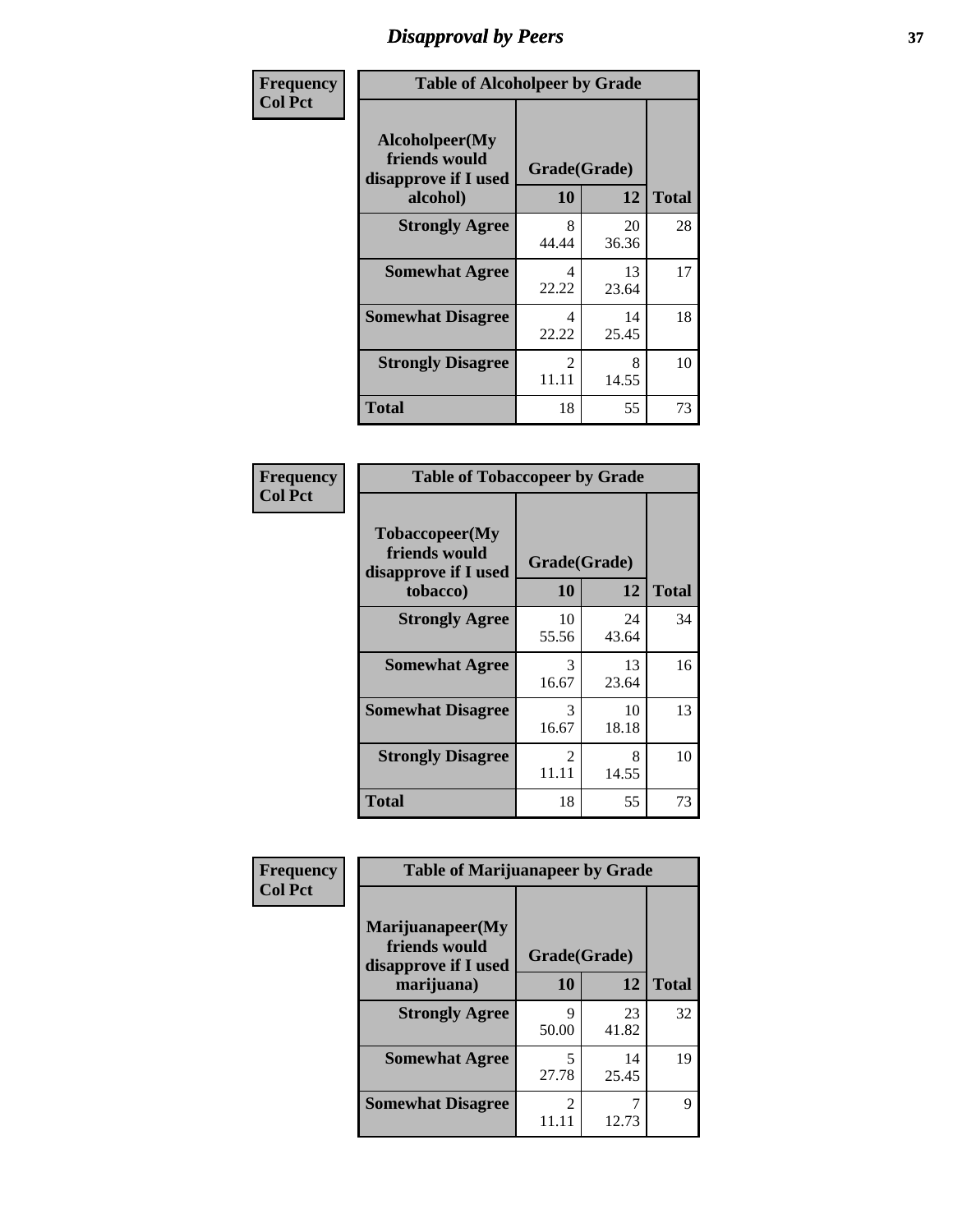# Disapproval by Peers

| Frequency Col Pct | Table of Alcoholpeer by Grade | | |
|---|---|---|---|
| Alcoholpeer(My friends would disapprove if I used alcohol) | Grade(Grade) | | |
| | 10 | 12 | Total |
| Strongly Agree | 8<br>44.44 | 20<br>36.36 | 28 |
| Somewhat Agree | 4<br>22.22 | 13<br>23.64 | 17 |
| Somewhat Disagree | 4<br>22.22 | 14<br>25.45 | 18 |
| Strongly Disagree | 2<br>11.11 | 8<br>14.55 | 10 |
| Total | 18 | 55 | 73 |

| Frequency Col Pct | Table of Tobaccopeer by Grade | | |
|---|---|---|---|
| Tobaccopeer(My friends would disapprove if I used tobacco) | Grade(Grade) | | |
| | 10 | 12 | Total |
| Strongly Agree | 10<br>55.56 | 24<br>43.64 | 34 |
| Somewhat Agree | 3<br>16.67 | 13<br>23.64 | 16 |
| Somewhat Disagree | 3<br>16.67 | 10<br>18.18 | 13 |
| Strongly Disagree | 2<br>11.11 | 8<br>14.55 | 10 |
| Total | 18 | 55 | 73 |

| Frequency Col Pct | Table of Marijuanapeer by Grade | | |
|---|---|---|---|
| Marijuanapeer(My friends would disapprove if I used marijuana) | Grade(Grade) | | |
| | 10 | 12 | Total |
| Strongly Agree | 9<br>50.00 | 23<br>41.82 | 32 |
| Somewhat Agree | 5<br>27.78 | 14<br>25.45 | 19 |
| Somewhat Disagree | 2<br>11.11 | 7<br>12.73 | 9 |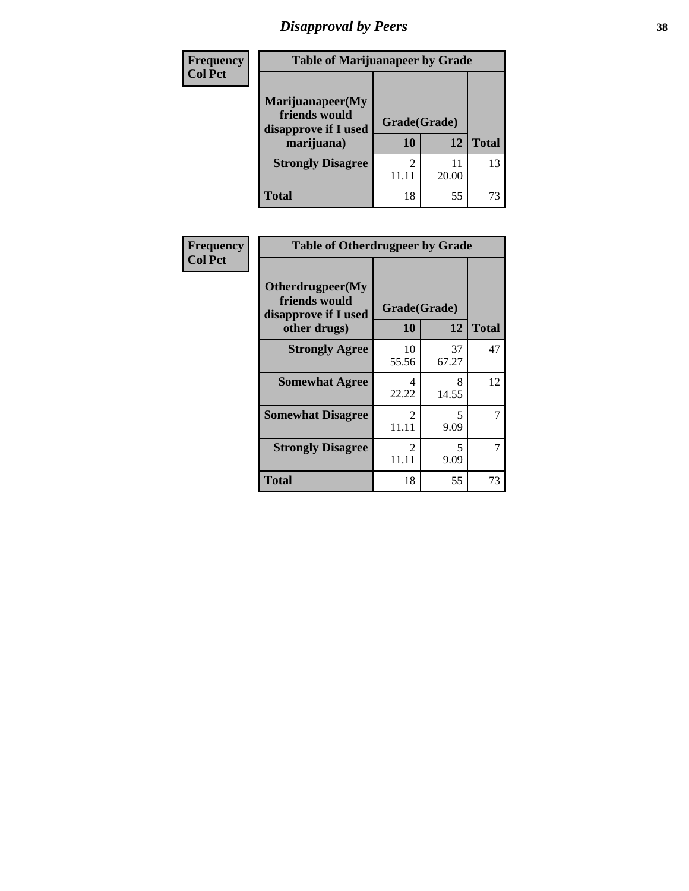# Disapproval by Peers

**Frequency**
**Col Pct**

| Table of Marijuanapeer by Grade | | | |
|---|---|---|---|
| **Marijuanapeer(My friends would disapprove if I used marijuana)** | **Grade(Grade)** | | |
| | **10** | **12** | **Total** |
| **Strongly Disagree** | 2<br>11.11 | 11<br>20.00 | 13 |
| **Total** | 18 | 55 | 73 |

**Frequency**
**Col Pct**

| Table of Otherdrugpeer by Grade | | | |
|---|---|---|---|
| **Otherdrugpeer(My friends would disapprove if I used other drugs)** | **Grade(Grade)** | | |
| | **10** | **12** | **Total** |
| **Strongly Agree** | 10<br>55.56 | 37<br>67.27 | 47 |
| **Somewhat Agree** | 4<br>22.22 | 8<br>14.55 | 12 |
| **Somewhat Disagree** | 2<br>11.11 | 5<br>9.09 | 7 |
| **Strongly Disagree** | 2<br>11.11 | 5<br>9.09 | 7 |
| **Total** | 18 | 55 | 73 |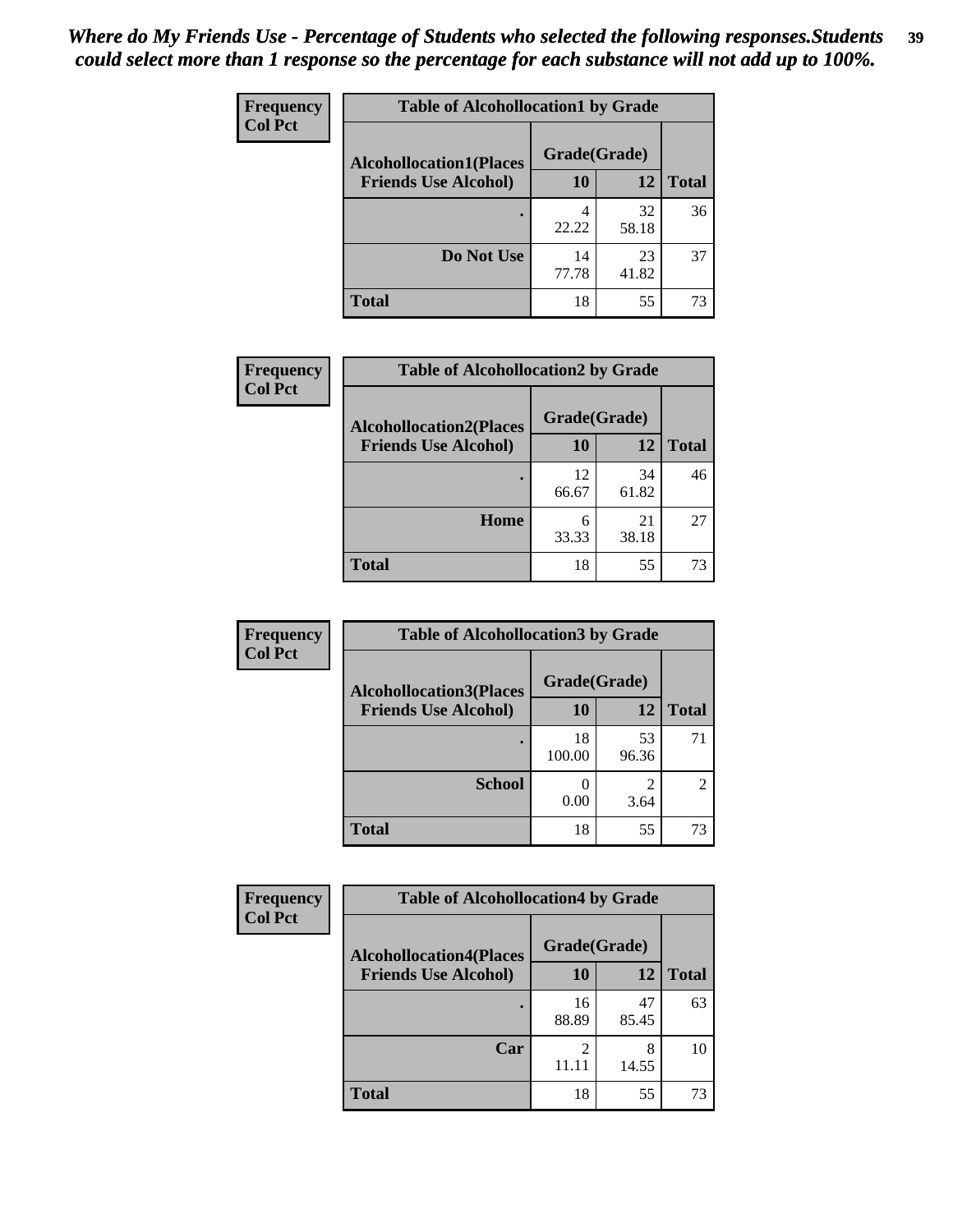*Where do My Friends Use - Percentage of Students who selected the following responses.Students could select more than 1 response so the percentage for each substance will not add up to 100%.*

**Frequency**
**Col Pct**

| Table of Alcohollocation1 by Grade | | | |
|---|---|---|---|
| **Alcohollocation1(Places Friends Use Alcohol)** | **Grade(Grade)** | | **Total** |
| | **10** | **12** | |
| **.** | 4<br>22.22 | 32<br>58.18 | 36 |
| **Do Not Use** | 14<br>77.78 | 23<br>41.82 | 37 |
| **Total** | 18 | 55 | 73 |

**Frequency**
**Col Pct**

| Table of Alcohollocation2 by Grade | | | |
|---|---|---|---|
| **Alcohollocation2(Places Friends Use Alcohol)** | **Grade(Grade)** | | **Total** |
| | **10** | **12** | |
| **.** | 12<br>66.67 | 34<br>61.82 | 46 |
| **Home** | 6<br>33.33 | 21<br>38.18 | 27 |
| **Total** | 18 | 55 | 73 |

**Frequency**
**Col Pct**

| Table of Alcohollocation3 by Grade | | | |
|---|---|---|---|
| **Alcohollocation3(Places Friends Use Alcohol)** | **Grade(Grade)** | | **Total** |
| | **10** | **12** | |
| **.** | 18<br>100.00 | 53<br>96.36 | 71 |
| **School** | 0<br>0.00 | 2<br>3.64 | 2 |
| **Total** | 18 | 55 | 73 |

**Frequency**
**Col Pct**

| Table of Alcohollocation4 by Grade | | | |
|---|---|---|---|
| **Alcohollocation4(Places Friends Use Alcohol)** | **Grade(Grade)** | | **Total** |
| | **10** | **12** | |
| **.** | 16<br>88.89 | 47<br>85.45 | 63 |
| **Car** | 2<br>11.11 | 8<br>14.55 | 10 |
| **Total** | 18 | 55 | 73 |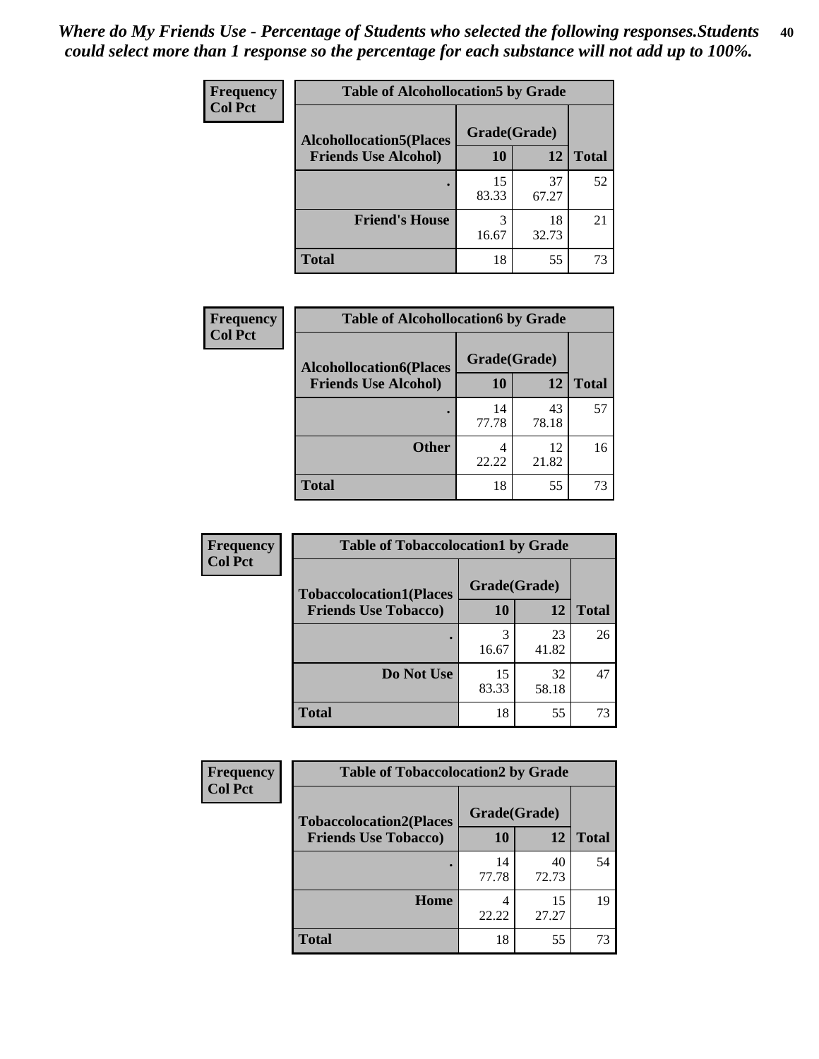*Where do My Friends Use - Percentage of Students who selected the following responses.Students could select more than 1 response so the percentage for each substance will not add up to 100%.*

| Frequency Col Pct | Table of Alcohollocation5 by Grade | | |
|---|---|---|---|
| **Alcohollocation5(Places Friends Use Alcohol)** | **Grade(Grade)** | | |
| | **10** | **12** | **Total** |
| . | 15<br>83.33 | 37<br>67.27 | 52 |
| **Friend's House** | 3<br>16.67 | 18<br>32.73 | 21 |
| **Total** | 18 | 55 | 73 |

| Frequency Col Pct | Table of Alcohollocation6 by Grade | | |
|---|---|---|---|
| **Alcohollocation6(Places Friends Use Alcohol)** | **Grade(Grade)** | | |
| | **10** | **12** | **Total** |
| . | 14<br>77.78 | 43<br>78.18 | 57 |
| **Other** | 4<br>22.22 | 12<br>21.82 | 16 |
| **Total** | 18 | 55 | 73 |

| Frequency Col Pct | Table of Tobaccolocation1 by Grade | | |
|---|---|---|---|
| **Tobaccolocation1(Places Friends Use Tobacco)** | **Grade(Grade)** | | |
| | **10** | **12** | **Total** |
| . | 3<br>16.67 | 23<br>41.82 | 26 |
| **Do Not Use** | 15<br>83.33 | 32<br>58.18 | 47 |
| **Total** | 18 | 55 | 73 |

| Frequency Col Pct | Table of Tobaccolocation2 by Grade | | |
|---|---|---|---|
| **Tobaccolocation2(Places Friends Use Tobacco)** | **Grade(Grade)** | | |
| | **10** | **12** | **Total** |
| . | 14<br>77.78 | 40<br>72.73 | 54 |
| **Home** | 4<br>22.22 | 15<br>27.27 | 19 |
| **Total** | 18 | 55 | 73 |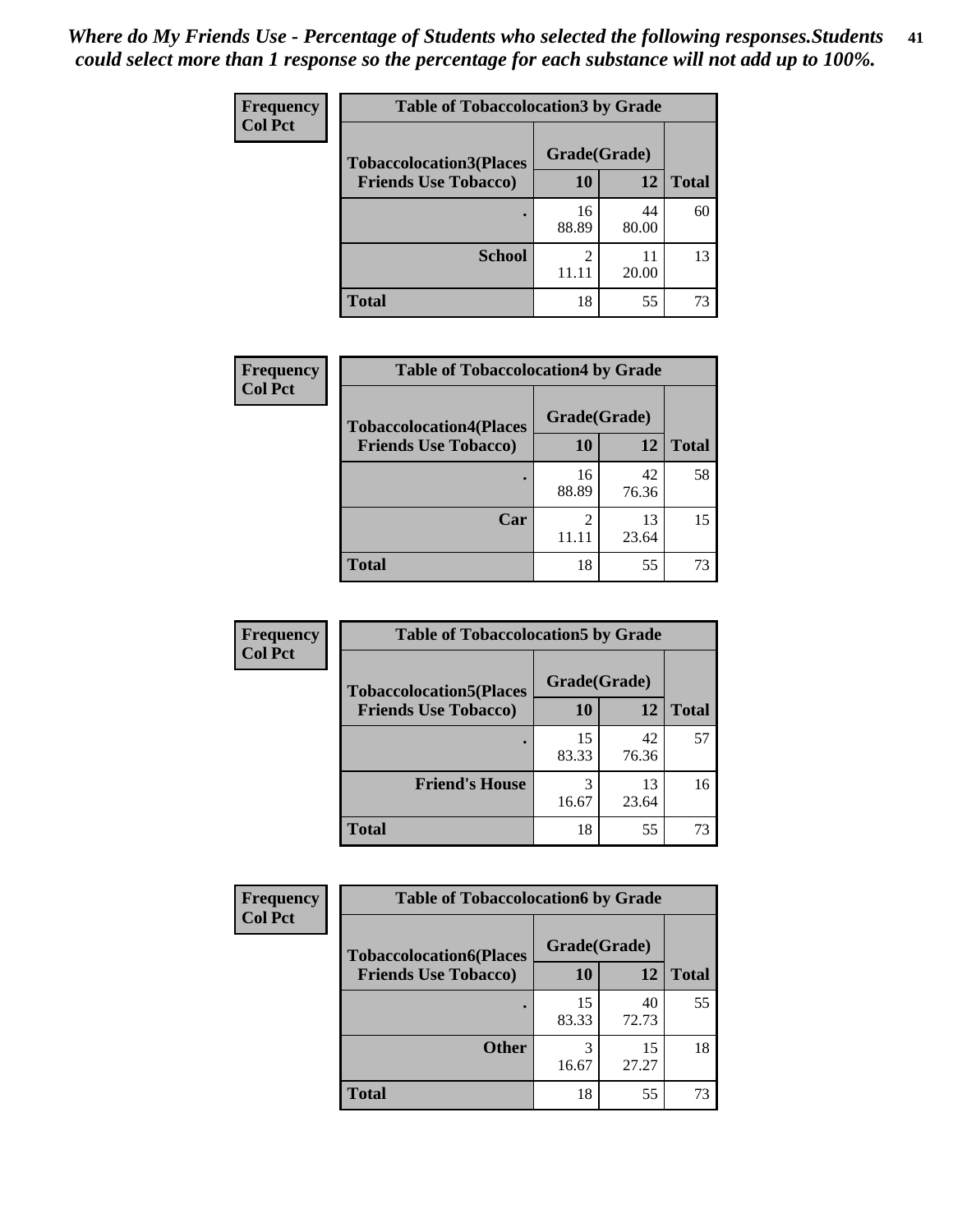*Where do My Friends Use - Percentage of Students who selected the following responses.Students could select more than 1 response so the percentage for each substance will not add up to 100%.*

**Table of Tobaccolocation3 by Grade**

| Frequency<br>Col Pct<br>Tobaccolocation3(Places Friends Use Tobacco) | Grade(Grade) | | |
|---|---|---|---|
| | 10 | 12 | Total |
| . | 16<br>88.89 | 44<br>80.00 | 60 |
| School | 2<br>11.11 | 11<br>20.00 | 13 |
| Total | 18 | 55 | 73 |

**Table of Tobaccolocation4 by Grade**

| Frequency<br>Col Pct<br>Tobaccolocation4(Places Friends Use Tobacco) | Grade(Grade) | | |
|---|---|---|---|
| | 10 | 12 | Total |
| . | 16<br>88.89 | 42<br>76.36 | 58 |
| Car | 2<br>11.11 | 13<br>23.64 | 15 |
| Total | 18 | 55 | 73 |

**Table of Tobaccolocation5 by Grade**

| Frequency<br>Col Pct<br>Tobaccolocation5(Places Friends Use Tobacco) | Grade(Grade) | | |
|---|---|---|---|
| | 10 | 12 | Total |
| . | 15<br>83.33 | 42<br>76.36 | 57 |
| Friend's House | 3<br>16.67 | 13<br>23.64 | 16 |
| Total | 18 | 55 | 73 |

**Table of Tobaccolocation6 by Grade**

| Frequency<br>Col Pct<br>Tobaccolocation6(Places Friends Use Tobacco) | Grade(Grade) | | |
|---|---|---|---|
| | 10 | 12 | Total |
| . | 15<br>83.33 | 40<br>72.73 | 55 |
| Other | 3<br>16.67 | 15<br>27.27 | 18 |
| Total | 18 | 55 | 73 |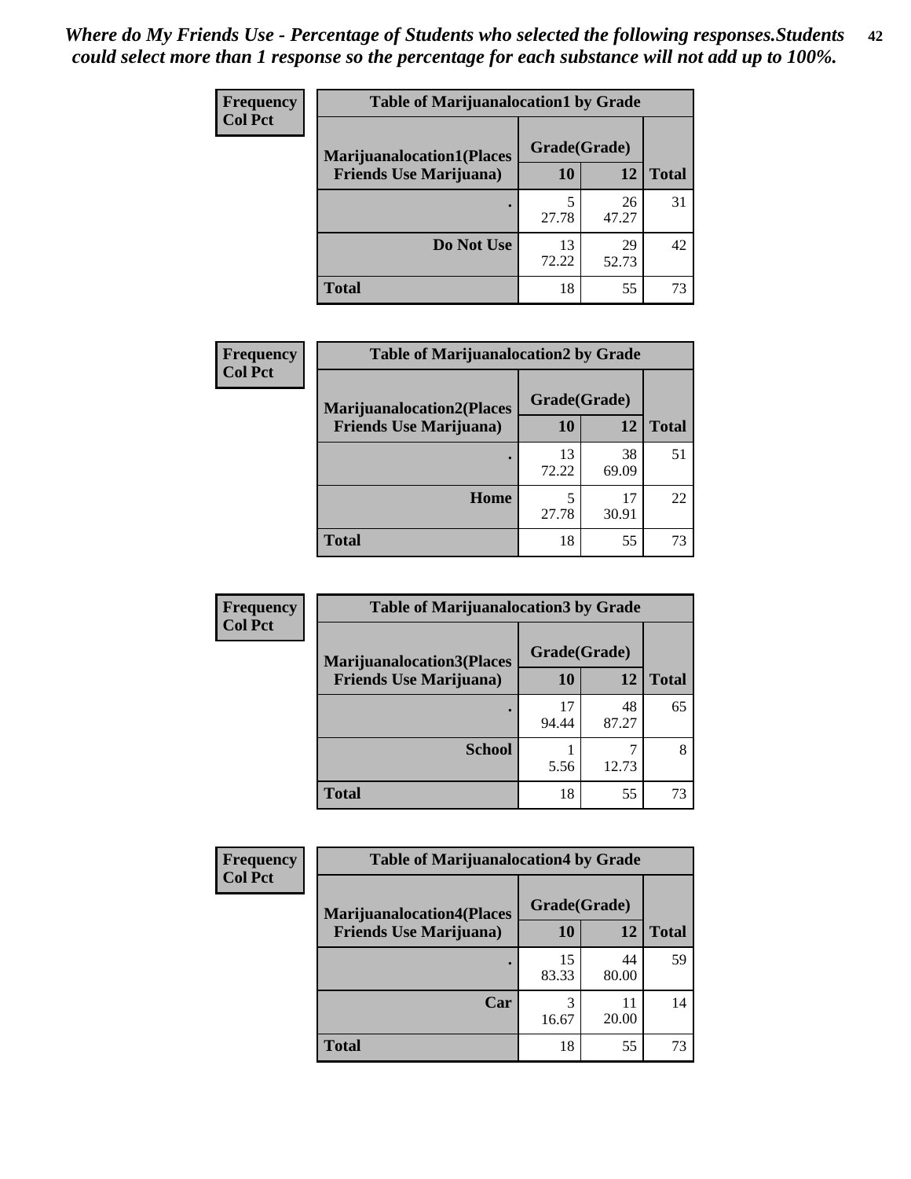*Where do My Friends Use - Percentage of Students who selected the following responses.Students could select more than 1 response so the percentage for each substance will not add up to 100%.*

**Frequency**
**Col Pct**

| Table of Marijuanalocation1 by Grade | | | |
|---|---|---|---|
| **Marijuanalocation1(Places Friends Use Marijuana)** | **Grade(Grade)** | | **Total** |
| | **10** | **12** | |
| **.** | 5<br>27.78 | 26<br>47.27 | 31 |
| **Do Not Use** | 13<br>72.22 | 29<br>52.73 | 42 |
| **Total** | 18 | 55 | 73 |

**Frequency**
**Col Pct**

| Table of Marijuanalocation2 by Grade | | | |
|---|---|---|---|
| **Marijuanalocation2(Places Friends Use Marijuana)** | **Grade(Grade)** | | **Total** |
| | **10** | **12** | |
| **.** | 13<br>72.22 | 38<br>69.09 | 51 |
| **Home** | 5<br>27.78 | 17<br>30.91 | 22 |
| **Total** | 18 | 55 | 73 |

**Frequency**
**Col Pct**

| Table of Marijuanalocation3 by Grade | | | |
|---|---|---|---|
| **Marijuanalocation3(Places Friends Use Marijuana)** | **Grade(Grade)** | | **Total** |
| | **10** | **12** | |
| **.** | 17<br>94.44 | 48<br>87.27 | 65 |
| **School** | 1<br>5.56 | 7<br>12.73 | 8 |
| **Total** | 18 | 55 | 73 |

**Frequency**
**Col Pct**

| Table of Marijuanalocation4 by Grade | | | |
|---|---|---|---|
| **Marijuanalocation4(Places Friends Use Marijuana)** | **Grade(Grade)** | | **Total** |
| | **10** | **12** | |
| **.** | 15<br>83.33 | 44<br>80.00 | 59 |
| **Car** | 3<br>16.67 | 11<br>20.00 | 14 |
| **Total** | 18 | 55 | 73 |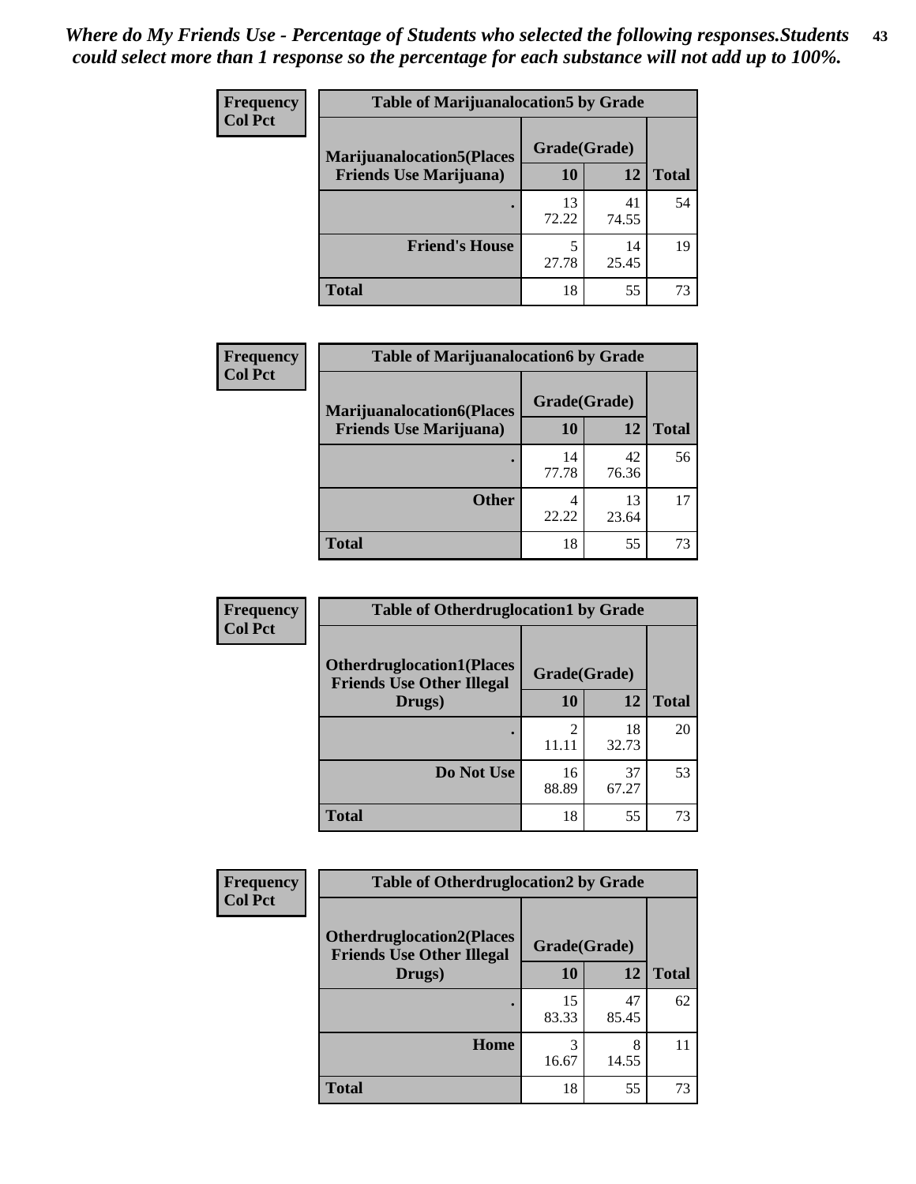*Where do My Friends Use - Percentage of Students who selected the following responses.Students could select more than 1 response so the percentage for each substance will not add up to 100%.*

**Frequency**
**Col Pct**

| Table of Marijuanalocation5 by Grade | | | |
|---|---|---|---|
| **Marijuanalocation5(Places Friends Use Marijuana)** | **Grade(Grade)** | | **Total** |
| | **10** | **12** | |
| **.** | 13<br>72.22 | 41<br>74.55 | 54 |
| **Friend's House** | 5<br>27.78 | 14<br>25.45 | 19 |
| **Total** | 18 | 55 | 73 |

**Frequency**
**Col Pct**

| Table of Marijuanalocation6 by Grade | | | |
|---|---|---|---|
| **Marijuanalocation6(Places Friends Use Marijuana)** | **Grade(Grade)** | | **Total** |
| | **10** | **12** | |
| **.** | 14<br>77.78 | 42<br>76.36 | 56 |
| **Other** | 4<br>22.22 | 13<br>23.64 | 17 |
| **Total** | 18 | 55 | 73 |

**Frequency**
**Col Pct**

| Table of Otherdruglocation1 by Grade | | | |
|---|---|---|---|
| **Otherdruglocation1(Places Friends Use Other Illegal Drugs)** | **Grade(Grade)** | | **Total** |
| | **10** | **12** | |
| **.** | 2<br>11.11 | 18<br>32.73 | 20 |
| **Do Not Use** | 16<br>88.89 | 37<br>67.27 | 53 |
| **Total** | 18 | 55 | 73 |

**Frequency**
**Col Pct**

| Table of Otherdruglocation2 by Grade | | | |
|---|---|---|---|
| **Otherdruglocation2(Places Friends Use Other Illegal Drugs)** | **Grade(Grade)** | | **Total** |
| | **10** | **12** | |
| **.** | 15<br>83.33 | 47<br>85.45 | 62 |
| **Home** | 3<br>16.67 | 8<br>14.55 | 11 |
| **Total** | 18 | 55 | 73 |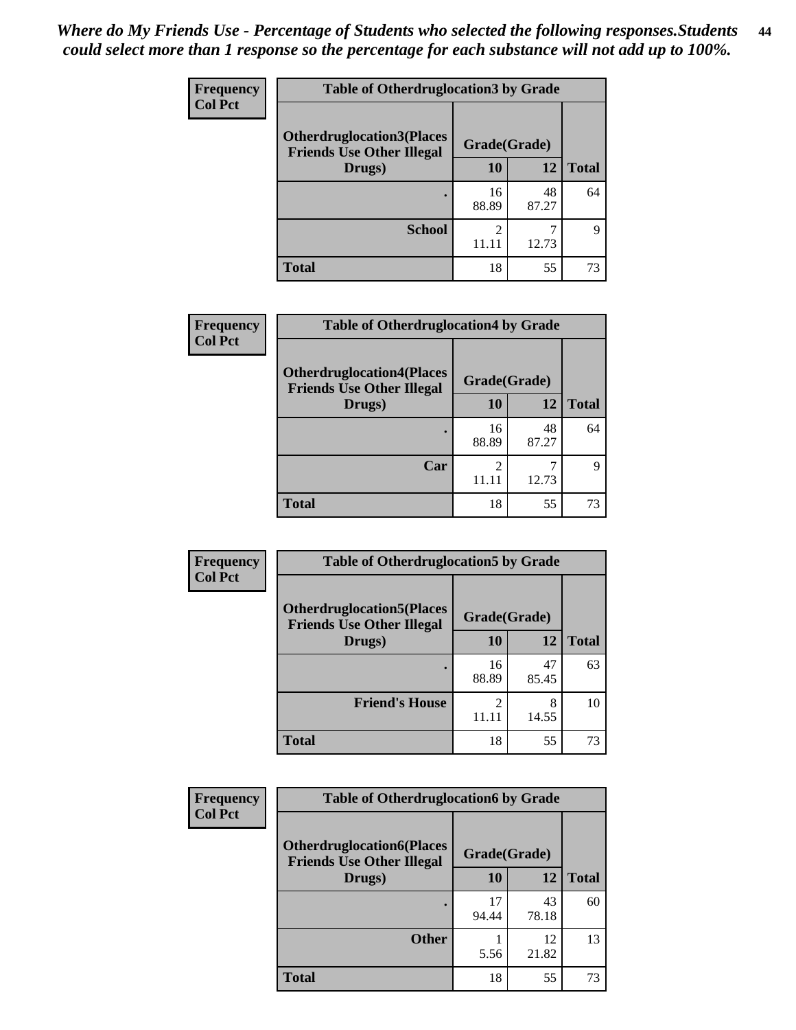*Where do My Friends Use - Percentage of Students who selected the following responses.Students could select more than 1 response so the percentage for each substance will not add up to 100%.*

**Frequency**
**Col Pct**

| Table of Otherdruglocation3 by Grade | | | |
|---|---|---|---|
| Otherdruglocation3(Places Friends Use Other Illegal Drugs) | Grade(Grade) | | Total |
| | 10 | 12 | |
| . | 16<br>88.89 | 48<br>87.27 | 64 |
| School | 2<br>11.11 | 7<br>12.73 | 9 |
| Total | 18 | 55 | 73 |

**Frequency**
**Col Pct**

| Table of Otherdruglocation4 by Grade | | | |
|---|---|---|---|
| Otherdruglocation4(Places Friends Use Other Illegal Drugs) | Grade(Grade) | | Total |
| | 10 | 12 | |
| . | 16<br>88.89 | 48<br>87.27 | 64 |
| Car | 2<br>11.11 | 7<br>12.73 | 9 |
| Total | 18 | 55 | 73 |

**Frequency**
**Col Pct**

| Table of Otherdruglocation5 by Grade | | | |
|---|---|---|---|
| Otherdruglocation5(Places Friends Use Other Illegal Drugs) | Grade(Grade) | | Total |
| | 10 | 12 | |
| . | 16<br>88.89 | 47<br>85.45 | 63 |
| Friend's House | 2<br>11.11 | 8<br>14.55 | 10 |
| Total | 18 | 55 | 73 |

**Frequency**
**Col Pct**

| Table of Otherdruglocation6 by Grade | | | |
|---|---|---|---|
| Otherdruglocation6(Places Friends Use Other Illegal Drugs) | Grade(Grade) | | Total |
| | 10 | 12 | |
| . | 17<br>94.44 | 43<br>78.18 | 60 |
| Other | 1<br>5.56 | 12<br>21.82 | 13 |
| Total | 18 | 55 | 73 |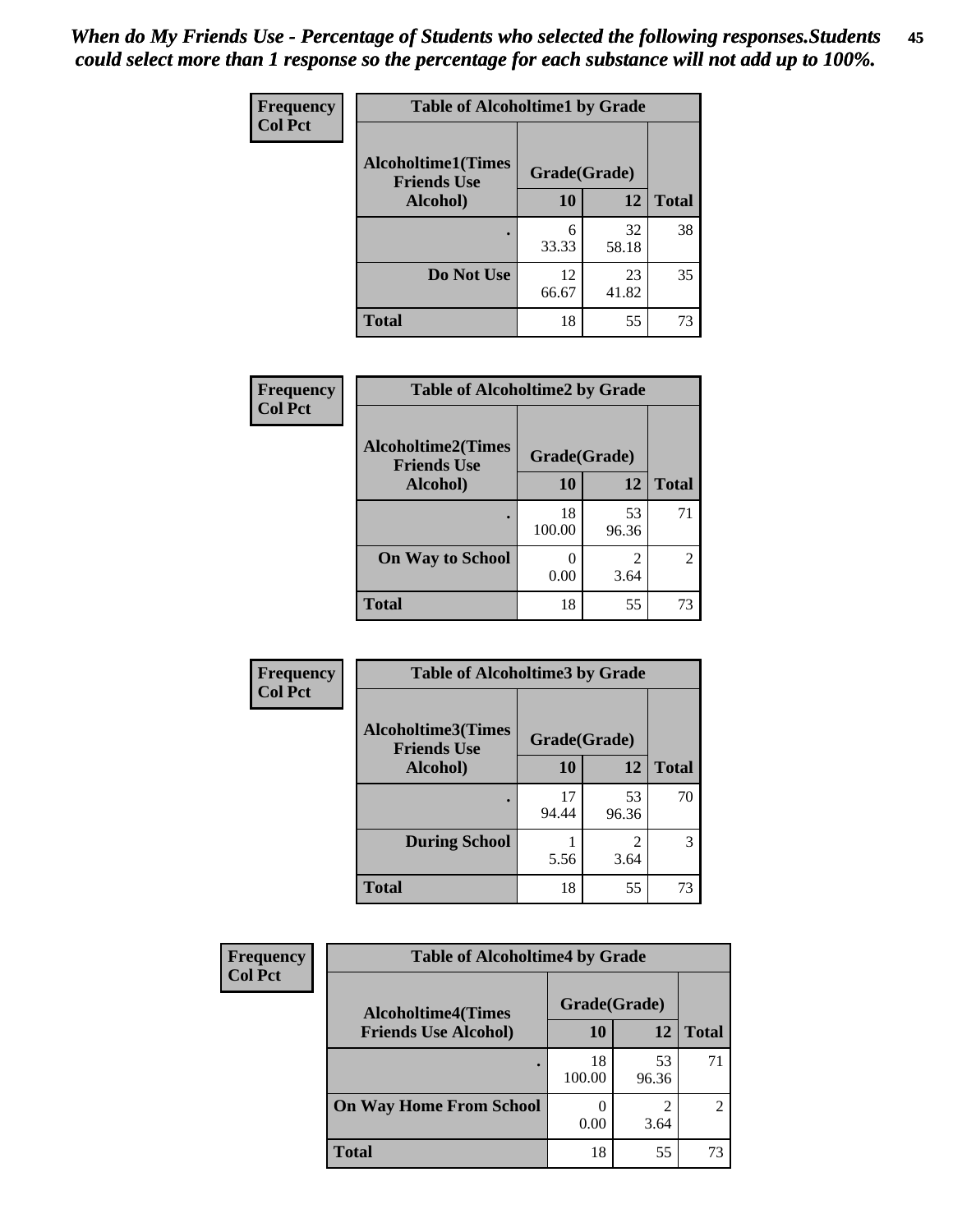*When do My Friends Use - Percentage of Students who selected the following responses.Students could select more than 1 response so the percentage for each substance will not add up to 100%.*

**Frequency**
**Col Pct**

| Table of Alcoholtime1 by Grade | | | |
|---|---|---|---|
| Alcoholtime1(Times Friends Use Alcohol) | Grade(Grade) | | |
| | 10 | 12 | Total |
| . | 6<br>33.33 | 32<br>58.18 | 38 |
| Do Not Use | 12<br>66.67 | 23<br>41.82 | 35 |
| Total | 18 | 55 | 73 |

**Frequency**
**Col Pct**

| Table of Alcoholtime2 by Grade | | | |
|---|---|---|---|
| Alcoholtime2(Times Friends Use Alcohol) | Grade(Grade) | | |
| | 10 | 12 | Total |
| . | 18<br>100.00 | 53<br>96.36 | 71 |
| On Way to School | 0<br>0.00 | 2<br>3.64 | 2 |
| Total | 18 | 55 | 73 |

**Frequency**
**Col Pct**

| Table of Alcoholtime3 by Grade | | | |
|---|---|---|---|
| Alcoholtime3(Times Friends Use Alcohol) | Grade(Grade) | | |
| | 10 | 12 | Total |
| . | 17<br>94.44 | 53<br>96.36 | 70 |
| During School | 1<br>5.56 | 2<br>3.64 | 3 |
| Total | 18 | 55 | 73 |

**Frequency**
**Col Pct**

| Table of Alcoholtime4 by Grade | | | |
|---|---|---|---|
| Alcoholtime4(Times Friends Use Alcohol) | Grade(Grade) | | |
| | 10 | 12 | Total |
| . | 18<br>100.00 | 53<br>96.36 | 71 |
| On Way Home From School | 0<br>0.00 | 2<br>3.64 | 2 |
| Total | 18 | 55 | 73 |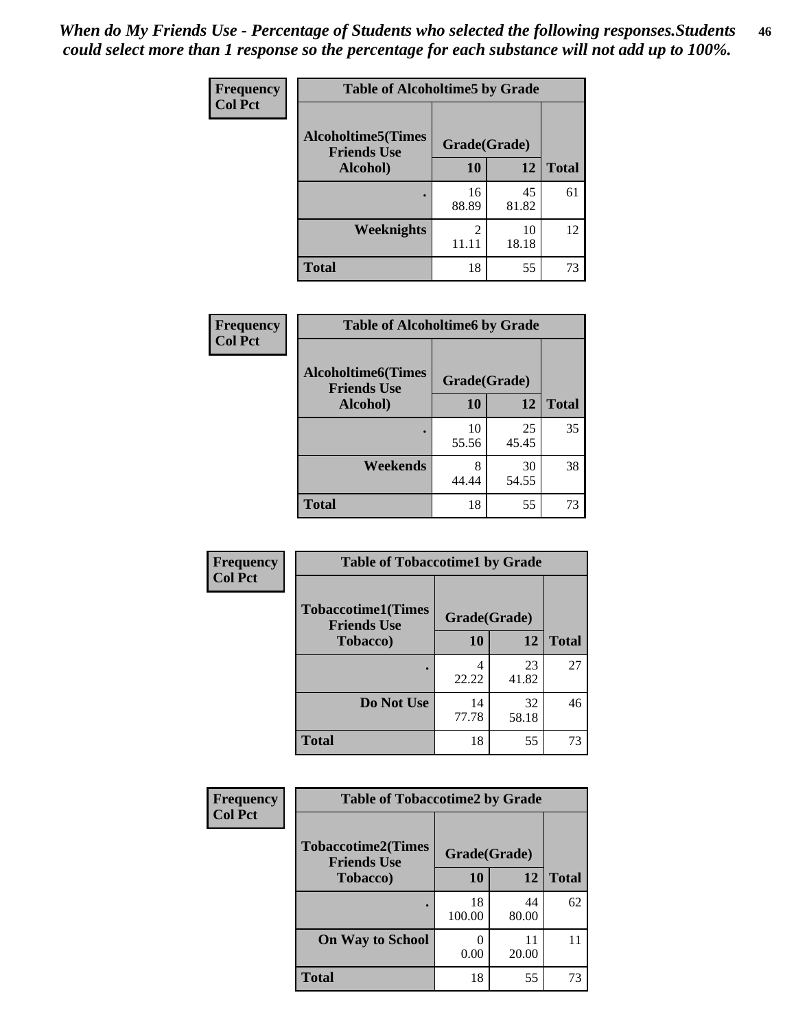*When do My Friends Use - Percentage of Students who selected the following responses.Students could select more than 1 response so the percentage for each substance will not add up to 100%.*

**Frequency**
**Col Pct**

| Table of Alcoholtime5 by Grade | | | |
|---|---|---|---|
| **Alcoholtime5(Times Friends Use Alcohol)** | **Grade(Grade)** | | **Total** |
| | **10** | **12** | |
| **.** | 16<br>88.89 | 45<br>81.82 | 61 |
| **Weeknights** | 2<br>11.11 | 10<br>18.18 | 12 |
| **Total** | 18 | 55 | 73 |

**Frequency**
**Col Pct**

| Table of Alcoholtime6 by Grade | | | |
|---|---|---|---|
| **Alcoholtime6(Times Friends Use Alcohol)** | **Grade(Grade)** | | **Total** |
| | **10** | **12** | |
| **.** | 10<br>55.56 | 25<br>45.45 | 35 |
| **Weekends** | 8<br>44.44 | 30<br>54.55 | 38 |
| **Total** | 18 | 55 | 73 |

**Frequency**
**Col Pct**

| Table of Tobaccotime1 by Grade | | | |
|---|---|---|---|
| **Tobaccotime1(Times Friends Use Tobacco)** | **Grade(Grade)** | | **Total** |
| | **10** | **12** | |
| **.** | 4<br>22.22 | 23<br>41.82 | 27 |
| **Do Not Use** | 14<br>77.78 | 32<br>58.18 | 46 |
| **Total** | 18 | 55 | 73 |

**Frequency**
**Col Pct**

| Table of Tobaccotime2 by Grade | | | |
|---|---|---|---|
| **Tobaccotime2(Times Friends Use Tobacco)** | **Grade(Grade)** | | **Total** |
| | **10** | **12** | |
| **.** | 18<br>100.00 | 44<br>80.00 | 62 |
| **On Way to School** | 0<br>0.00 | 11<br>20.00 | 11 |
| **Total** | 18 | 55 | 73 |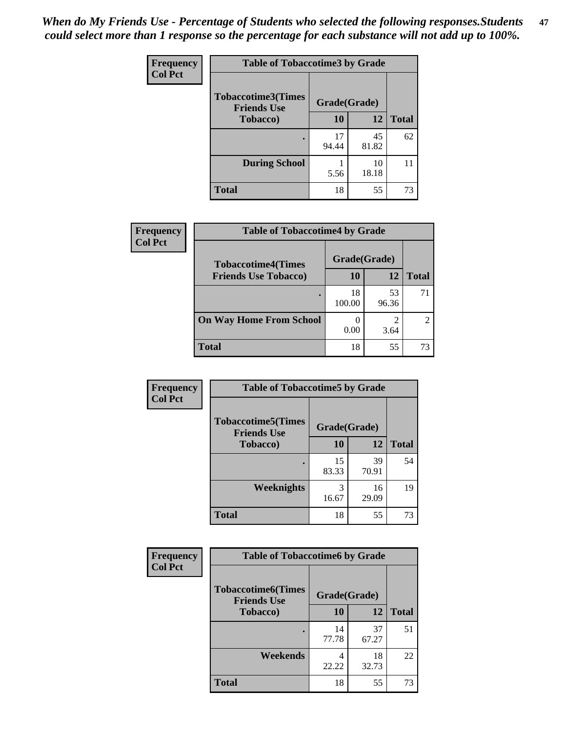*When do My Friends Use - Percentage of Students who selected the following responses.Students could select more than 1 response so the percentage for each substance will not add up to 100%.*

**Table of Tobaccotime3 by Grade**

| Frequency / Col Pct | | | |
|---|---|---|---|
| **Tobaccotime3(Times Friends Use Tobacco)** | **Grade(Grade)** | | **Total** |
| | **10** | **12** | |
| . | 17<br>94.44 | 45<br>81.82 | 62 |
| **During School** | 1<br>5.56 | 10<br>18.18 | 11 |
| **Total** | 18 | 55 | 73 |

**Table of Tobaccotime4 by Grade**

| Frequency / Col Pct | | | |
|---|---|---|---|
| **Tobaccotime4(Times Friends Use Tobacco)** | **Grade(Grade)** | | **Total** |
| | **10** | **12** | |
| . | 18<br>100.00 | 53<br>96.36 | 71 |
| **On Way Home From School** | 0<br>0.00 | 2<br>3.64 | 2 |
| **Total** | 18 | 55 | 73 |

**Table of Tobaccotime5 by Grade**

| Frequency / Col Pct | | | |
|---|---|---|---|
| **Tobaccotime5(Times Friends Use Tobacco)** | **Grade(Grade)** | | **Total** |
| | **10** | **12** | |
| . | 15<br>83.33 | 39<br>70.91 | 54 |
| **Weeknights** | 3<br>16.67 | 16<br>29.09 | 19 |
| **Total** | 18 | 55 | 73 |

**Table of Tobaccotime6 by Grade**

| Frequency / Col Pct | | | |
|---|---|---|---|
| **Tobaccotime6(Times Friends Use Tobacco)** | **Grade(Grade)** | | **Total** |
| | **10** | **12** | |
| . | 14<br>77.78 | 37<br>67.27 | 51 |
| **Weekends** | 4<br>22.22 | 18<br>32.73 | 22 |
| **Total** | 18 | 55 | 73 |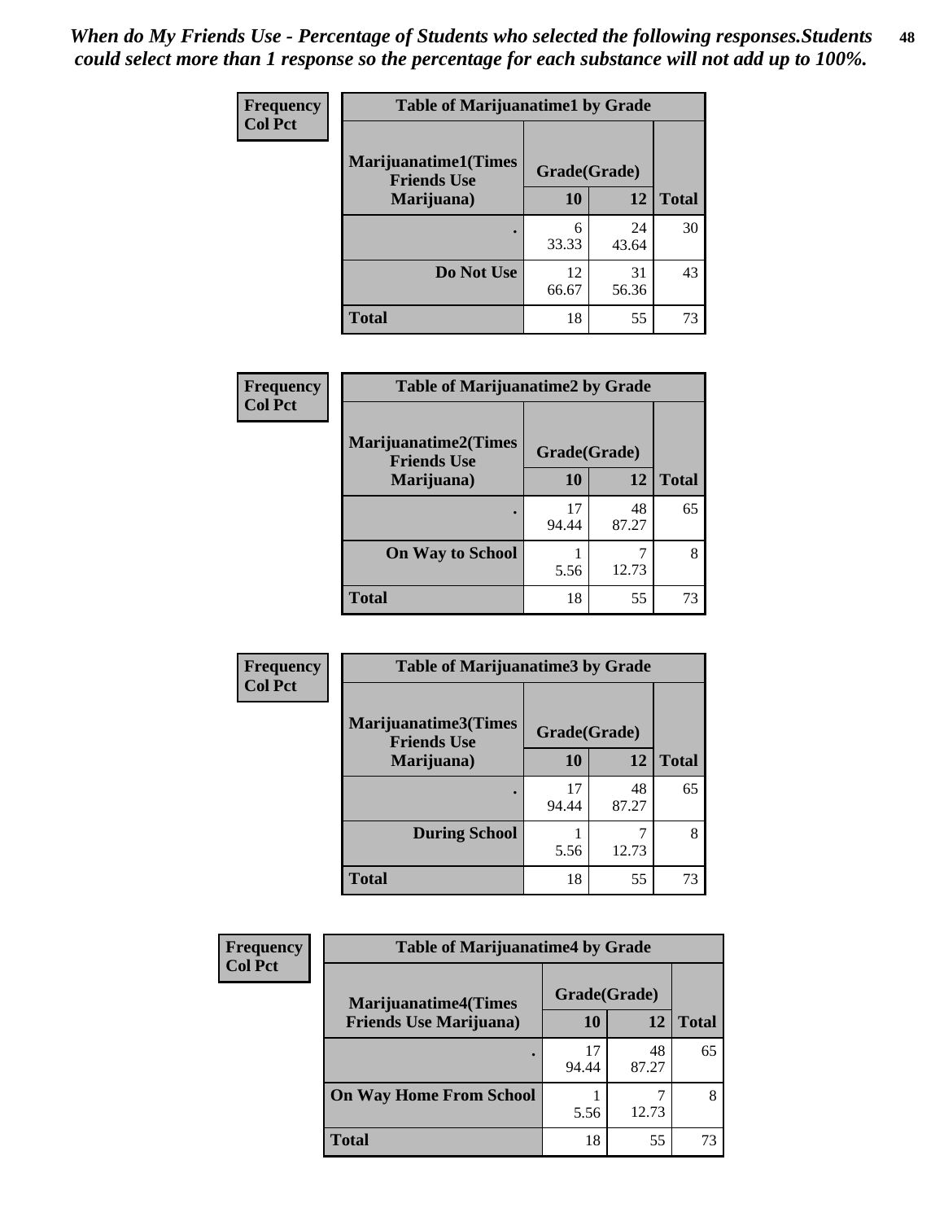*When do My Friends Use - Percentage of Students who selected the following responses.Students could select more than 1 response so the percentage for each substance will not add up to 100%.*

| Frequency<br>Col Pct |
|---|

| Table of Marijuanatime1 by Grade | | | |
|---|---|---|---|
| Marijuanatime1(Times Friends Use Marijuana) | Grade(Grade) | | |
| | 10 | 12 | Total |
| . | 6<br>33.33 | 24<br>43.64 | 30 |
| Do Not Use | 12<br>66.67 | 31<br>56.36 | 43 |
| Total | 18 | 55 | 73 |

| Frequency<br>Col Pct |
|---|

| Table of Marijuanatime2 by Grade | | | |
|---|---|---|---|
| Marijuanatime2(Times Friends Use Marijuana) | Grade(Grade) | | |
| | 10 | 12 | Total |
| . | 17<br>94.44 | 48<br>87.27 | 65 |
| On Way to School | 1<br>5.56 | 7<br>12.73 | 8 |
| Total | 18 | 55 | 73 |

| Frequency<br>Col Pct |
|---|

| Table of Marijuanatime3 by Grade | | | |
|---|---|---|---|
| Marijuanatime3(Times Friends Use Marijuana) | Grade(Grade) | | |
| | 10 | 12 | Total |
| . | 17<br>94.44 | 48<br>87.27 | 65 |
| During School | 1<br>5.56 | 7<br>12.73 | 8 |
| Total | 18 | 55 | 73 |

| Frequency<br>Col Pct |
|---|

| Table of Marijuanatime4 by Grade | | | |
|---|---|---|---|
| Marijuanatime4(Times Friends Use Marijuana) | Grade(Grade) | | |
| | 10 | 12 | Total |
| . | 17<br>94.44 | 48<br>87.27 | 65 |
| On Way Home From School | 1<br>5.56 | 7<br>12.73 | 8 |
| Total | 18 | 55 | 73 |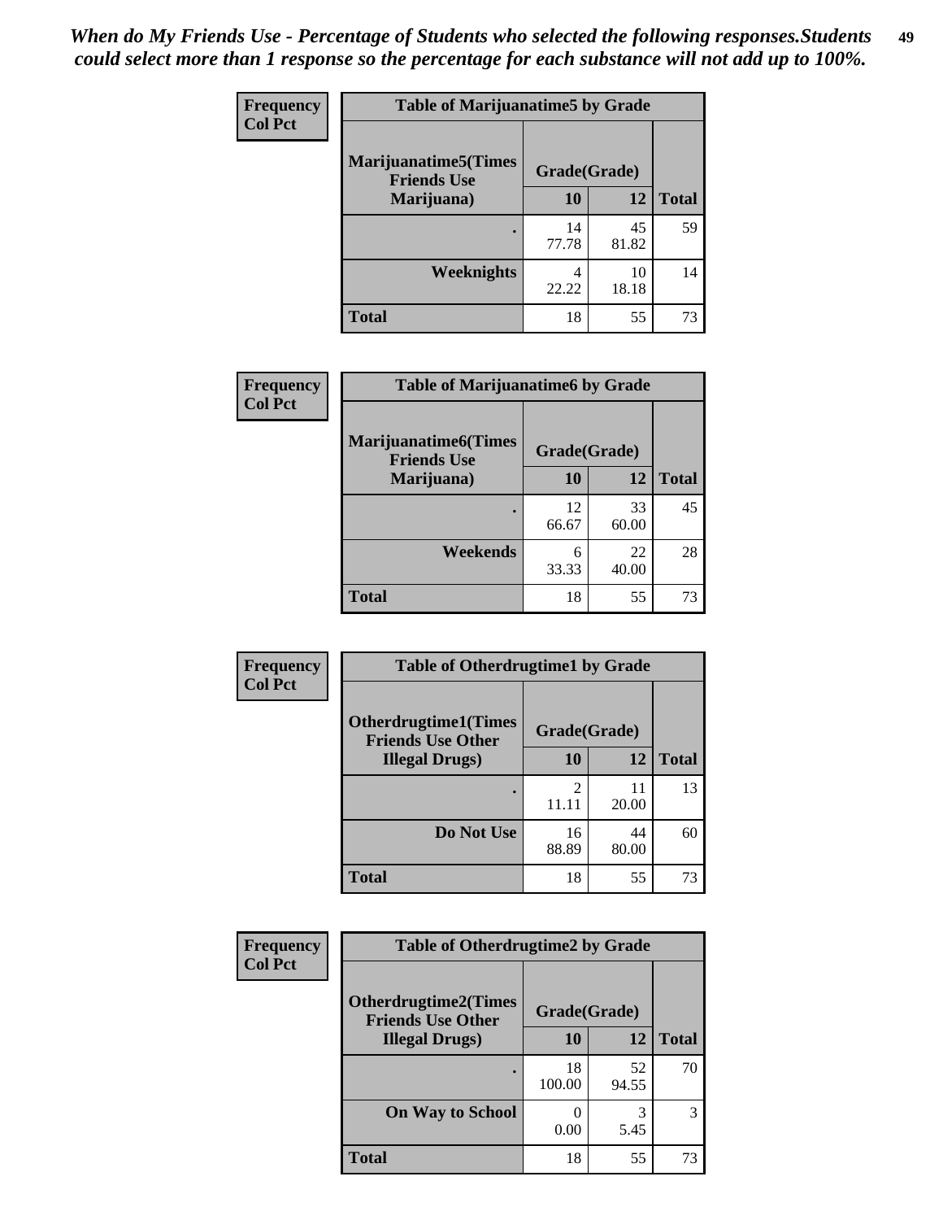*When do My Friends Use - Percentage of Students who selected the following responses.Students could select more than 1 response so the percentage for each substance will not add up to 100%.*

**Frequency**
**Col Pct**

| Table of Marijuanatime5 by Grade | | | |
|---|---|---|---|
| **Marijuanatime5(Times Friends Use Marijuana)** | **Grade(Grade)** | | **Total** |
| | **10** | **12** | |
| . | 14<br>77.78 | 45<br>81.82 | 59 |
| **Weeknights** | 4<br>22.22 | 10<br>18.18 | 14 |
| **Total** | 18 | 55 | 73 |

**Frequency**
**Col Pct**

| Table of Marijuanatime6 by Grade | | | |
|---|---|---|---|
| **Marijuanatime6(Times Friends Use Marijuana)** | **Grade(Grade)** | | **Total** |
| | **10** | **12** | |
| . | 12<br>66.67 | 33<br>60.00 | 45 |
| **Weekends** | 6<br>33.33 | 22<br>40.00 | 28 |
| **Total** | 18 | 55 | 73 |

**Frequency**
**Col Pct**

| Table of Otherdrugtime1 by Grade | | | |
|---|---|---|---|
| **Otherdrugtime1(Times Friends Use Other Illegal Drugs)** | **Grade(Grade)** | | **Total** |
| | **10** | **12** | |
| . | 2<br>11.11 | 11<br>20.00 | 13 |
| **Do Not Use** | 16<br>88.89 | 44<br>80.00 | 60 |
| **Total** | 18 | 55 | 73 |

**Frequency**
**Col Pct**

| Table of Otherdrugtime2 by Grade | | | |
|---|---|---|---|
| **Otherdrugtime2(Times Friends Use Other Illegal Drugs)** | **Grade(Grade)** | | **Total** |
| | **10** | **12** | |
| . | 18<br>100.00 | 52<br>94.55 | 70 |
| **On Way to School** | 0<br>0.00 | 3<br>5.45 | 3 |
| **Total** | 18 | 55 | 73 |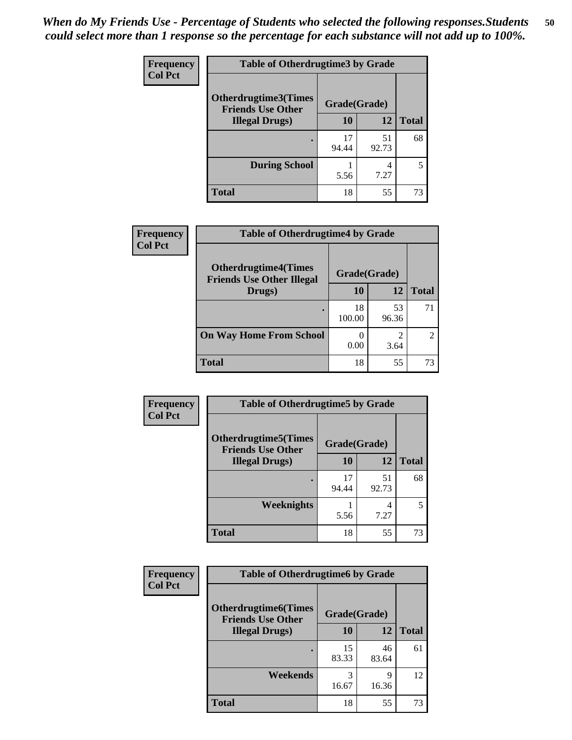*When do My Friends Use - Percentage of Students who selected the following responses.Students could select more than 1 response so the percentage for each substance will not add up to 100%.*

**Frequency**
**Col Pct**

| Table of Otherdrugtime3 by Grade | | | |
|---|---|---|---|
| Otherdrugtime3(Times Friends Use Other Illegal Drugs) | Grade(Grade) | | Total |
| | 10 | 12 | |
| . | 17<br>94.44 | 51<br>92.73 | 68 |
| During School | 1<br>5.56 | 4<br>7.27 | 5 |
| Total | 18 | 55 | 73 |

**Frequency**
**Col Pct**

| Table of Otherdrugtime4 by Grade | | | |
|---|---|---|---|
| Otherdrugtime4(Times Friends Use Other Illegal Drugs) | Grade(Grade) | | Total |
| | 10 | 12 | |
| . | 18<br>100.00 | 53<br>96.36 | 71 |
| On Way Home From School | 0<br>0.00 | 2<br>3.64 | 2 |
| Total | 18 | 55 | 73 |

**Frequency**
**Col Pct**

| Table of Otherdrugtime5 by Grade | | | |
|---|---|---|---|
| Otherdrugtime5(Times Friends Use Other Illegal Drugs) | Grade(Grade) | | Total |
| | 10 | 12 | |
| . | 17<br>94.44 | 51<br>92.73 | 68 |
| Weeknights | 1<br>5.56 | 4<br>7.27 | 5 |
| Total | 18 | 55 | 73 |

**Frequency**
**Col Pct**

| Table of Otherdrugtime6 by Grade | | | |
|---|---|---|---|
| Otherdrugtime6(Times Friends Use Other Illegal Drugs) | Grade(Grade) | | Total |
| | 10 | 12 | |
| . | 15<br>83.33 | 46<br>83.64 | 61 |
| Weekends | 3<br>16.67 | 9<br>16.36 | 12 |
| Total | 18 | 55 | 73 |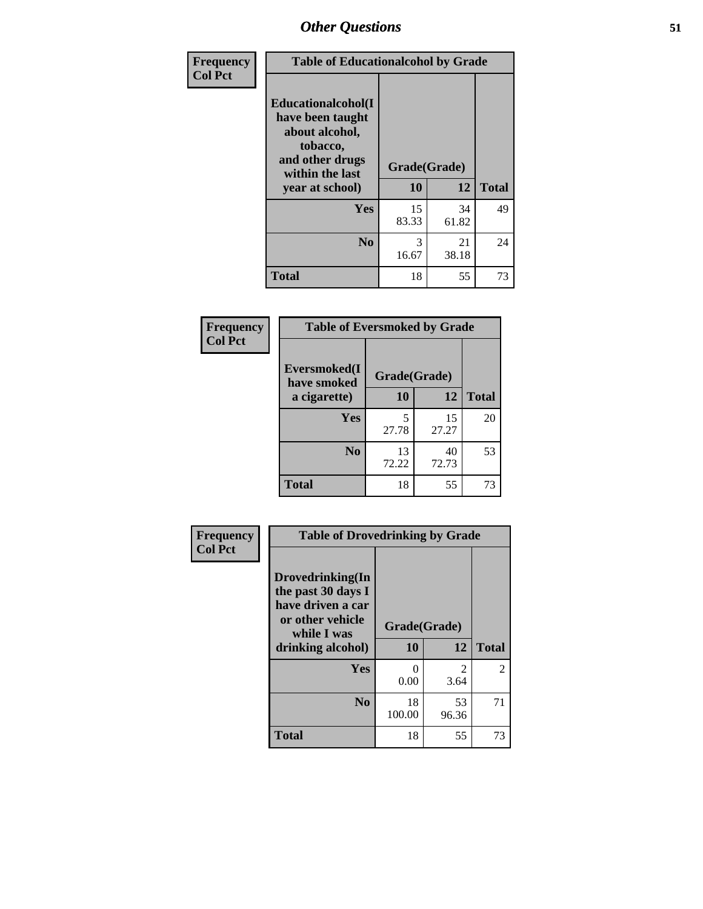| Frequency<br>Col Pct | Table of Educationalcohol by Grade | | |
|---|---|---|---|
| Educationalcohol(I have been taught about alcohol, tobacco, and other drugs within the last year at school) | Grade(Grade) | | |
| | 10 | 12 | Total |
| Yes | 15<br>83.33 | 34<br>61.82 | 49 |
| No | 3<br>16.67 | 21<br>38.18 | 24 |
| Total | 18 | 55 | 73 |

| Frequency<br>Col Pct | Table of Eversmoked by Grade | | |
|---|---|---|---|
| Eversmoked(I have smoked a cigarette) | Grade(Grade) | | |
| | 10 | 12 | Total |
| Yes | 5<br>27.78 | 15<br>27.27 | 20 |
| No | 13<br>72.22 | 40<br>72.73 | 53 |
| Total | 18 | 55 | 73 |

| Frequency<br>Col Pct | Table of Drovedrinking by Grade | | |
|---|---|---|---|
| Drovedrinking(In the past 30 days I have driven a car or other vehicle while I was drinking alcohol) | Grade(Grade) | | |
| | 10 | 12 | Total |
| Yes | 0<br>0.00 | 2<br>3.64 | 2 |
| No | 18<br>100.00 | 53<br>96.36 | 71 |
| Total | 18 | 55 | 73 |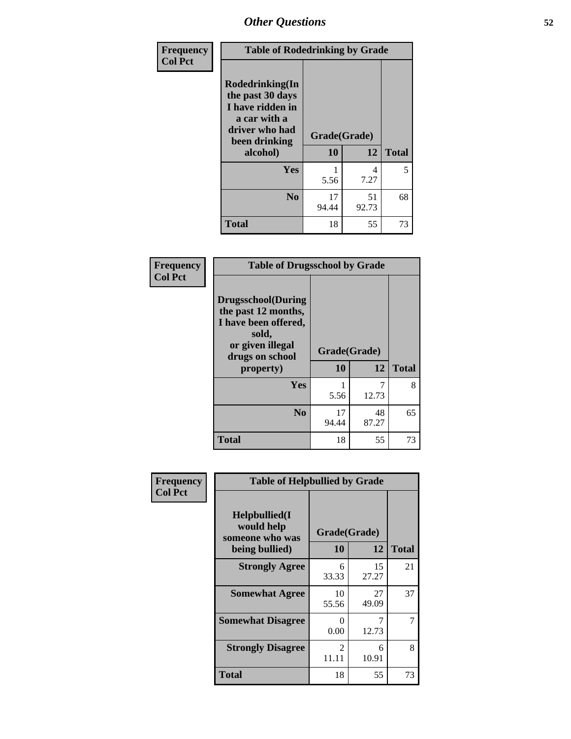| Frequency<br>Col Pct | | | |
|---|---|---|---|
| **Table of Rodedrinking by Grade** | | | |
| **Rodedrinking(In the past 30 days I have ridden in a car with a driver who had been drinking alcohol)** | **Grade(Grade)** | | |
| | **10** | **12** | **Total** |
| **Yes** | 1<br>5.56 | 4<br>7.27 | 5 |
| **No** | 17<br>94.44 | 51<br>92.73 | 68 |
| **Total** | 18 | 55 | 73 |

| Frequency<br>Col Pct | | | |
|---|---|---|---|
| **Table of Drugsschool by Grade** | | | |
| **Drugsschool(During the past 12 months, I have been offered, sold, or given illegal drugs on school property)** | **Grade(Grade)** | | |
| | **10** | **12** | **Total** |
| **Yes** | 1<br>5.56 | 7<br>12.73 | 8 |
| **No** | 17<br>94.44 | 48<br>87.27 | 65 |
| **Total** | 18 | 55 | 73 |

| Frequency<br>Col Pct | | | |
|---|---|---|---|
| **Table of Helpbullied by Grade** | | | |
| **Helpbullied(I would help someone who was being bullied)** | **Grade(Grade)** | | |
| | **10** | **12** | **Total** |
| **Strongly Agree** | 6<br>33.33 | 15<br>27.27 | 21 |
| **Somewhat Agree** | 10<br>55.56 | 27<br>49.09 | 37 |
| **Somewhat Disagree** | 0<br>0.00 | 7<br>12.73 | 7 |
| **Strongly Disagree** | 2<br>11.11 | 6<br>10.91 | 8 |
| **Total** | 18 | 55 | 73 |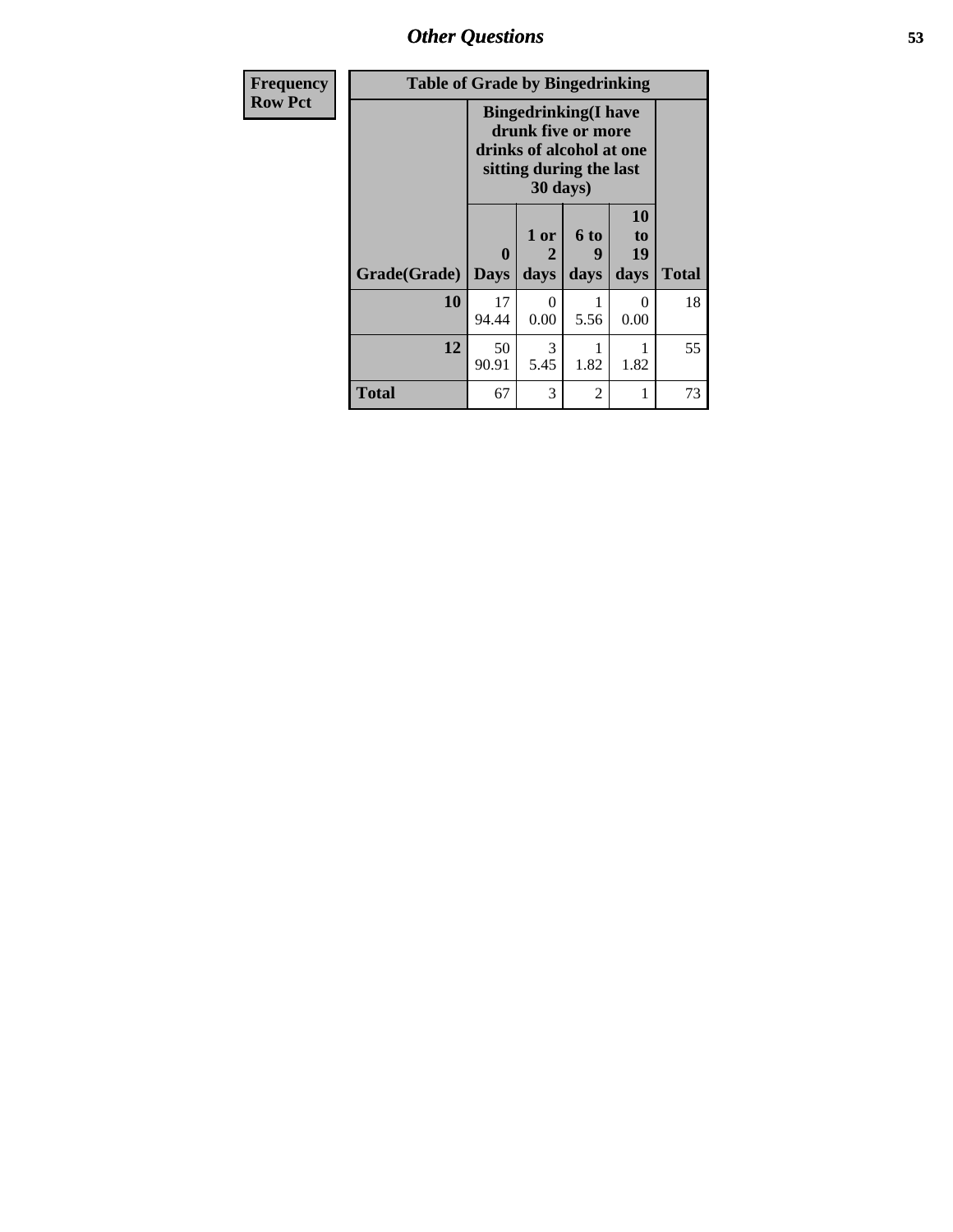## Other Questions

| Frequency Row Pct | Table of Grade by Bingedrinking | | | | |
|---|---|---|---|---|---|
| | Bingedrinking(I have drunk five or more drinks of alcohol at one sitting during the last 30 days) | | | | |
| Grade(Grade) | 0 Days | 1 or 2 days | 6 to 9 days | 10 to 19 days | Total |
| 10 | 17<br>94.44 | 0<br>0.00 | 1<br>5.56 | 0<br>0.00 | 18 |
| 12 | 50<br>90.91 | 3<br>5.45 | 1<br>1.82 | 1<br>1.82 | 55 |
| Total | 67 | 3 | 2 | 1 | 73 |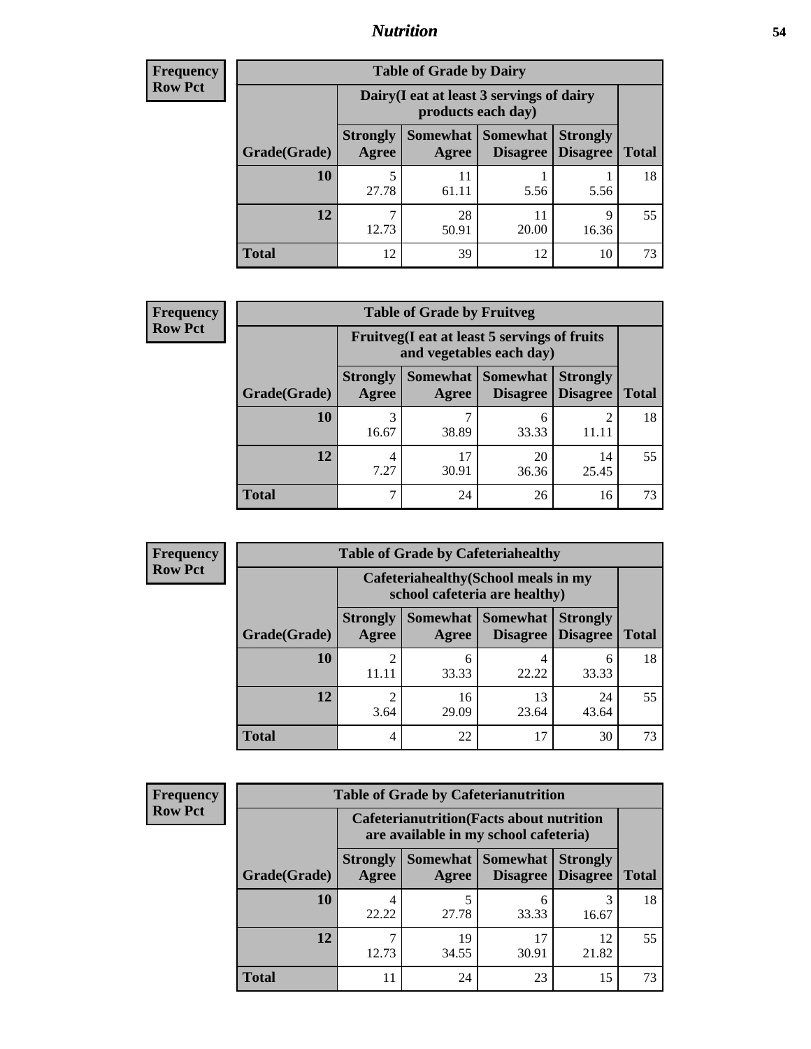## Nutrition

**Frequency**
**Row Pct**

| Table of Grade by Dairy | | | | | |
|---|---|---|---|---|---|
| | Dairy(I eat at least 3 servings of dairy products each day) | | | | |
| Grade(Grade) | Strongly Agree | Somewhat Agree | Somewhat Disagree | Strongly Disagree | Total |
| **10** | 5<br>27.78 | 11<br>61.11 | 1<br>5.56 | 1<br>5.56 | 18 |
| **12** | 7<br>12.73 | 28<br>50.91 | 11<br>20.00 | 9<br>16.36 | 55 |
| **Total** | 12 | 39 | 12 | 10 | 73 |

**Frequency**
**Row Pct**

| Table of Grade by Fruitveg | | | | | |
|---|---|---|---|---|---|
| | Fruitveg(I eat at least 5 servings of fruits and vegetables each day) | | | | |
| Grade(Grade) | Strongly Agree | Somewhat Agree | Somewhat Disagree | Strongly Disagree | Total |
| **10** | 3<br>16.67 | 7<br>38.89 | 6<br>33.33 | 2<br>11.11 | 18 |
| **12** | 4<br>7.27 | 17<br>30.91 | 20<br>36.36 | 14<br>25.45 | 55 |
| **Total** | 7 | 24 | 26 | 16 | 73 |

**Frequency**
**Row Pct**

| Table of Grade by Cafeteriahealthy | | | | | |
|---|---|---|---|---|---|
| | Cafeteriahealthy(School meals in my school cafeteria are healthy) | | | | |
| Grade(Grade) | Strongly Agree | Somewhat Agree | Somewhat Disagree | Strongly Disagree | Total |
| **10** | 2<br>11.11 | 6<br>33.33 | 4<br>22.22 | 6<br>33.33 | 18 |
| **12** | 2<br>3.64 | 16<br>29.09 | 13<br>23.64 | 24<br>43.64 | 55 |
| **Total** | 4 | 22 | 17 | 30 | 73 |

**Frequency**
**Row Pct**

| Table of Grade by Cafeterianutrition | | | | | |
|---|---|---|---|---|---|
| | Cafeterianutrition(Facts about nutrition are available in my school cafeteria) | | | | |
| Grade(Grade) | Strongly Agree | Somewhat Agree | Somewhat Disagree | Strongly Disagree | Total |
| **10** | 4<br>22.22 | 5<br>27.78 | 6<br>33.33 | 3<br>16.67 | 18 |
| **12** | 7<br>12.73 | 19<br>34.55 | 17<br>30.91 | 12<br>21.82 | 55 |
| **Total** | 11 | 24 | 23 | 15 | 73 |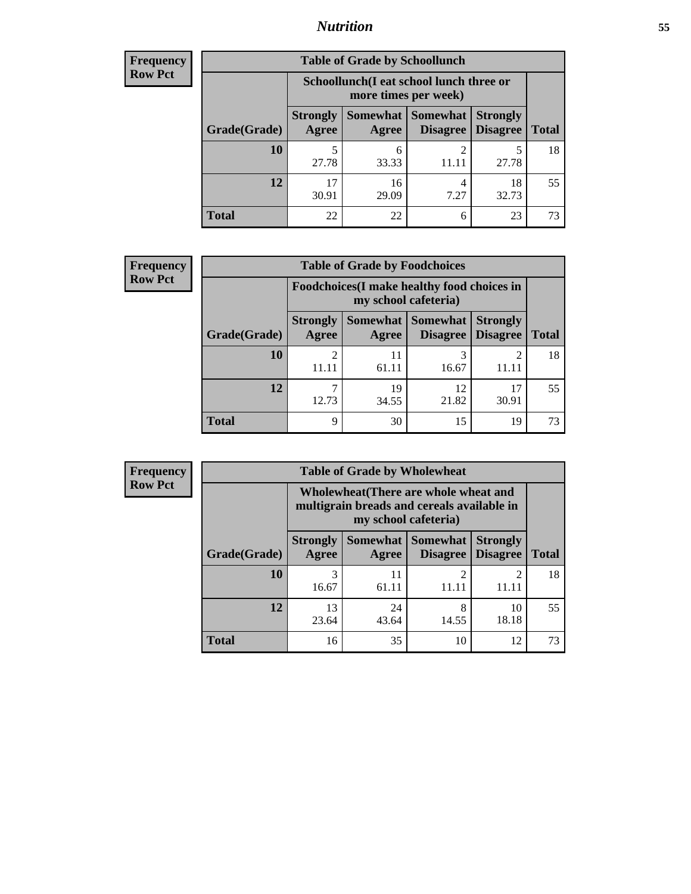# Nutrition

**Frequency**
**Row Pct**

| Table of Grade by Schoollunch | | | | | |
|---|---|---|---|---|---|
| | Schoollunch(I eat school lunch three or more times per week) | | | | |
| Grade(Grade) | Strongly Agree | Somewhat Agree | Somewhat Disagree | Strongly Disagree | Total |
| **10** | 5<br>27.78 | 6<br>33.33 | 2<br>11.11 | 5<br>27.78 | 18 |
| **12** | 17<br>30.91 | 16<br>29.09 | 4<br>7.27 | 18<br>32.73 | 55 |
| **Total** | 22 | 22 | 6 | 23 | 73 |

**Frequency**
**Row Pct**

| Table of Grade by Foodchoices | | | | | |
|---|---|---|---|---|---|
| | Foodchoices(I make healthy food choices in my school cafeteria) | | | | |
| Grade(Grade) | Strongly Agree | Somewhat Agree | Somewhat Disagree | Strongly Disagree | Total |
| **10** | 2<br>11.11 | 11<br>61.11 | 3<br>16.67 | 2<br>11.11 | 18 |
| **12** | 7<br>12.73 | 19<br>34.55 | 12<br>21.82 | 17<br>30.91 | 55 |
| **Total** | 9 | 30 | 15 | 19 | 73 |

**Frequency**
**Row Pct**

| Table of Grade by Wholewheat | | | | | |
|---|---|---|---|---|---|
| | Wholewheat(There are whole wheat and multigrain breads and cereals available in my school cafeteria) | | | | |
| Grade(Grade) | Strongly Agree | Somewhat Agree | Somewhat Disagree | Strongly Disagree | Total |
| **10** | 3<br>16.67 | 11<br>61.11 | 2<br>11.11 | 2<br>11.11 | 18 |
| **12** | 13<br>23.64 | 24<br>43.64 | 8<br>14.55 | 10<br>18.18 | 55 |
| **Total** | 16 | 35 | 10 | 12 | 73 |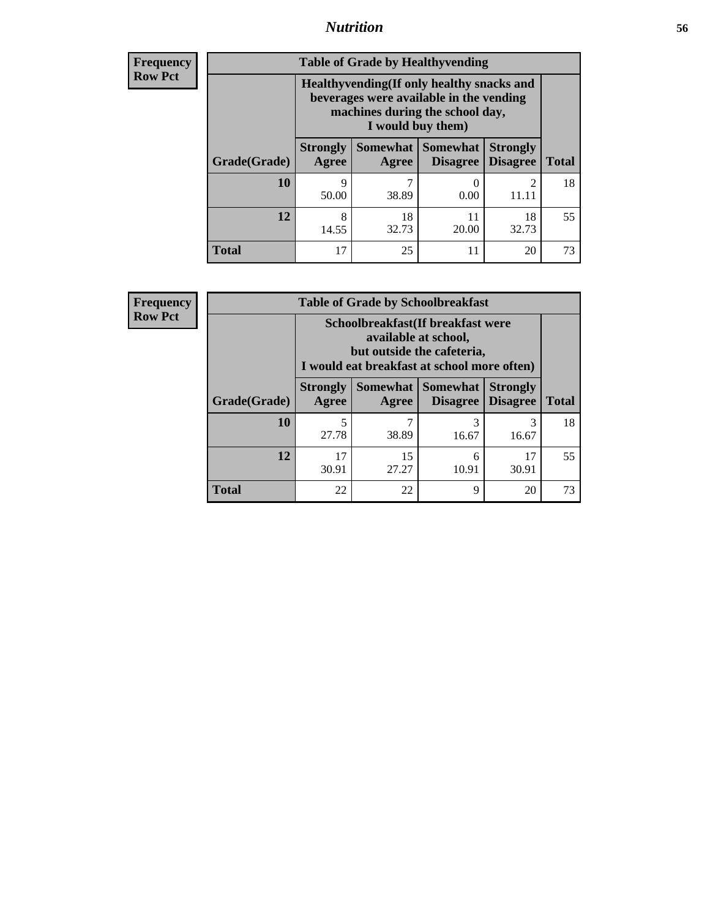**Frequency**
**Row Pct**

| Table of Grade by Healthyvending | | | | | |
|---|---|---|---|---|---|
| | Healthyvending(If only healthy snacks and beverages were available in the vending machines during the school day, I would buy them) | | | | |
| Grade(Grade) | Strongly Agree | Somewhat Agree | Somewhat Disagree | Strongly Disagree | Total |
| **10** | 9<br>50.00 | 7<br>38.89 | 0<br>0.00 | 2<br>11.11 | 18 |
| **12** | 8<br>14.55 | 18<br>32.73 | 11<br>20.00 | 18<br>32.73 | 55 |
| **Total** | 17 | 25 | 11 | 20 | 73 |

**Frequency**
**Row Pct**

| Table of Grade by Schoolbreakfast | | | | | |
|---|---|---|---|---|---|
| | Schoolbreakfast(If breakfast were available at school, but outside the cafeteria, I would eat breakfast at school more often) | | | | |
| Grade(Grade) | Strongly Agree | Somewhat Agree | Somewhat Disagree | Strongly Disagree | Total |
| **10** | 5<br>27.78 | 7<br>38.89 | 3<br>16.67 | 3<br>16.67 | 18 |
| **12** | 17<br>30.91 | 15<br>27.27 | 6<br>10.91 | 17<br>30.91 | 55 |
| **Total** | 22 | 22 | 9 | 20 | 73 |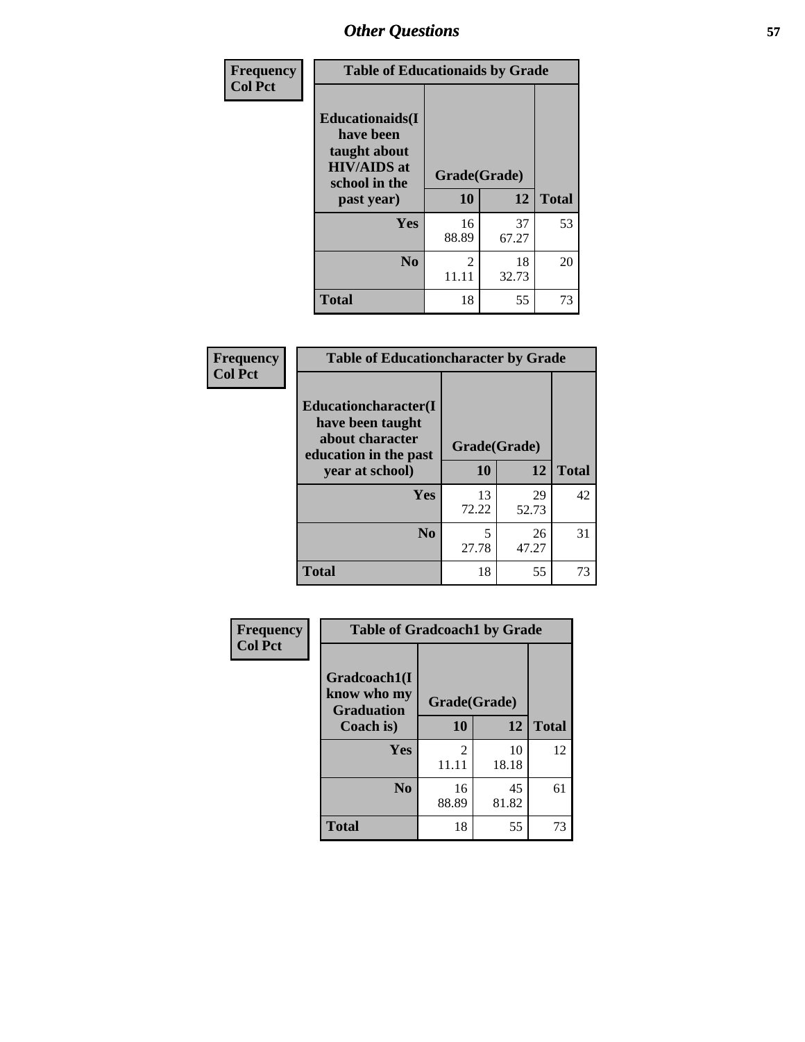## Other Questions

| Frequency Col Pct | Table of Educationaids by Grade | | |
|---|---|---|---|
| Educationaids(I have been taught about HIV/AIDS at school in the past year) | Grade(Grade) | | |
| | 10 | 12 | Total |
| Yes | 16<br>88.89 | 37<br>67.27 | 53 |
| No | 2<br>11.11 | 18<br>32.73 | 20 |
| Total | 18 | 55 | 73 |

| Frequency Col Pct | Table of Educationcharacter by Grade | | |
|---|---|---|---|
| Educationcharacter(I have been taught about character education in the past year at school) | Grade(Grade) | | |
| | 10 | 12 | Total |
| Yes | 13<br>72.22 | 29<br>52.73 | 42 |
| No | 5<br>27.78 | 26<br>47.27 | 31 |
| Total | 18 | 55 | 73 |

| Frequency Col Pct | Table of Gradcoach1 by Grade | | |
|---|---|---|---|
| Gradcoach1(I know who my Graduation Coach is) | Grade(Grade) | | |
| | 10 | 12 | Total |
| Yes | 2<br>11.11 | 10<br>18.18 | 12 |
| No | 16<br>88.89 | 45<br>81.82 | 61 |
| Total | 18 | 55 | 73 |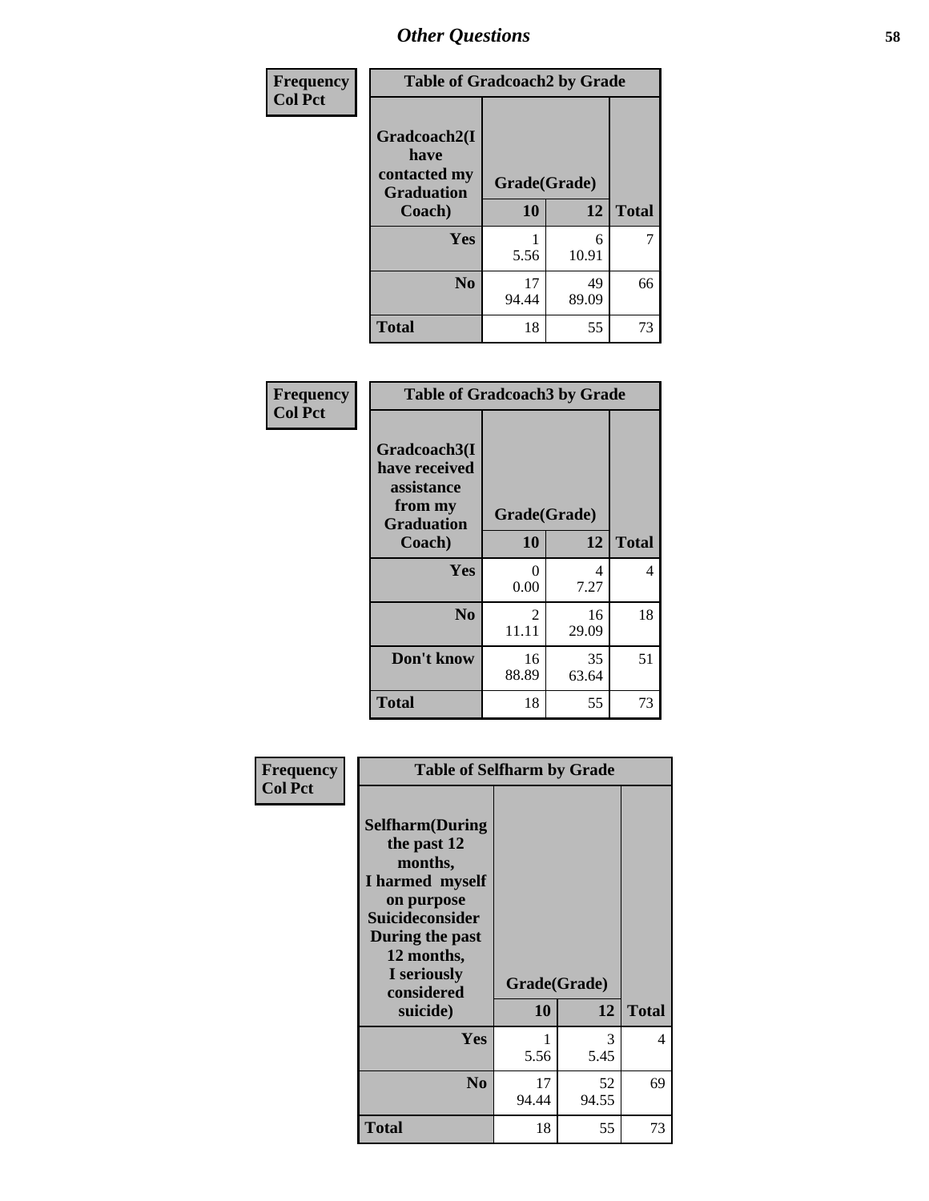# Other Questions

**Frequency Col Pct**

| Table of Gradcoach2 by Grade | | | |
|---|---|---|---|
| Gradcoach2(I have contacted my Graduation Coach) | Grade(Grade) | | |
| | 10 | 12 | Total |
| Yes | 1<br>5.56 | 6<br>10.91 | 7 |
| No | 17<br>94.44 | 49<br>89.09 | 66 |
| Total | 18 | 55 | 73 |

**Frequency Col Pct**

| Table of Gradcoach3 by Grade | | | |
|---|---|---|---|
| Gradcoach3(I have received assistance from my Graduation Coach) | Grade(Grade) | | |
| | 10 | 12 | Total |
| Yes | 0<br>0.00 | 4<br>7.27 | 4 |
| No | 2<br>11.11 | 16<br>29.09 | 18 |
| Don't know | 16<br>88.89 | 35<br>63.64 | 51 |
| Total | 18 | 55 | 73 |

**Frequency Col Pct**

| Table of Selfharm by Grade | | | |
|---|---|---|---|
| Selfharm(During the past 12 months, I harmed myself on purpose Suicideconsider During the past 12 months, I seriously considered suicide) | Grade(Grade) | | |
| | 10 | 12 | Total |
| Yes | 1<br>5.56 | 3<br>5.45 | 4 |
| No | 17<br>94.44 | 52<br>94.55 | 69 |
| Total | 18 | 55 | 73 |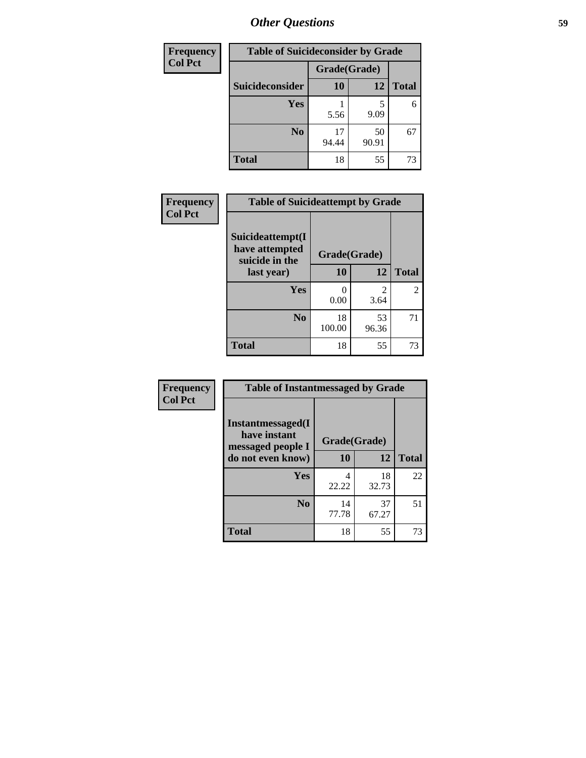## Other Questions

| Frequency<br>Col Pct |
|---|

**Table of Suicideconsider by Grade**

| Suicideconsider | Grade(Grade) 10 | 12 | Total |
|---|---|---|---|
| Yes | 1<br>5.56 | 5<br>9.09 | 6 |
| No | 17<br>94.44 | 50<br>90.91 | 67 |
| Total | 18 | 55 | 73 |

| Frequency<br>Col Pct |
|---|

**Table of Suicideattempt by Grade**

| Suicideattempt(I have attempted suicide in the last year) | Grade(Grade) 10 | 12 | Total |
|---|---|---|---|
| Yes | 0<br>0.00 | 2<br>3.64 | 2 |
| No | 18<br>100.00 | 53<br>96.36 | 71 |
| Total | 18 | 55 | 73 |

| Frequency<br>Col Pct |
|---|

**Table of Instantmessaged by Grade**

| Instantmessaged(I have instant messaged people I do not even know) | Grade(Grade) 10 | 12 | Total |
|---|---|---|---|
| Yes | 4<br>22.22 | 18<br>32.73 | 22 |
| No | 14<br>77.78 | 37<br>67.27 | 51 |
| Total | 18 | 55 | 73 |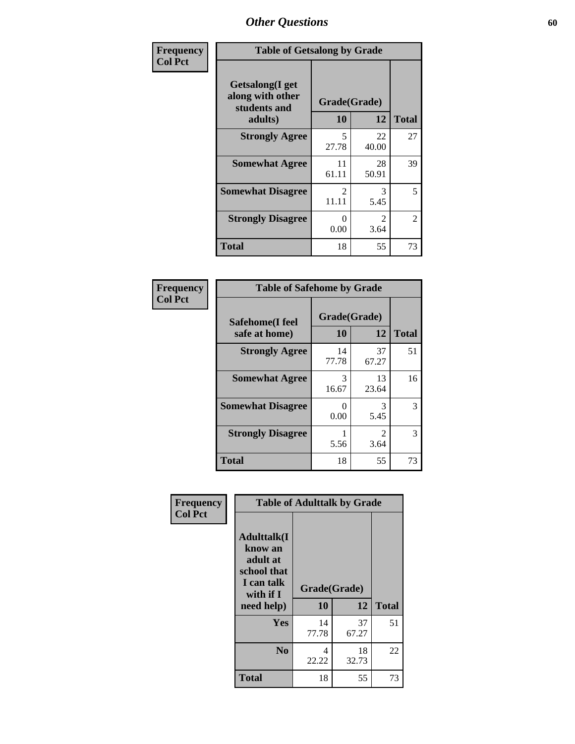# Other Questions

**Frequency**
**Col Pct**

| Table of Getsalong by Grade | | | |
|---|---|---|---|
| **Getsalong(I get along with other students and adults)** | **Grade(Grade)** | | |
| | **10** | **12** | **Total** |
| **Strongly Agree** | 5<br>27.78 | 22<br>40.00 | 27 |
| **Somewhat Agree** | 11<br>61.11 | 28<br>50.91 | 39 |
| **Somewhat Disagree** | 2<br>11.11 | 3<br>5.45 | 5 |
| **Strongly Disagree** | 0<br>0.00 | 2<br>3.64 | 2 |
| **Total** | 18 | 55 | 73 |

**Frequency**
**Col Pct**

| Table of Safehome by Grade | | | |
|---|---|---|---|
| **Safehome(I feel safe at home)** | **Grade(Grade)** | | |
| | **10** | **12** | **Total** |
| **Strongly Agree** | 14<br>77.78 | 37<br>67.27 | 51 |
| **Somewhat Agree** | 3<br>16.67 | 13<br>23.64 | 16 |
| **Somewhat Disagree** | 0<br>0.00 | 3<br>5.45 | 3 |
| **Strongly Disagree** | 1<br>5.56 | 2<br>3.64 | 3 |
| **Total** | 18 | 55 | 73 |

**Frequency**
**Col Pct**

| Table of Adulttalk by Grade | | | |
|---|---|---|---|
| **Adulttalk(I know an adult at school that I can talk with if I need help)** | **Grade(Grade)** | | |
| | **10** | **12** | **Total** |
| **Yes** | 14<br>77.78 | 37<br>67.27 | 51 |
| **No** | 4<br>22.22 | 18<br>32.73 | 22 |
| **Total** | 18 | 55 | 73 |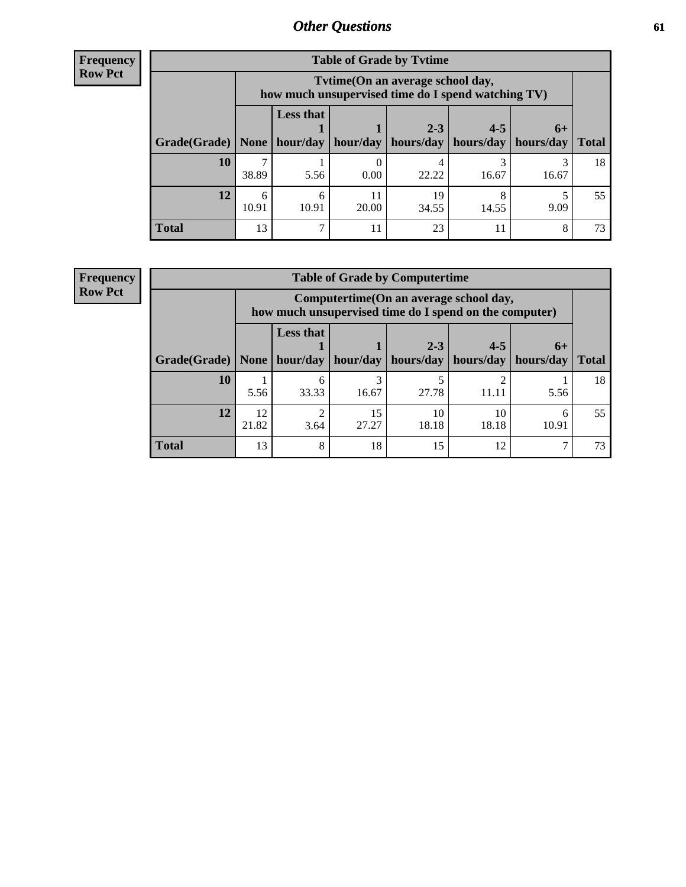## Other Questions

**Frequency**
**Row Pct**

| Table of Grade by Tvtime | | | | | | | |
|---|---|---|---|---|---|---|---|
| | Tvtime(On an average school day, how much unsupervised time do I spend watching TV) | | | | | | |
| Grade(Grade) | None | Less that 1 hour/day | 1 hour/day | 2-3 hours/day | 4-5 hours/day | 6+ hours/day | Total |
| **10** | 7<br>38.89 | 1<br>5.56 | 0<br>0.00 | 4<br>22.22 | 3<br>16.67 | 3<br>16.67 | 18 |
| **12** | 6<br>10.91 | 6<br>10.91 | 11<br>20.00 | 19<br>34.55 | 8<br>14.55 | 5<br>9.09 | 55 |
| **Total** | 13 | 7 | 11 | 23 | 11 | 8 | 73 |

**Frequency**
**Row Pct**

| Table of Grade by Computertime | | | | | | | |
|---|---|---|---|---|---|---|---|
| | Computertime(On an average school day, how much unsupervised time do I spend on the computer) | | | | | | |
| Grade(Grade) | None | Less that 1 hour/day | 1 hour/day | 2-3 hours/day | 4-5 hours/day | 6+ hours/day | Total |
| **10** | 1<br>5.56 | 6<br>33.33 | 3<br>16.67 | 5<br>27.78 | 2<br>11.11 | 1<br>5.56 | 18 |
| **12** | 12<br>21.82 | 2<br>3.64 | 15<br>27.27 | 10<br>18.18 | 10<br>18.18 | 6<br>10.91 | 55 |
| **Total** | 13 | 8 | 18 | 15 | 12 | 7 | 73 |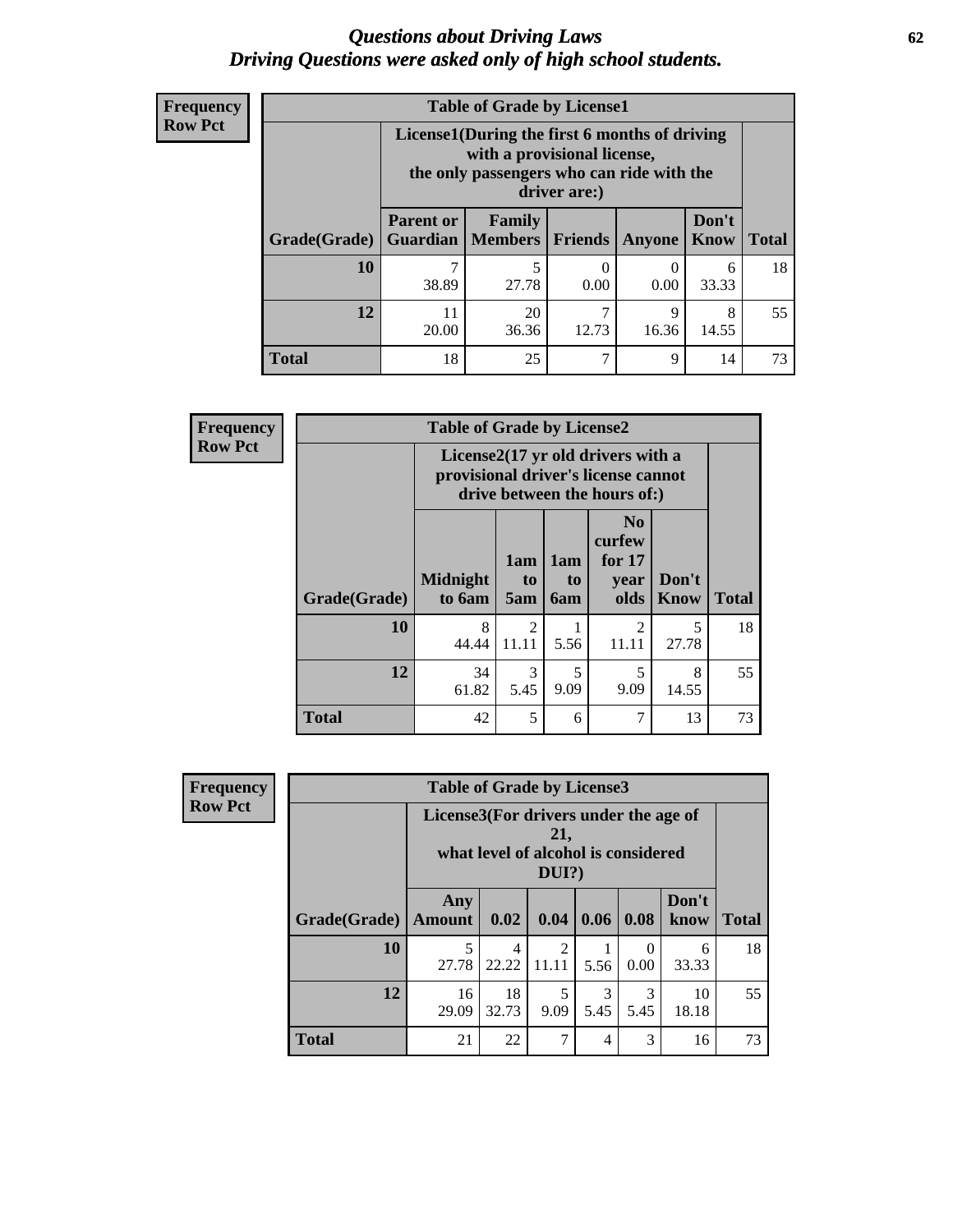# *Questions about Driving Laws*
# *Driving Questions were asked only of high school students.*

**Frequency**
**Row Pct**

**Table of Grade by License1**

| Grade(Grade) | License1(During the first 6 months of driving with a provisional license, the only passengers who can ride with the driver are:) | | | | | Total |
|---|---|---|---|---|---|---|
| | Parent or Guardian | Family Members | Friends | Anyone | Don't Know | |
| **10** | 7<br>38.89 | 5<br>27.78 | 0<br>0.00 | 0<br>0.00 | 6<br>33.33 | 18 |
| **12** | 11<br>20.00 | 20<br>36.36 | 7<br>12.73 | 9<br>16.36 | 8<br>14.55 | 55 |
| **Total** | 18 | 25 | 7 | 9 | 14 | 73 |

**Frequency**
**Row Pct**

**Table of Grade by License2**

| Grade(Grade) | License2(17 yr old drivers with a provisional driver's license cannot drive between the hours of:) | | | | | Total |
|---|---|---|---|---|---|---|
| | Midnight to 6am | 1am to 5am | 1am to 6am | No curfew for 17 year olds | Don't Know | |
| **10** | 8<br>44.44 | 2<br>11.11 | 1<br>5.56 | 2<br>11.11 | 5<br>27.78 | 18 |
| **12** | 34<br>61.82 | 3<br>5.45 | 5<br>9.09 | 5<br>9.09 | 8<br>14.55 | 55 |
| **Total** | 42 | 5 | 6 | 7 | 13 | 73 |

**Frequency**
**Row Pct**

**Table of Grade by License3**

| Grade(Grade) | License3(For drivers under the age of 21, what level of alcohol is considered DUI?) | | | | | | Total |
|---|---|---|---|---|---|---|---|
| | Any Amount | 0.02 | 0.04 | 0.06 | 0.08 | Don't know | |
| **10** | 5<br>27.78 | 4<br>22.22 | 2<br>11.11 | 1<br>5.56 | 0<br>0.00 | 6<br>33.33 | 18 |
| **12** | 16<br>29.09 | 18<br>32.73 | 5<br>9.09 | 3<br>5.45 | 3<br>5.45 | 10<br>18.18 | 55 |
| **Total** | 21 | 22 | 7 | 4 | 3 | 16 | 73 |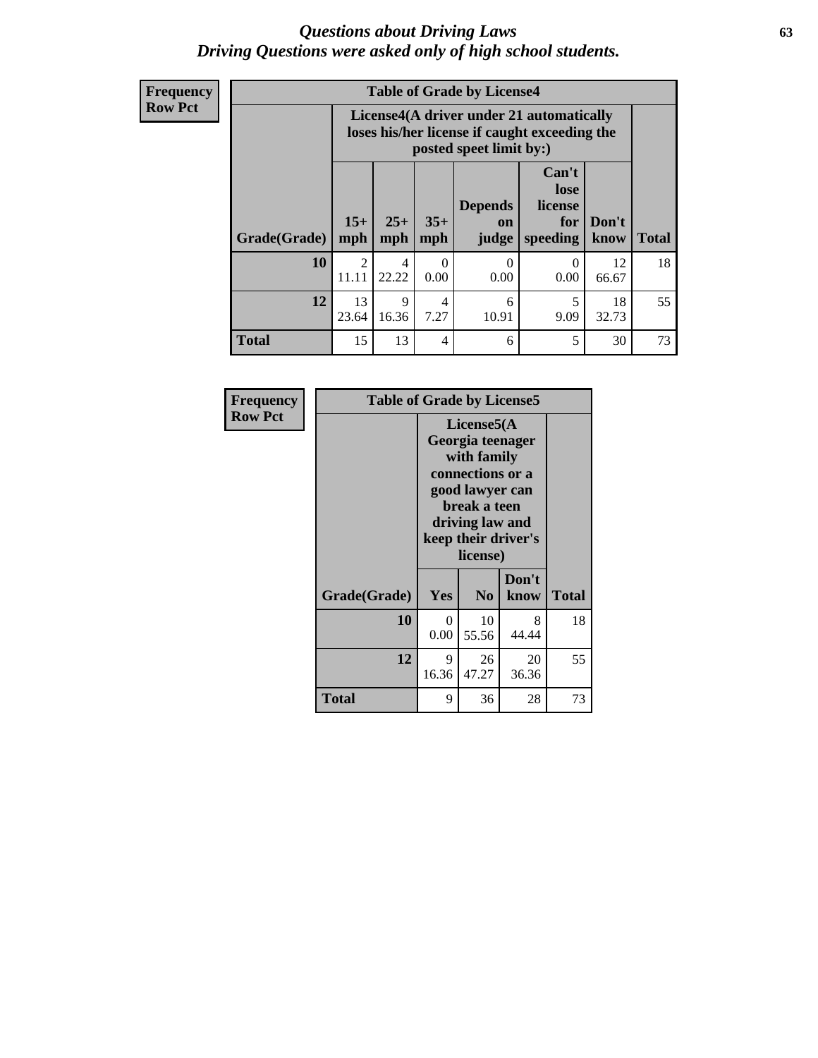*Questions about Driving Laws*
*Driving Questions were asked only of high school students.*

**Frequency**
**Row Pct**

**Table of Grade by License4**

| Grade(Grade) | License4(A driver under 21 automatically loses his/her license if caught exceeding the posted speet limit by:) 15+ mph | 25+ mph | 35+ mph | Depends on judge | Can't lose license for speeding | Don't know | Total |
|---|---|---|---|---|---|---|---|
| **10** | 2<br>11.11 | 4<br>22.22 | 0<br>0.00 | 0<br>0.00 | 0<br>0.00 | 12<br>66.67 | 18 |
| **12** | 13<br>23.64 | 9<br>16.36 | 4<br>7.27 | 6<br>10.91 | 5<br>9.09 | 18<br>32.73 | 55 |
| **Total** | 15 | 13 | 4 | 6 | 5 | 30 | 73 |

**Frequency**
**Row Pct**

**Table of Grade by License5**

| Grade(Grade) | License5(A Georgia teenager with family connections or a good lawyer can break a teen driving law and keep their driver's license) Yes | No | Don't know | Total |
|---|---|---|---|---|
| **10** | 0<br>0.00 | 10<br>55.56 | 8<br>44.44 | 18 |
| **12** | 9<br>16.36 | 26<br>47.27 | 20<br>36.36 | 55 |
| **Total** | 9 | 36 | 28 | 73 |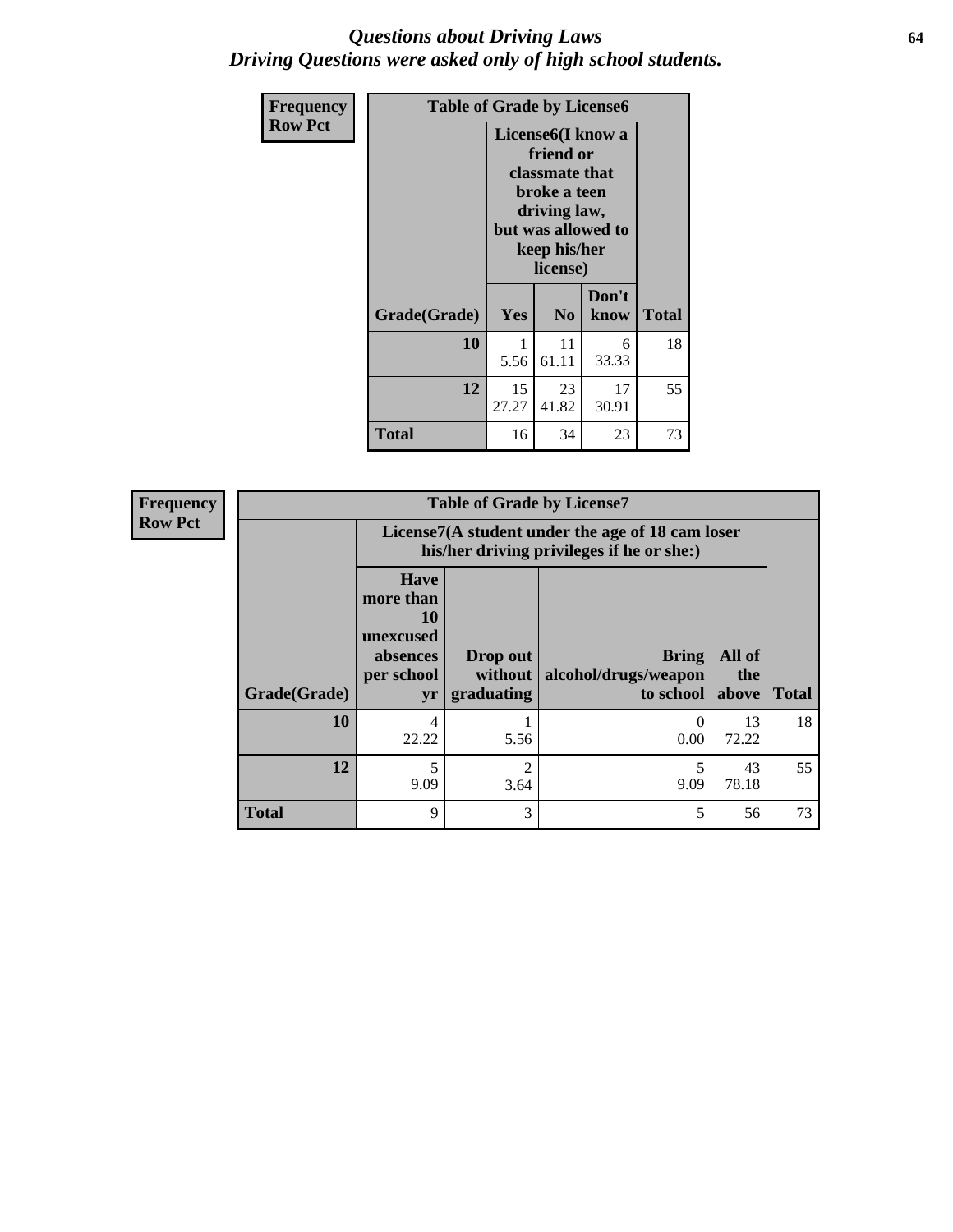# *Questions about Driving Laws*
## *Driving Questions were asked only of high school students.*

| Frequency<br>Row Pct | Table of Grade by License6 | | | |
|---|---|---|---|---|
| | License6(I know a friend or classmate that broke a teen driving law, but was allowed to keep his/her license) | | | |
| Grade(Grade) | Yes | No | Don't know | Total |
| 10 | 1<br>5.56 | 11<br>61.11 | 6<br>33.33 | 18 |
| 12 | 15<br>27.27 | 23<br>41.82 | 17<br>30.91 | 55 |
| Total | 16 | 34 | 23 | 73 |

| Frequency<br>Row Pct | Table of Grade by License7 | | | | |
|---|---|---|---|---|---|
| | License7(A student under the age of 18 cam loser his/her driving privileges if he or she:) | | | | |
| Grade(Grade) | Have more than 10 unexcused absences per school yr | Drop out without graduating | Bring alcohol/drugs/weapon to school | All of the above | Total |
| 10 | 4<br>22.22 | 1<br>5.56 | 0<br>0.00 | 13<br>72.22 | 18 |
| 12 | 5<br>9.09 | 2<br>3.64 | 5<br>9.09 | 43<br>78.18 | 55 |
| Total | 9 | 3 | 5 | 56 | 73 |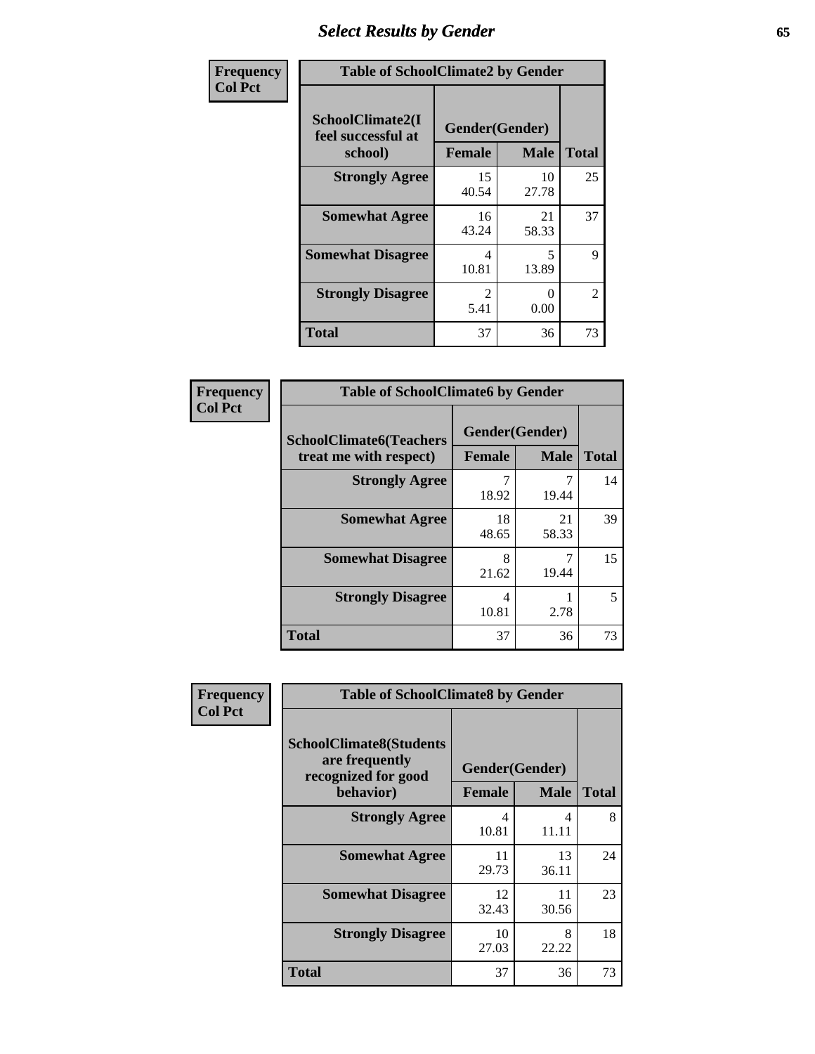# Select Results by Gender

| Frequency<br>Col Pct | Table of SchoolClimate2 by Gender | | |
|---|---|---|---|
| SchoolClimate2(I feel successful at school) | Gender(Gender) | | |
| | Female | Male | Total |
| Strongly Agree | 15<br>40.54 | 10<br>27.78 | 25 |
| Somewhat Agree | 16<br>43.24 | 21<br>58.33 | 37 |
| Somewhat Disagree | 4<br>10.81 | 5<br>13.89 | 9 |
| Strongly Disagree | 2<br>5.41 | 0<br>0.00 | 2 |
| Total | 37 | 36 | 73 |

| Frequency<br>Col Pct | Table of SchoolClimate6 by Gender | | |
|---|---|---|---|
| SchoolClimate6(Teachers treat me with respect) | Gender(Gender) | | |
| | Female | Male | Total |
| Strongly Agree | 7<br>18.92 | 7<br>19.44 | 14 |
| Somewhat Agree | 18<br>48.65 | 21<br>58.33 | 39 |
| Somewhat Disagree | 8<br>21.62 | 7<br>19.44 | 15 |
| Strongly Disagree | 4<br>10.81 | 1<br>2.78 | 5 |
| Total | 37 | 36 | 73 |

| Frequency<br>Col Pct | Table of SchoolClimate8 by Gender | | |
|---|---|---|---|
| SchoolClimate8(Students are frequently recognized for good behavior) | Gender(Gender) | | |
| | Female | Male | Total |
| Strongly Agree | 4<br>10.81 | 4<br>11.11 | 8 |
| Somewhat Agree | 11<br>29.73 | 13<br>36.11 | 24 |
| Somewhat Disagree | 12<br>32.43 | 11<br>30.56 | 23 |
| Strongly Disagree | 10<br>27.03 | 8<br>22.22 | 18 |
| Total | 37 | 36 | 73 |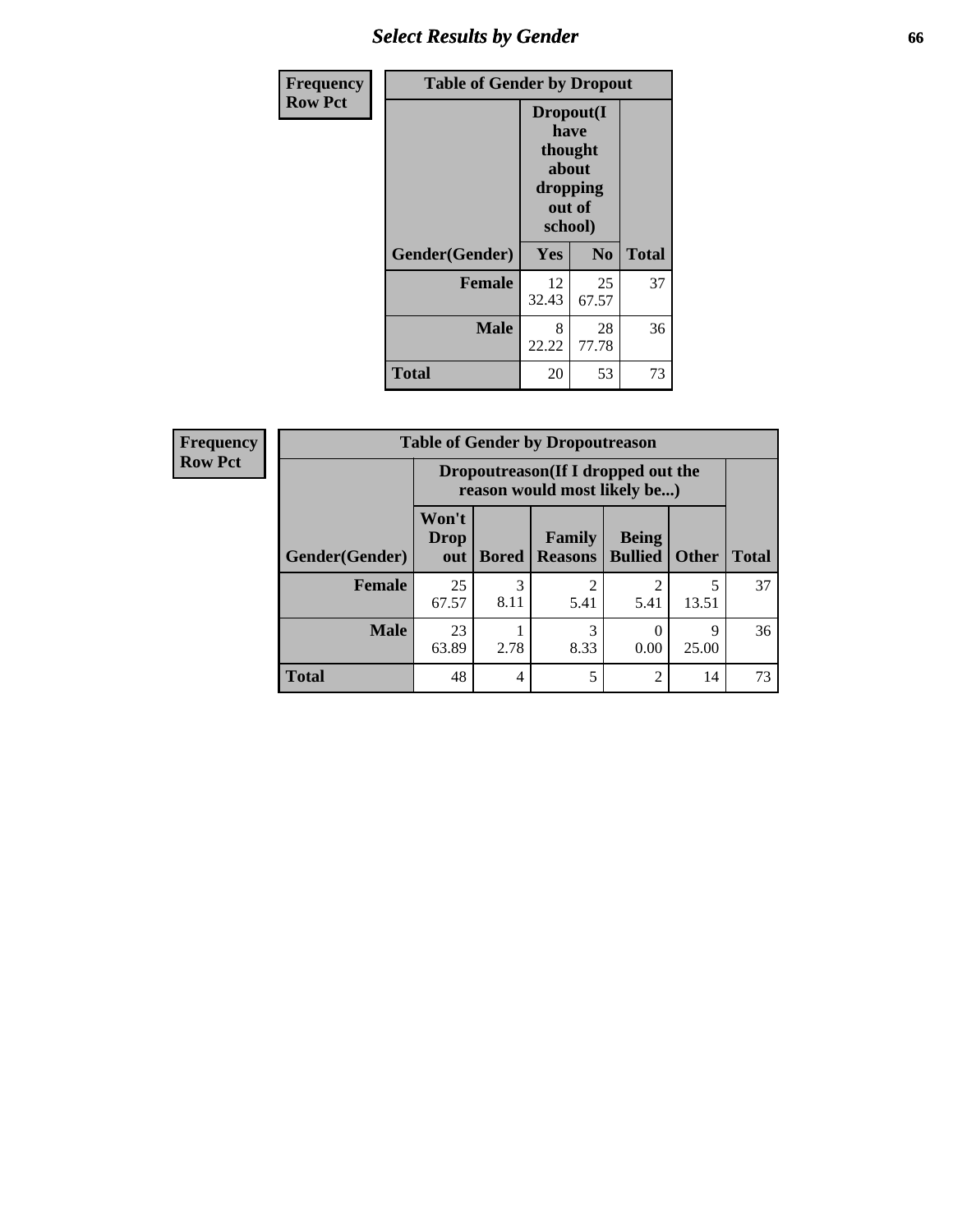| Frequency<br>Row Pct | Table of Gender by Dropout | | |
|---|---|---|---|
| | Dropout(I have thought about dropping out of school) | | |
| Gender(Gender) | Yes | No | Total |
| **Female** | 12<br>32.43 | 25<br>67.57 | 37 |
| **Male** | 8<br>22.22 | 28<br>77.78 | 36 |
| **Total** | 20 | 53 | 73 |

| Frequency<br>Row Pct | Table of Gender by Dropoutreason | | | | | |
|---|---|---|---|---|---|---|
| | Dropoutreason(If I dropped out the reason would most likely be...) | | | | | |
| Gender(Gender) | Won't Drop out | Bored | Family Reasons | Being Bullied | Other | Total |
| **Female** | 25<br>67.57 | 3<br>8.11 | 2<br>5.41 | 2<br>5.41 | 5<br>13.51 | 37 |
| **Male** | 23<br>63.89 | 1<br>2.78 | 3<br>8.33 | 0<br>0.00 | 9<br>25.00 | 36 |
| **Total** | 48 | 4 | 5 | 2 | 14 | 73 |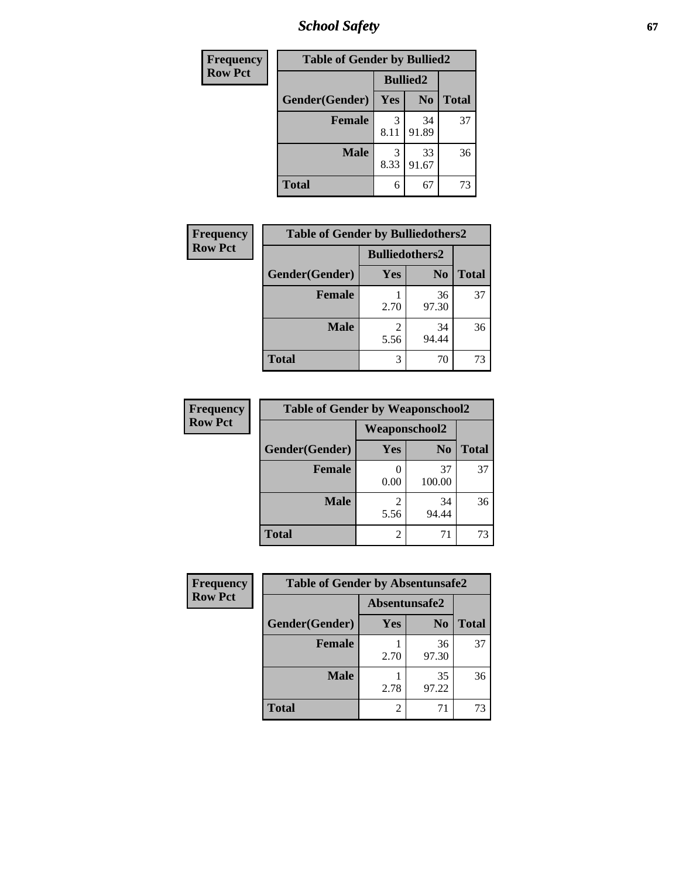| Frequency<br>Row Pct | Table of Gender by Bullied2 | | |
|---|---|---|---|
| | Bullied2 | | |
| Gender(Gender) | Yes | No | Total |
| Female | 3<br>8.11 | 34<br>91.89 | 37 |
| Male | 3<br>8.33 | 33<br>91.67 | 36 |
| Total | 6 | 67 | 73 |

| Frequency<br>Row Pct | Table of Gender by Bulliedothers2 | | |
|---|---|---|---|
| | Bulliedothers2 | | |
| Gender(Gender) | Yes | No | Total |
| Female | 1<br>2.70 | 36<br>97.30 | 37 |
| Male | 2<br>5.56 | 34<br>94.44 | 36 |
| Total | 3 | 70 | 73 |

| Frequency<br>Row Pct | Table of Gender by Weaponschool2 | | |
|---|---|---|---|
| | Weaponschool2 | | |
| Gender(Gender) | Yes | No | Total |
| Female | 0<br>0.00 | 37<br>100.00 | 37 |
| Male | 2<br>5.56 | 34<br>94.44 | 36 |
| Total | 2 | 71 | 73 |

| Frequency<br>Row Pct | Table of Gender by Absentunsafe2 | | |
|---|---|---|---|
| | Absentunsafe2 | | |
| Gender(Gender) | Yes | No | Total |
| Female | 1<br>2.70 | 36<br>97.30 | 37 |
| Male | 1<br>2.78 | 35<br>97.22 | 36 |
| Total | 2 | 71 | 73 |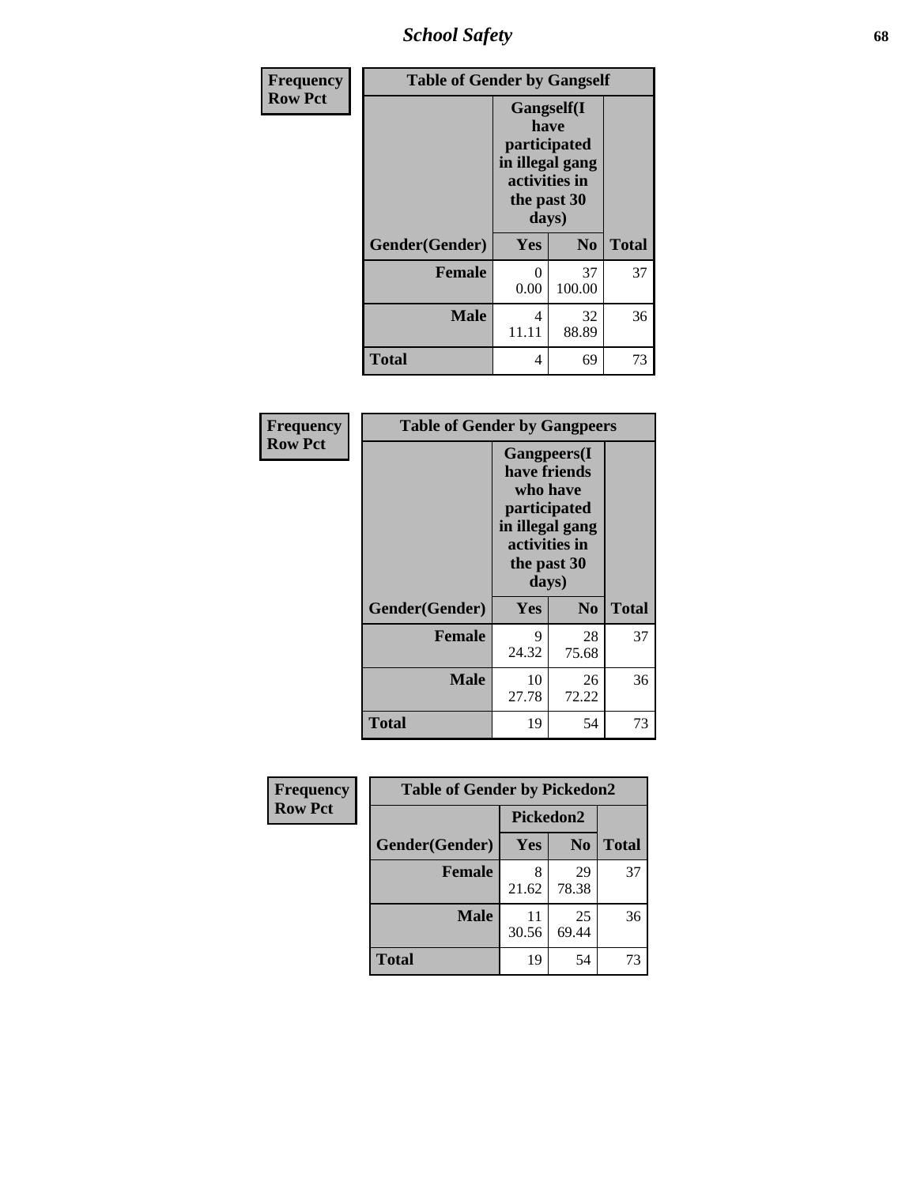| Frequency Row Pct | Table of Gender by Gangself | | |
|---|---|---|---|
| | Gangself(I have participated in illegal gang activities in the past 30 days) | | |
| Gender(Gender) | Yes | No | Total |
| Female | 0<br>0.00 | 37<br>100.00 | 37 |
| Male | 4<br>11.11 | 32<br>88.89 | 36 |
| Total | 4 | 69 | 73 |

| Frequency Row Pct | Table of Gender by Gangpeers | | |
|---|---|---|---|
| | Gangpeers(I have friends who have participated in illegal gang activities in the past 30 days) | | |
| Gender(Gender) | Yes | No | Total |
| Female | 9<br>24.32 | 28<br>75.68 | 37 |
| Male | 10<br>27.78 | 26<br>72.22 | 36 |
| Total | 19 | 54 | 73 |

| Frequency Row Pct | Table of Gender by Pickedon2 | | |
|---|---|---|---|
| | Pickedon2 | | |
| Gender(Gender) | Yes | No | Total |
| Female | 8<br>21.62 | 29<br>78.38 | 37 |
| Male | 11<br>30.56 | 25<br>69.44 | 36 |
| Total | 19 | 54 | 73 |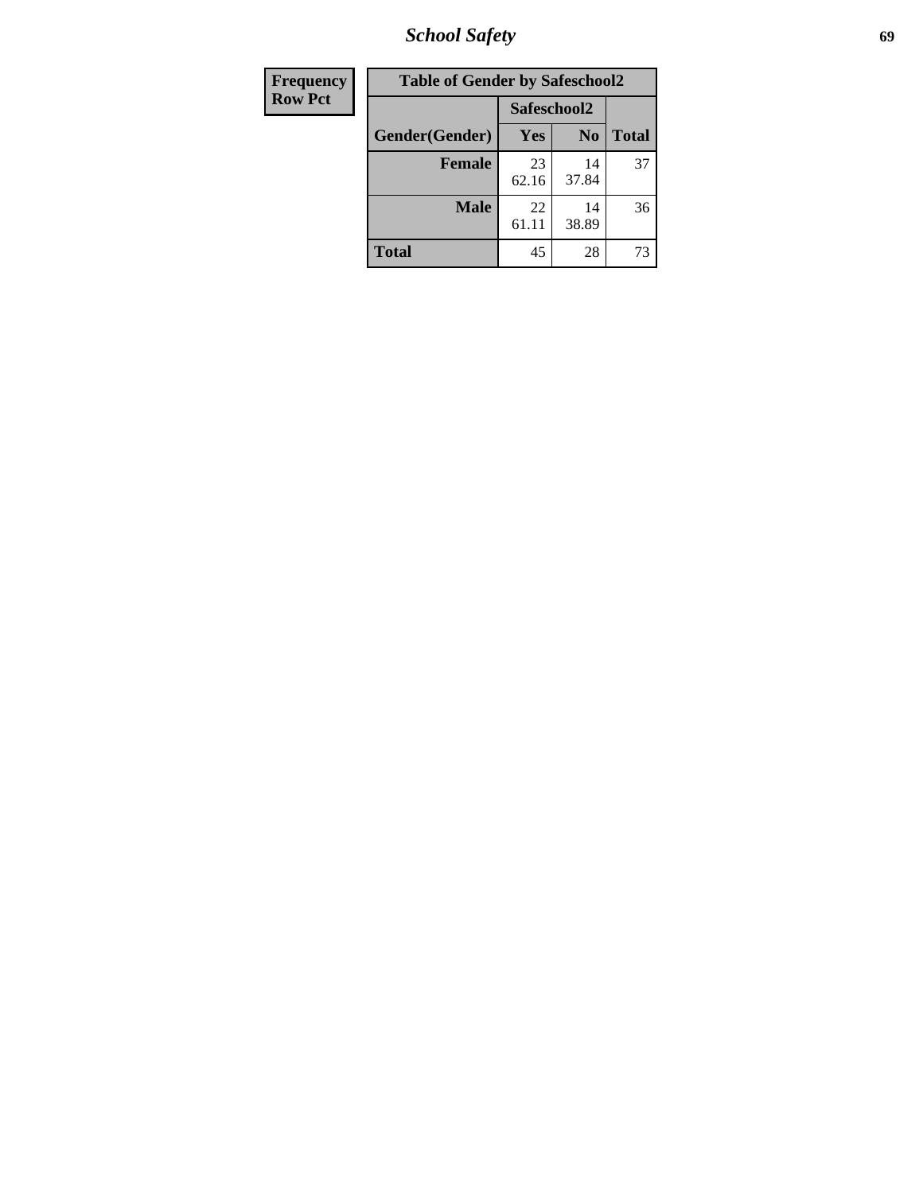| Frequency Row Pct | Table of Gender by Safeschool2 | | |
|---|---|---|---|
| | Safeschool2 | | |
| Gender(Gender) | Yes | No | Total |
| Female | 23 62.16 | 14 37.84 | 37 |
| Male | 22 61.11 | 14 38.89 | 36 |
| Total | 45 | 28 | 73 |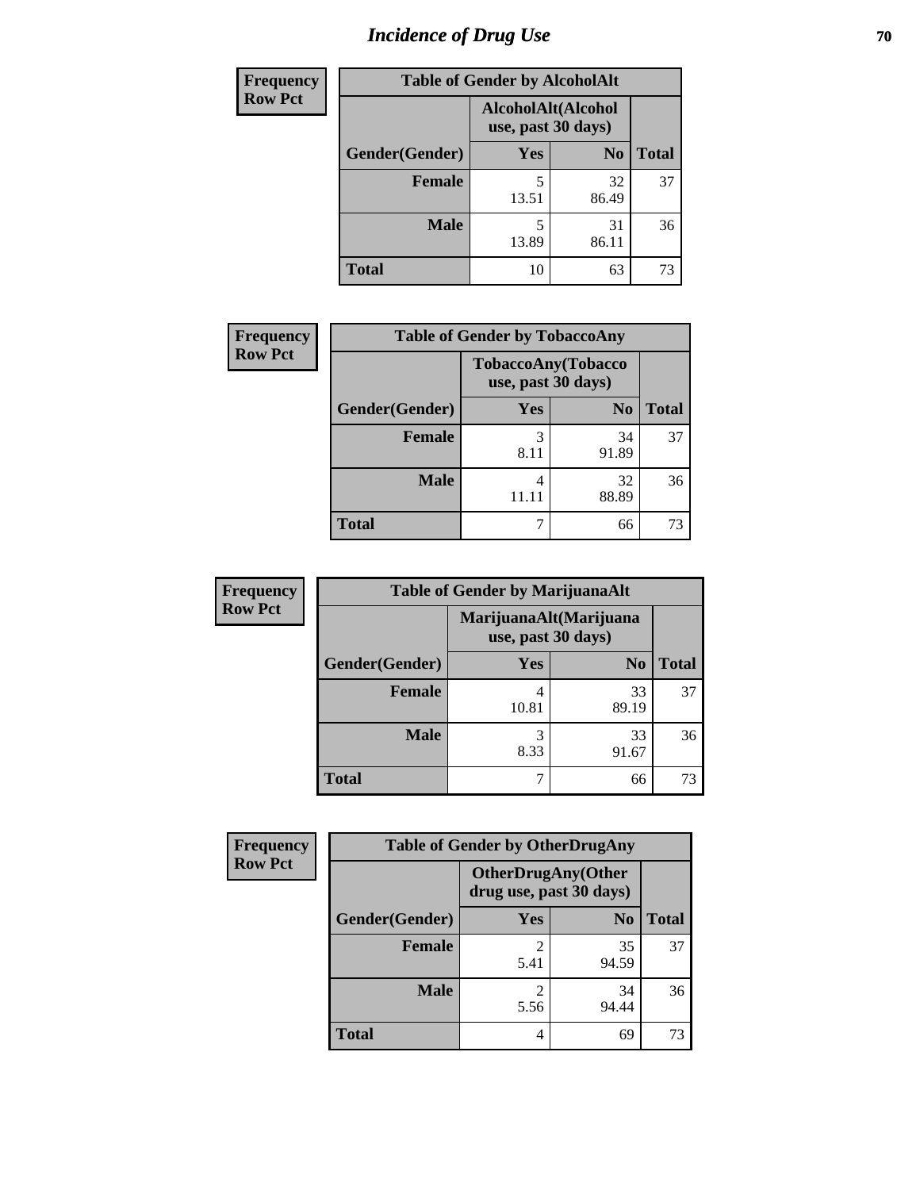# Incidence of Drug Use

**Frequency**
**Row Pct**

| Table of Gender by AlcoholAlt | | | |
|---|---|---|---|
| | AlcoholAlt(Alcohol use, past 30 days) | | |
| Gender(Gender) | Yes | No | Total |
| Female | 5<br>13.51 | 32<br>86.49 | 37 |
| Male | 5<br>13.89 | 31<br>86.11 | 36 |
| Total | 10 | 63 | 73 |

**Frequency**
**Row Pct**

| Table of Gender by TobaccoAny | | | |
|---|---|---|---|
| | TobaccoAny(Tobacco use, past 30 days) | | |
| Gender(Gender) | Yes | No | Total |
| Female | 3<br>8.11 | 34<br>91.89 | 37 |
| Male | 4<br>11.11 | 32<br>88.89 | 36 |
| Total | 7 | 66 | 73 |

**Frequency**
**Row Pct**

| Table of Gender by MarijuanaAlt | | | |
|---|---|---|---|
| | MarijuanaAlt(Marijuana use, past 30 days) | | |
| Gender(Gender) | Yes | No | Total |
| Female | 4<br>10.81 | 33<br>89.19 | 37 |
| Male | 3<br>8.33 | 33<br>91.67 | 36 |
| Total | 7 | 66 | 73 |

**Frequency**
**Row Pct**

| Table of Gender by OtherDrugAny | | | |
|---|---|---|---|
| | OtherDrugAny(Other drug use, past 30 days) | | |
| Gender(Gender) | Yes | No | Total |
| Female | 2<br>5.41 | 35<br>94.59 | 37 |
| Male | 2<br>5.56 | 34<br>94.44 | 36 |
| Total | 4 | 69 | 73 |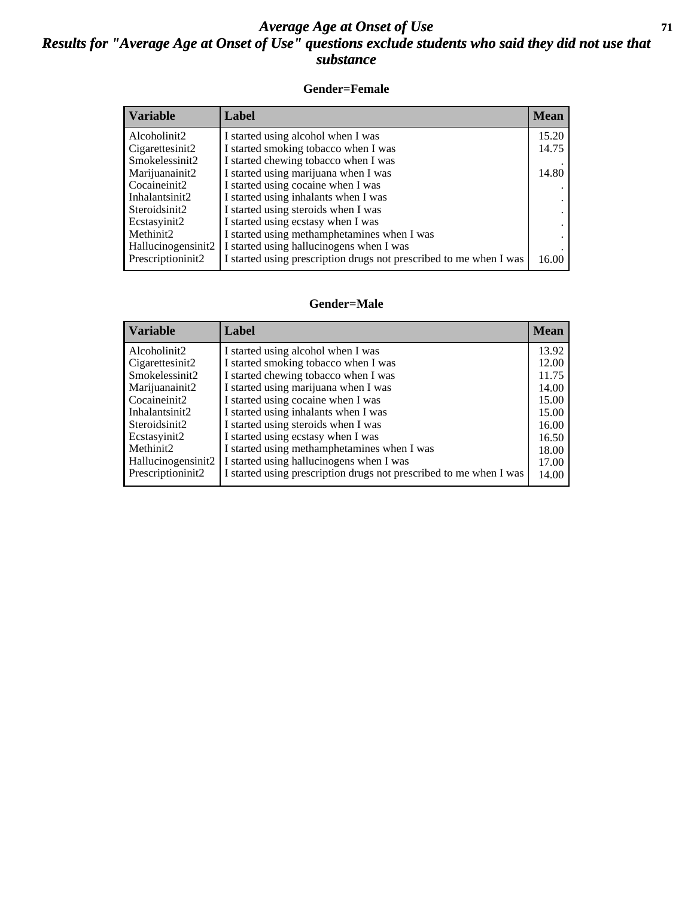# *Average Age at Onset of Use*
## *Results for "Average Age at Onset of Use" questions exclude students who said they did not use that substance*

**Gender=Female**

| Variable | Label | Mean |
|---|---|---|
| Alcoholinit2 | I started using alcohol when I was | 15.20 |
| Cigarettesinit2 | I started smoking tobacco when I was | 14.75 |
| Smokelessinit2 | I started chewing tobacco when I was | . |
| Marijuanainit2 | I started using marijuana when I was | 14.80 |
| Cocaineinit2 | I started using cocaine when I was | . |
| Inhalantsinit2 | I started using inhalants when I was | . |
| Steroidsinit2 | I started using steroids when I was | . |
| Ecstasyinit2 | I started using ecstasy when I was | . |
| Methinit2 | I started using methamphetamines when I was | . |
| Hallucinogensinit2 | I started using hallucinogens when I was | . |
| Prescriptioninit2 | I started using prescription drugs not prescribed to me when I was | 16.00 |

**Gender=Male**

| Variable | Label | Mean |
|---|---|---|
| Alcoholinit2 | I started using alcohol when I was | 13.92 |
| Cigarettesinit2 | I started smoking tobacco when I was | 12.00 |
| Smokelessinit2 | I started chewing tobacco when I was | 11.75 |
| Marijuanainit2 | I started using marijuana when I was | 14.00 |
| Cocaineinit2 | I started using cocaine when I was | 15.00 |
| Inhalantsinit2 | I started using inhalants when I was | 15.00 |
| Steroidsinit2 | I started using steroids when I was | 16.00 |
| Ecstasyinit2 | I started using ecstasy when I was | 16.50 |
| Methinit2 | I started using methamphetamines when I was | 18.00 |
| Hallucinogensinit2 | I started using hallucinogens when I was | 17.00 |
| Prescriptioninit2 | I started using prescription drugs not prescribed to me when I was | 14.00 |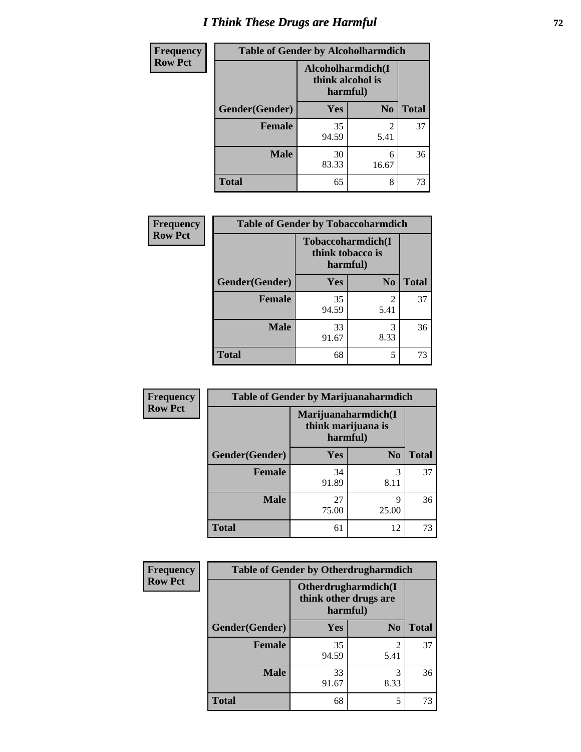# I Think These Drugs are Harmful

**Frequency**
**Row Pct**

| Table of Gender by Alcoholharmdich | | | |
|---|---|---|---|
| | Alcoholharmdich(I think alcohol is harmful) | | |
| Gender(Gender) | Yes | No | Total |
| Female | 35<br>94.59 | 2<br>5.41 | 37 |
| Male | 30<br>83.33 | 6<br>16.67 | 36 |
| Total | 65 | 8 | 73 |

**Frequency**
**Row Pct**

| Table of Gender by Tobaccoharmdich | | | |
|---|---|---|---|
| | Tobaccoharmdich(I think tobacco is harmful) | | |
| Gender(Gender) | Yes | No | Total |
| Female | 35<br>94.59 | 2<br>5.41 | 37 |
| Male | 33<br>91.67 | 3<br>8.33 | 36 |
| Total | 68 | 5 | 73 |

**Frequency**
**Row Pct**

| Table of Gender by Marijuanaharmdich | | | |
|---|---|---|---|
| | Marijuanaharmdich(I think marijuana is harmful) | | |
| Gender(Gender) | Yes | No | Total |
| Female | 34<br>91.89 | 3<br>8.11 | 37 |
| Male | 27<br>75.00 | 9<br>25.00 | 36 |
| Total | 61 | 12 | 73 |

**Frequency**
**Row Pct**

| Table of Gender by Otherdrugharmdich | | | |
|---|---|---|---|
| | Otherdrugharmdich(I think other drugs are harmful) | | |
| Gender(Gender) | Yes | No | Total |
| Female | 35<br>94.59 | 2<br>5.41 | 37 |
| Male | 33<br>91.67 | 3<br>8.33 | 36 |
| Total | 68 | 5 | 73 |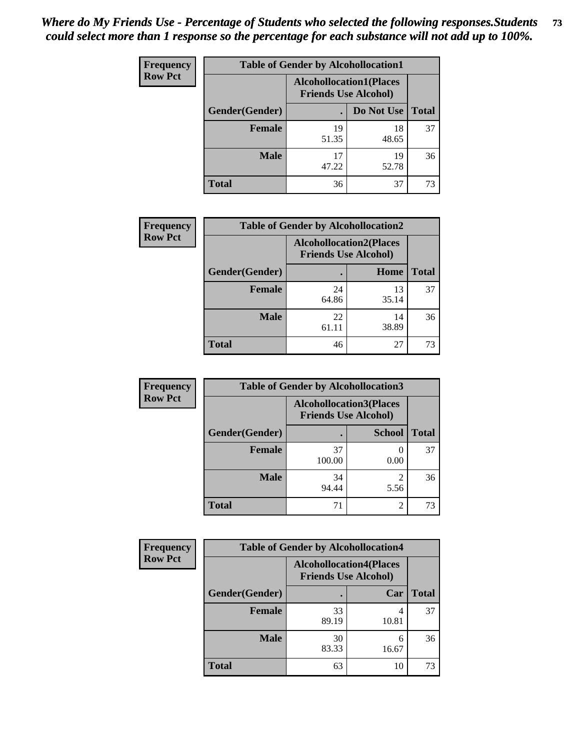***Where do My Friends Use - Percentage of Students who selected the following responses.Students could select more than 1 response so the percentage for each substance will not add up to 100%.***

**Frequency**
**Row Pct**

| Table of Gender by Alcohollocation1 | | | |
|---|---|---|---|
| | Alcohollocation1(Places Friends Use Alcohol) | | |
| Gender(Gender) | . | Do Not Use | Total |
| Female | 19<br>51.35 | 18<br>48.65 | 37 |
| Male | 17<br>47.22 | 19<br>52.78 | 36 |
| Total | 36 | 37 | 73 |

**Frequency**
**Row Pct**

| Table of Gender by Alcohollocation2 | | | |
|---|---|---|---|
| | Alcohollocation2(Places Friends Use Alcohol) | | |
| Gender(Gender) | . | Home | Total |
| Female | 24<br>64.86 | 13<br>35.14 | 37 |
| Male | 22<br>61.11 | 14<br>38.89 | 36 |
| Total | 46 | 27 | 73 |

**Frequency**
**Row Pct**

| Table of Gender by Alcohollocation3 | | | |
|---|---|---|---|
| | Alcohollocation3(Places Friends Use Alcohol) | | |
| Gender(Gender) | . | School | Total |
| Female | 37<br>100.00 | 0<br>0.00 | 37 |
| Male | 34<br>94.44 | 2<br>5.56 | 36 |
| Total | 71 | 2 | 73 |

**Frequency**
**Row Pct**

| Table of Gender by Alcohollocation4 | | | |
|---|---|---|---|
| | Alcohollocation4(Places Friends Use Alcohol) | | |
| Gender(Gender) | . | Car | Total |
| Female | 33<br>89.19 | 4<br>10.81 | 37 |
| Male | 30<br>83.33 | 6<br>16.67 | 36 |
| Total | 63 | 10 | 73 |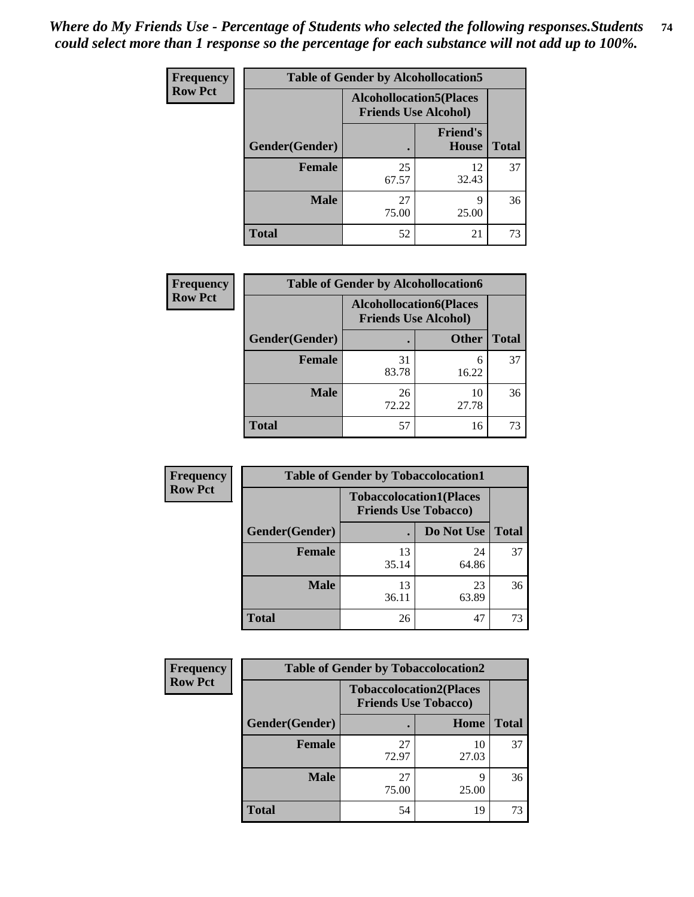*Where do My Friends Use - Percentage of Students who selected the following responses.Students could select more than 1 response so the percentage for each substance will not add up to 100%.*

**Frequency**
**Row Pct**

| Table of Gender by Alcohollocation5 | | | |
|---|---|---|---|
| | Alcohollocation5(Places Friends Use Alcohol) | | |
| Gender(Gender) | . | Friend's House | Total |
| **Female** | 25<br>67.57 | 12<br>32.43 | 37 |
| **Male** | 27<br>75.00 | 9<br>25.00 | 36 |
| **Total** | 52 | 21 | 73 |

**Frequency**
**Row Pct**

| Table of Gender by Alcohollocation6 | | | |
|---|---|---|---|
| | Alcohollocation6(Places Friends Use Alcohol) | | |
| Gender(Gender) | . | Other | Total |
| **Female** | 31<br>83.78 | 6<br>16.22 | 37 |
| **Male** | 26<br>72.22 | 10<br>27.78 | 36 |
| **Total** | 57 | 16 | 73 |

**Frequency**
**Row Pct**

| Table of Gender by Tobaccolocation1 | | | |
|---|---|---|---|
| | Tobaccolocation1(Places Friends Use Tobacco) | | |
| Gender(Gender) | . | Do Not Use | Total |
| **Female** | 13<br>35.14 | 24<br>64.86 | 37 |
| **Male** | 13<br>36.11 | 23<br>63.89 | 36 |
| **Total** | 26 | 47 | 73 |

**Frequency**
**Row Pct**

| Table of Gender by Tobaccolocation2 | | | |
|---|---|---|---|
| | Tobaccolocation2(Places Friends Use Tobacco) | | |
| Gender(Gender) | . | Home | Total |
| **Female** | 27<br>72.97 | 10<br>27.03 | 37 |
| **Male** | 27<br>75.00 | 9<br>25.00 | 36 |
| **Total** | 54 | 19 | 73 |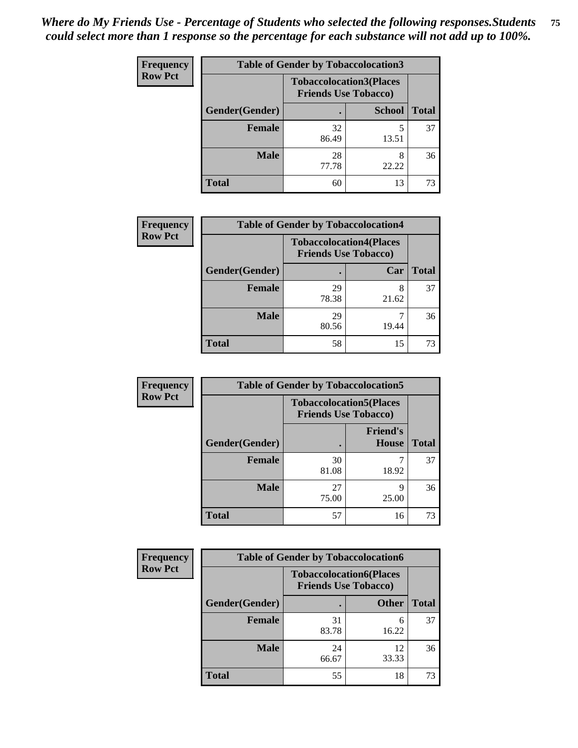*Where do My Friends Use - Percentage of Students who selected the following responses.Students could select more than 1 response so the percentage for each substance will not add up to 100%.*

**Frequency**
**Row Pct**

| Table of Gender by Tobaccolocation3 | | | |
|---|---|---|---|
| | Tobaccolocation3(Places Friends Use Tobacco) | | |
| Gender(Gender) | . | School | Total |
| Female | 32<br>86.49 | 5<br>13.51 | 37 |
| Male | 28<br>77.78 | 8<br>22.22 | 36 |
| Total | 60 | 13 | 73 |

**Frequency**
**Row Pct**

| Table of Gender by Tobaccolocation4 | | | |
|---|---|---|---|
| | Tobaccolocation4(Places Friends Use Tobacco) | | |
| Gender(Gender) | . | Car | Total |
| Female | 29<br>78.38 | 8<br>21.62 | 37 |
| Male | 29<br>80.56 | 7<br>19.44 | 36 |
| Total | 58 | 15 | 73 |

**Frequency**
**Row Pct**

| Table of Gender by Tobaccolocation5 | | | |
|---|---|---|---|
| | Tobaccolocation5(Places Friends Use Tobacco) | | |
| Gender(Gender) | . | Friend's House | Total |
| Female | 30<br>81.08 | 7<br>18.92 | 37 |
| Male | 27<br>75.00 | 9<br>25.00 | 36 |
| Total | 57 | 16 | 73 |

**Frequency**
**Row Pct**

| Table of Gender by Tobaccolocation6 | | | |
|---|---|---|---|
| | Tobaccolocation6(Places Friends Use Tobacco) | | |
| Gender(Gender) | . | Other | Total |
| Female | 31<br>83.78 | 6<br>16.22 | 37 |
| Male | 24<br>66.67 | 12<br>33.33 | 36 |
| Total | 55 | 18 | 73 |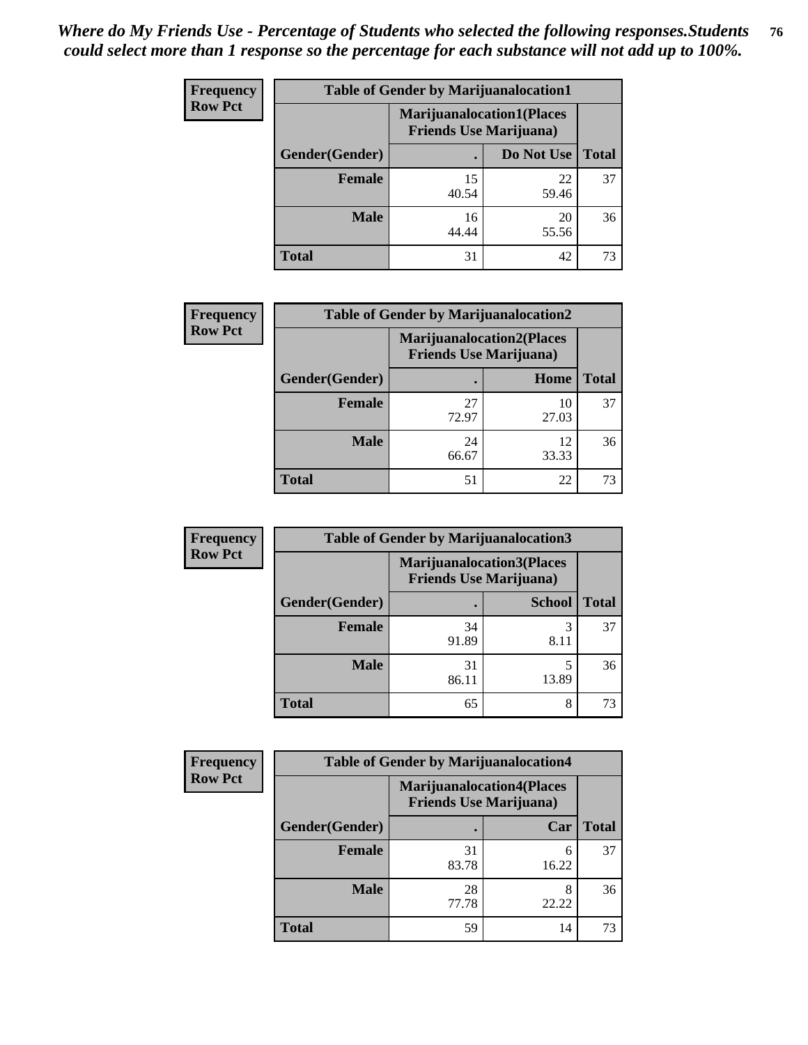*Where do My Friends Use - Percentage of Students who selected the following responses.Students could select more than 1 response so the percentage for each substance will not add up to 100%.*

**Frequency**
**Row Pct**

| Table of Gender by Marijuanalocation1 | | | |
|---|---|---|---|
| | Marijuanalocation1(Places Friends Use Marijuana) | | |
| Gender(Gender) | . | Do Not Use | Total |
| **Female** | 15<br>40.54 | 22<br>59.46 | 37 |
| **Male** | 16<br>44.44 | 20<br>55.56 | 36 |
| **Total** | 31 | 42 | 73 |

**Frequency**
**Row Pct**

| Table of Gender by Marijuanalocation2 | | | |
|---|---|---|---|
| | Marijuanalocation2(Places Friends Use Marijuana) | | |
| Gender(Gender) | . | Home | Total |
| **Female** | 27<br>72.97 | 10<br>27.03 | 37 |
| **Male** | 24<br>66.67 | 12<br>33.33 | 36 |
| **Total** | 51 | 22 | 73 |

**Frequency**
**Row Pct**

| Table of Gender by Marijuanalocation3 | | | |
|---|---|---|---|
| | Marijuanalocation3(Places Friends Use Marijuana) | | |
| Gender(Gender) | . | School | Total |
| **Female** | 34<br>91.89 | 3<br>8.11 | 37 |
| **Male** | 31<br>86.11 | 5<br>13.89 | 36 |
| **Total** | 65 | 8 | 73 |

**Frequency**
**Row Pct**

| Table of Gender by Marijuanalocation4 | | | |
|---|---|---|---|
| | Marijuanalocation4(Places Friends Use Marijuana) | | |
| Gender(Gender) | . | Car | Total |
| **Female** | 31<br>83.78 | 6<br>16.22 | 37 |
| **Male** | 28<br>77.78 | 8<br>22.22 | 36 |
| **Total** | 59 | 14 | 73 |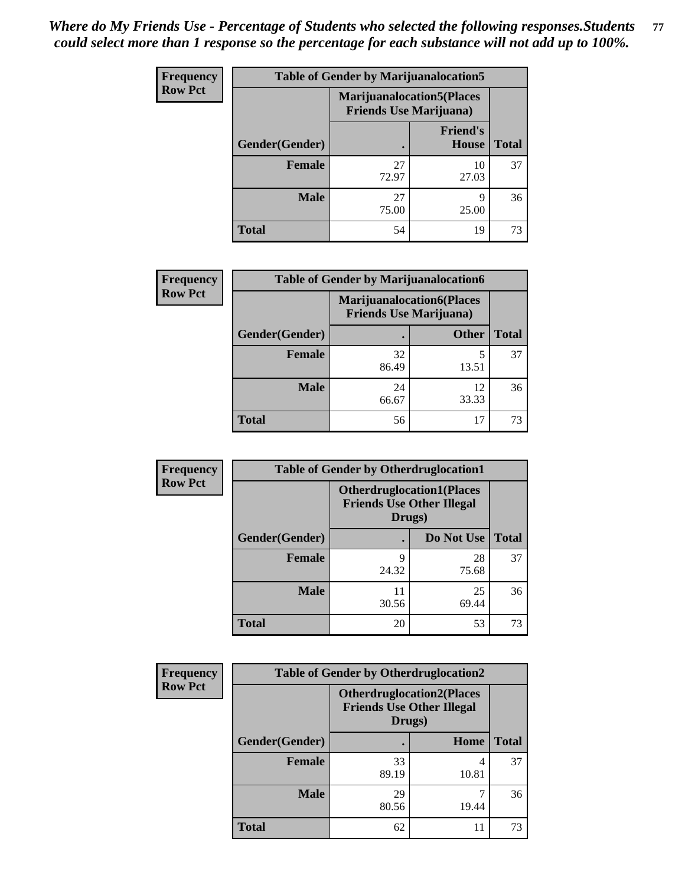*Where do My Friends Use - Percentage of Students who selected the following responses.Students could select more than 1 response so the percentage for each substance will not add up to 100%.*

**Table of Gender by Marijuanalocation5**

| Frequency Row Pct | Marijuanalocation5(Places Friends Use Marijuana) | | |
|---|---|---|---|
| Gender(Gender) | . | Friend's House | Total |
| **Female** | 27<br>72.97 | 10<br>27.03 | 37 |
| **Male** | 27<br>75.00 | 9<br>25.00 | 36 |
| **Total** | 54 | 19 | 73 |

**Table of Gender by Marijuanalocation6**

| Frequency Row Pct | Marijuanalocation6(Places Friends Use Marijuana) | | |
|---|---|---|---|
| Gender(Gender) | . | Other | Total |
| **Female** | 32<br>86.49 | 5<br>13.51 | 37 |
| **Male** | 24<br>66.67 | 12<br>33.33 | 36 |
| **Total** | 56 | 17 | 73 |

**Table of Gender by Otherdruglocation1**

| Frequency Row Pct | Otherdruglocation1(Places Friends Use Other Illegal Drugs) | | |
|---|---|---|---|
| Gender(Gender) | . | Do Not Use | Total |
| **Female** | 9<br>24.32 | 28<br>75.68 | 37 |
| **Male** | 11<br>30.56 | 25<br>69.44 | 36 |
| **Total** | 20 | 53 | 73 |

**Table of Gender by Otherdruglocation2**

| Frequency Row Pct | Otherdruglocation2(Places Friends Use Other Illegal Drugs) | | |
|---|---|---|---|
| Gender(Gender) | . | Home | Total |
| **Female** | 33<br>89.19 | 4<br>10.81 | 37 |
| **Male** | 29<br>80.56 | 7<br>19.44 | 36 |
| **Total** | 62 | 11 | 73 |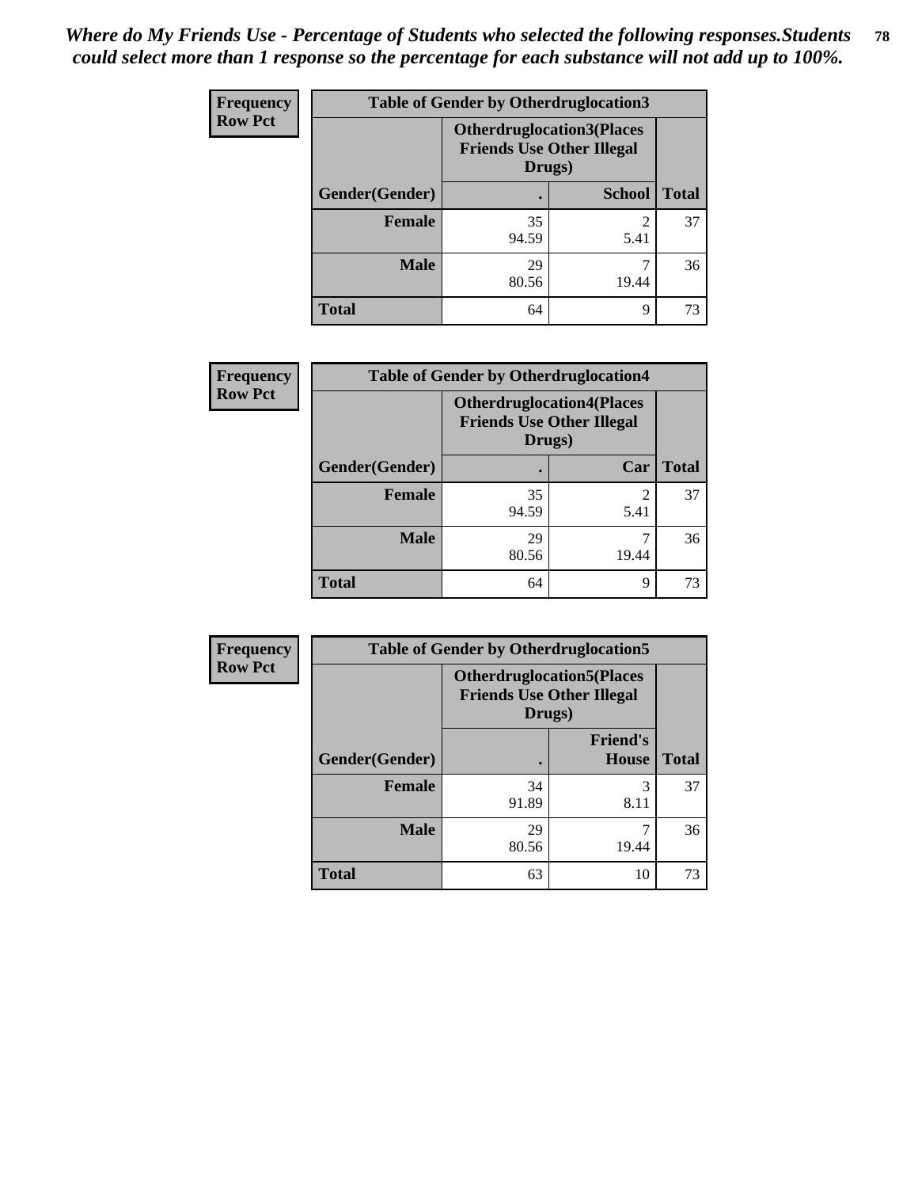*Where do My Friends Use - Percentage of Students who selected the following responses.Students could select more than 1 response so the percentage for each substance will not add up to 100%.*

| Frequency Row Pct | Table of Gender by Otherdruglocation3 | | |
|---|---|---|---|
| | Otherdruglocation3(Places Friends Use Other Illegal Drugs) | | |
| Gender(Gender) | . | School | Total |
| Female | 35<br>94.59 | 2<br>5.41 | 37 |
| Male | 29<br>80.56 | 7<br>19.44 | 36 |
| Total | 64 | 9 | 73 |

| Frequency Row Pct | Table of Gender by Otherdruglocation4 | | |
|---|---|---|---|
| | Otherdruglocation4(Places Friends Use Other Illegal Drugs) | | |
| Gender(Gender) | . | Car | Total |
| Female | 35<br>94.59 | 2<br>5.41 | 37 |
| Male | 29<br>80.56 | 7<br>19.44 | 36 |
| Total | 64 | 9 | 73 |

| Frequency Row Pct | Table of Gender by Otherdruglocation5 | | |
|---|---|---|---|
| | Otherdruglocation5(Places Friends Use Other Illegal Drugs) | | |
| Gender(Gender) | . | Friend's House | Total |
| Female | 34<br>91.89 | 3<br>8.11 | 37 |
| Male | 29<br>80.56 | 7<br>19.44 | 36 |
| Total | 63 | 10 | 73 |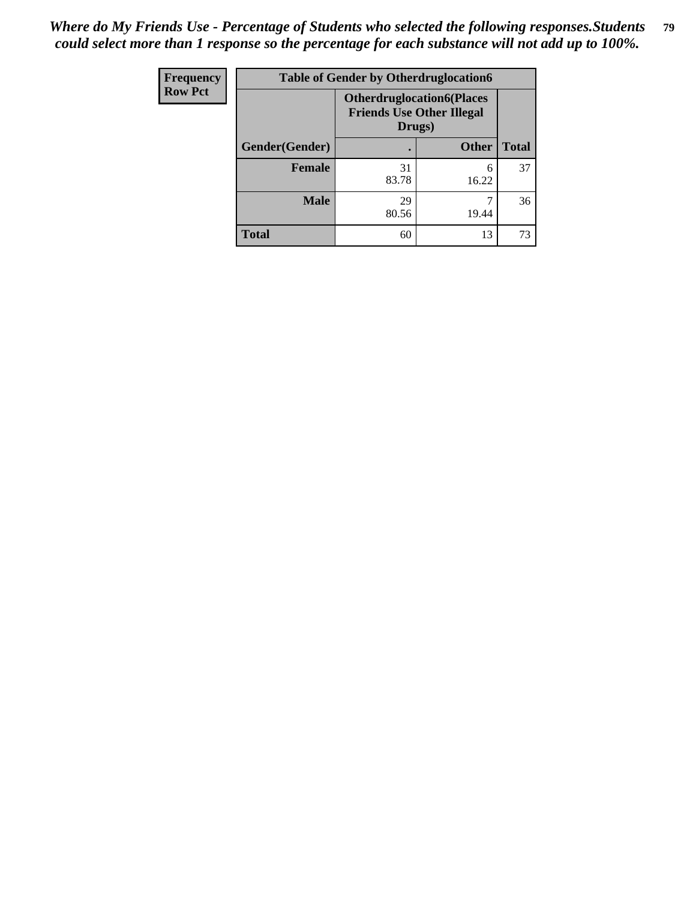*Where do My Friends Use - Percentage of Students who selected the following responses.Students could select more than 1 response so the percentage for each substance will not add up to 100%.*

| Frequency Row Pct | Table of Gender by Otherdruglocation6 | | |
|---|---|---|---|
| | Otherdruglocation6(Places Friends Use Other Illegal Drugs) | | |
| Gender(Gender) | . | Other | Total |
| **Female** | 31<br>83.78 | 6<br>16.22 | 37 |
| **Male** | 29<br>80.56 | 7<br>19.44 | 36 |
| **Total** | 60 | 13 | 73 |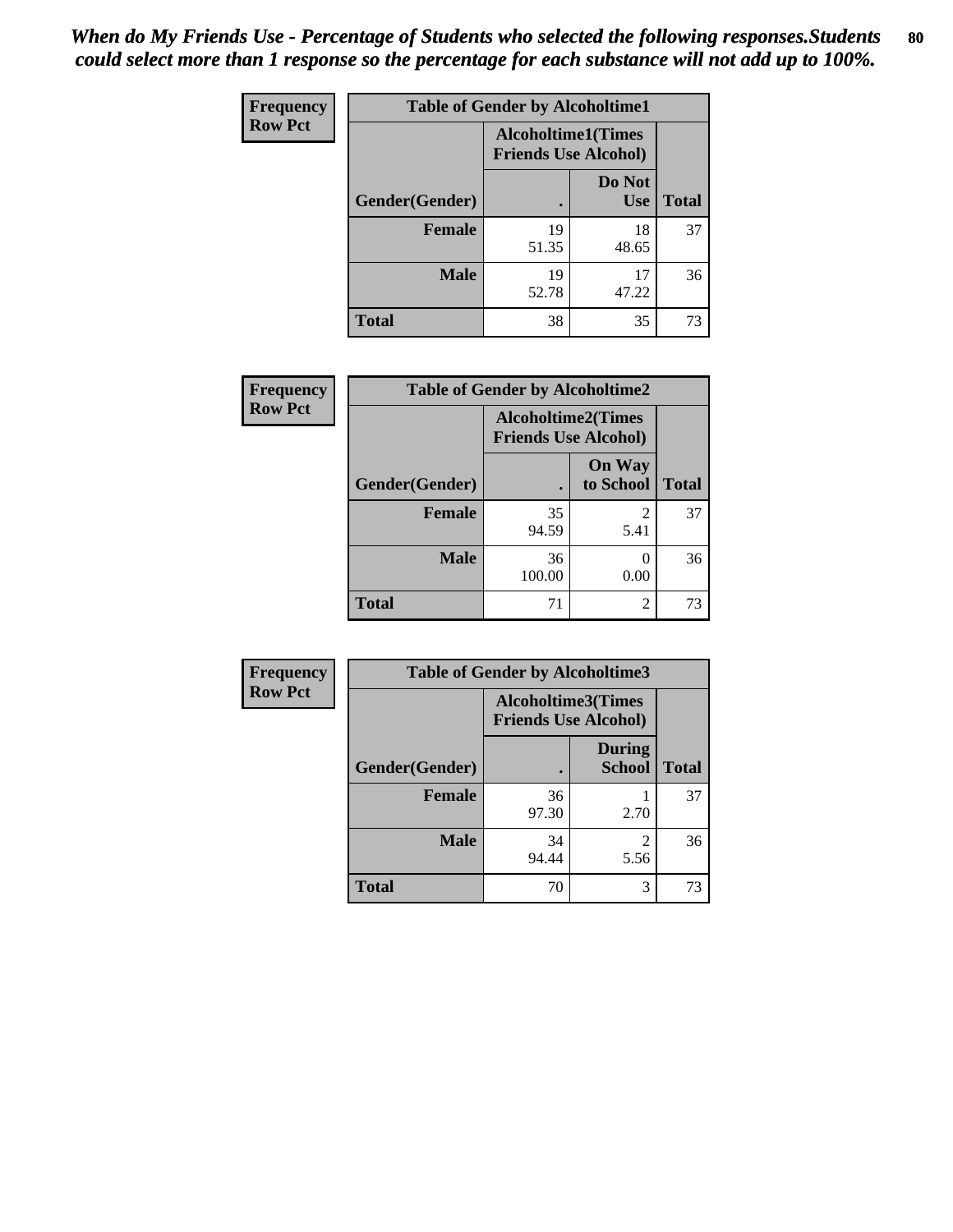*When do My Friends Use - Percentage of Students who selected the following responses.Students could select more than 1 response so the percentage for each substance will not add up to 100%.*

**Frequency**
**Row Pct**

| Table of Gender by Alcoholtime1 | | | |
|---|---|---|---|
| | Alcoholtime1(Times Friends Use Alcohol) | | |
| Gender(Gender) | . | Do Not Use | Total |
| **Female** | 19<br>51.35 | 18<br>48.65 | 37 |
| **Male** | 19<br>52.78 | 17<br>47.22 | 36 |
| **Total** | 38 | 35 | 73 |

**Frequency**
**Row Pct**

| Table of Gender by Alcoholtime2 | | | |
|---|---|---|---|
| | Alcoholtime2(Times Friends Use Alcohol) | | |
| Gender(Gender) | . | On Way to School | Total |
| **Female** | 35<br>94.59 | 2<br>5.41 | 37 |
| **Male** | 36<br>100.00 | 0<br>0.00 | 36 |
| **Total** | 71 | 2 | 73 |

**Frequency**
**Row Pct**

| Table of Gender by Alcoholtime3 | | | |
|---|---|---|---|
| | Alcoholtime3(Times Friends Use Alcohol) | | |
| Gender(Gender) | . | During School | Total |
| **Female** | 36<br>97.30 | 1<br>2.70 | 37 |
| **Male** | 34<br>94.44 | 2<br>5.56 | 36 |
| **Total** | 70 | 3 | 73 |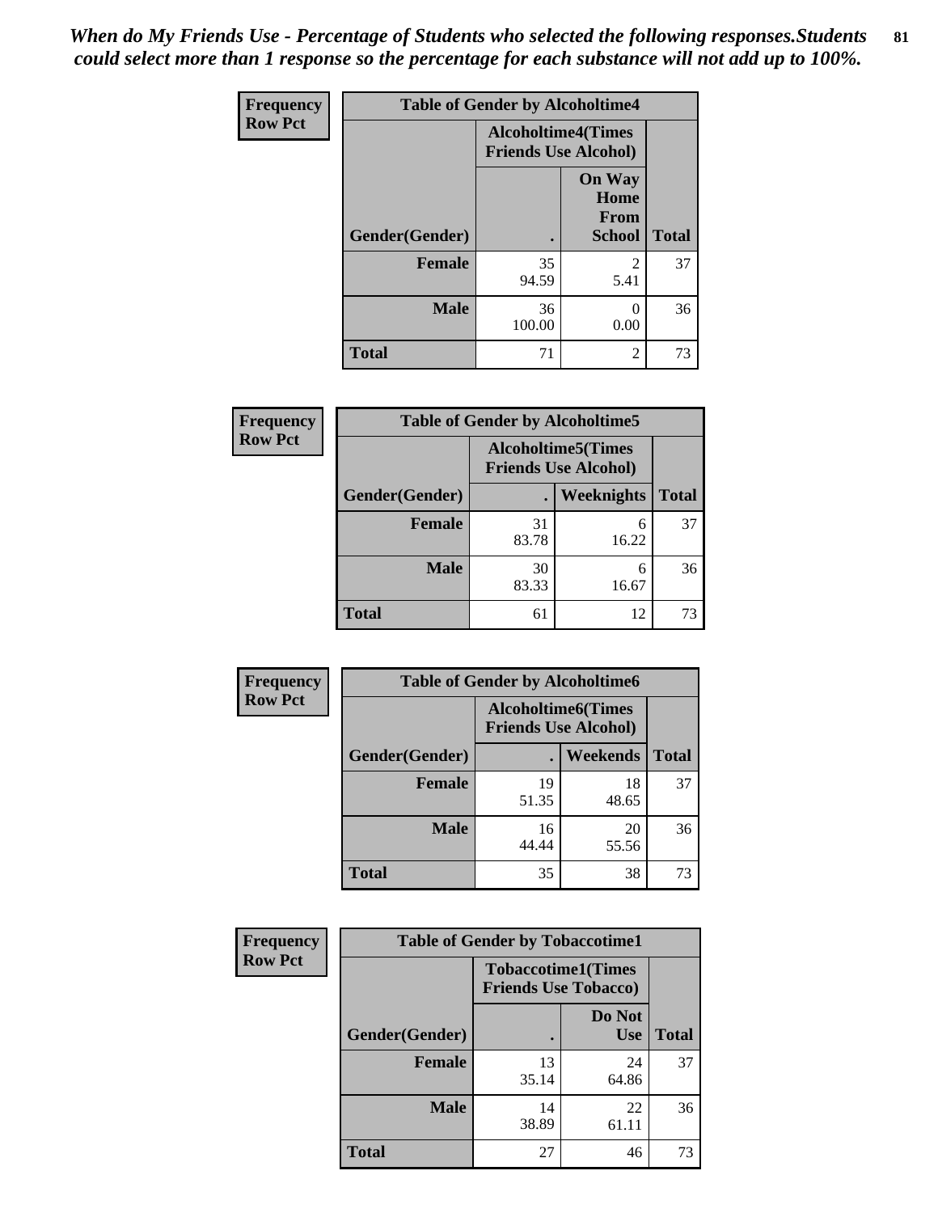*When do My Friends Use - Percentage of Students who selected the following responses.Students could select more than 1 response so the percentage for each substance will not add up to 100%.*

**Frequency**
**Row Pct**

| Table of Gender by Alcoholtime4 | | | |
|---|---|---|---|
| | Alcoholtime4(Times Friends Use Alcohol) | | |
| Gender(Gender) | . | On Way Home From School | Total |
| **Female** | 35<br>94.59 | 2<br>5.41 | 37 |
| **Male** | 36<br>100.00 | 0<br>0.00 | 36 |
| **Total** | 71 | 2 | 73 |

**Frequency**
**Row Pct**

| Table of Gender by Alcoholtime5 | | | |
|---|---|---|---|
| | Alcoholtime5(Times Friends Use Alcohol) | | |
| Gender(Gender) | . | Weeknights | Total |
| **Female** | 31<br>83.78 | 6<br>16.22 | 37 |
| **Male** | 30<br>83.33 | 6<br>16.67 | 36 |
| **Total** | 61 | 12 | 73 |

**Frequency**
**Row Pct**

| Table of Gender by Alcoholtime6 | | | |
|---|---|---|---|
| | Alcoholtime6(Times Friends Use Alcohol) | | |
| Gender(Gender) | . | Weekends | Total |
| **Female** | 19<br>51.35 | 18<br>48.65 | 37 |
| **Male** | 16<br>44.44 | 20<br>55.56 | 36 |
| **Total** | 35 | 38 | 73 |

**Frequency**
**Row Pct**

| Table of Gender by Tobaccotime1 | | | |
|---|---|---|---|
| | Tobaccotime1(Times Friends Use Tobacco) | | |
| Gender(Gender) | . | Do Not Use | Total |
| **Female** | 13<br>35.14 | 24<br>64.86 | 37 |
| **Male** | 14<br>38.89 | 22<br>61.11 | 36 |
| **Total** | 27 | 46 | 73 |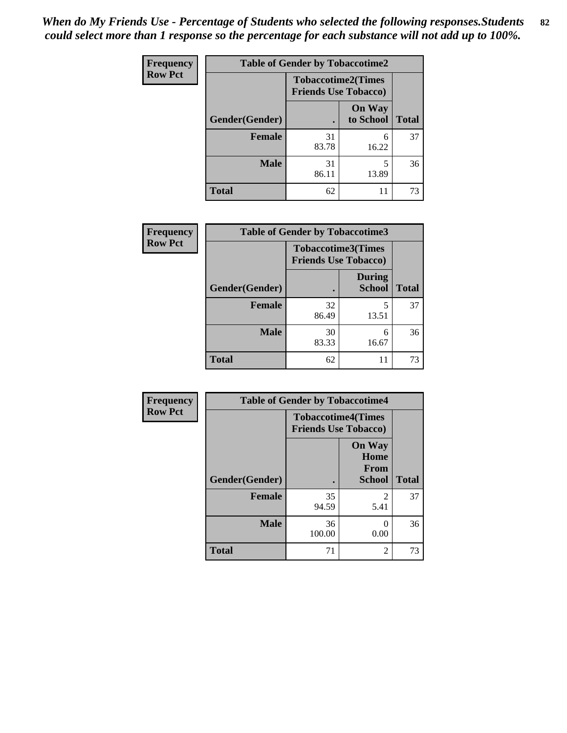*When do My Friends Use - Percentage of Students who selected the following responses.Students could select more than 1 response so the percentage for each substance will not add up to 100%.*

**Frequency**
**Row Pct**

| Table of Gender by Tobaccotime2 | | | |
|---|---|---|---|
| | Tobaccotime2(Times Friends Use Tobacco) | | |
| Gender(Gender) | . | On Way to School | Total |
| **Female** | 31<br>83.78 | 6<br>16.22 | 37 |
| **Male** | 31<br>86.11 | 5<br>13.89 | 36 |
| **Total** | 62 | 11 | 73 |

**Frequency**
**Row Pct**

| Table of Gender by Tobaccotime3 | | | |
|---|---|---|---|
| | Tobaccotime3(Times Friends Use Tobacco) | | |
| Gender(Gender) | . | During School | Total |
| **Female** | 32<br>86.49 | 5<br>13.51 | 37 |
| **Male** | 30<br>83.33 | 6<br>16.67 | 36 |
| **Total** | 62 | 11 | 73 |

**Frequency**
**Row Pct**

| Table of Gender by Tobaccotime4 | | | |
|---|---|---|---|
| | Tobaccotime4(Times Friends Use Tobacco) | | |
| Gender(Gender) | . | On Way Home From School | Total |
| **Female** | 35<br>94.59 | 2<br>5.41 | 37 |
| **Male** | 36<br>100.00 | 0<br>0.00 | 36 |
| **Total** | 71 | 2 | 73 |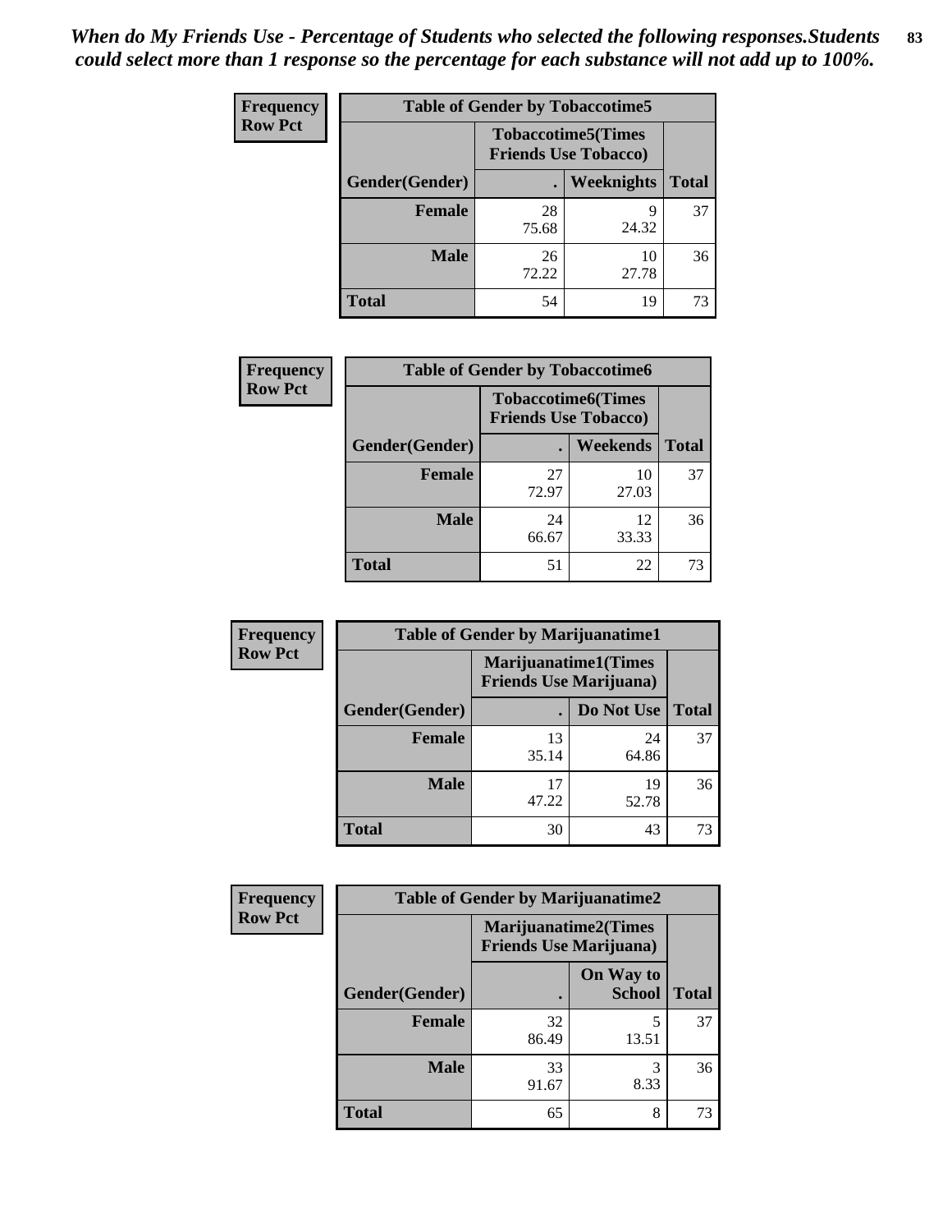*When do My Friends Use - Percentage of Students who selected the following responses.Students could select more than 1 response so the percentage for each substance will not add up to 100%.*

**Frequency**
**Row Pct**

| Table of Gender by Tobaccotime5 | | | |
|---|---|---|---|
| | Tobaccotime5(Times Friends Use Tobacco) | | |
| Gender(Gender) | . | Weeknights | Total |
| **Female** | 28<br>75.68 | 9<br>24.32 | 37 |
| **Male** | 26<br>72.22 | 10<br>27.78 | 36 |
| **Total** | 54 | 19 | 73 |

**Frequency**
**Row Pct**

| Table of Gender by Tobaccotime6 | | | |
|---|---|---|---|
| | Tobaccotime6(Times Friends Use Tobacco) | | |
| Gender(Gender) | . | Weekends | Total |
| **Female** | 27<br>72.97 | 10<br>27.03 | 37 |
| **Male** | 24<br>66.67 | 12<br>33.33 | 36 |
| **Total** | 51 | 22 | 73 |

**Frequency**
**Row Pct**

| Table of Gender by Marijuanatime1 | | | |
|---|---|---|---|
| | Marijuanatime1(Times Friends Use Marijuana) | | |
| Gender(Gender) | . | Do Not Use | Total |
| **Female** | 13<br>35.14 | 24<br>64.86 | 37 |
| **Male** | 17<br>47.22 | 19<br>52.78 | 36 |
| **Total** | 30 | 43 | 73 |

**Frequency**
**Row Pct**

| Table of Gender by Marijuanatime2 | | | |
|---|---|---|---|
| | Marijuanatime2(Times Friends Use Marijuana) | | |
| Gender(Gender) | . | On Way to School | Total |
| **Female** | 32<br>86.49 | 5<br>13.51 | 37 |
| **Male** | 33<br>91.67 | 3<br>8.33 | 36 |
| **Total** | 65 | 8 | 73 |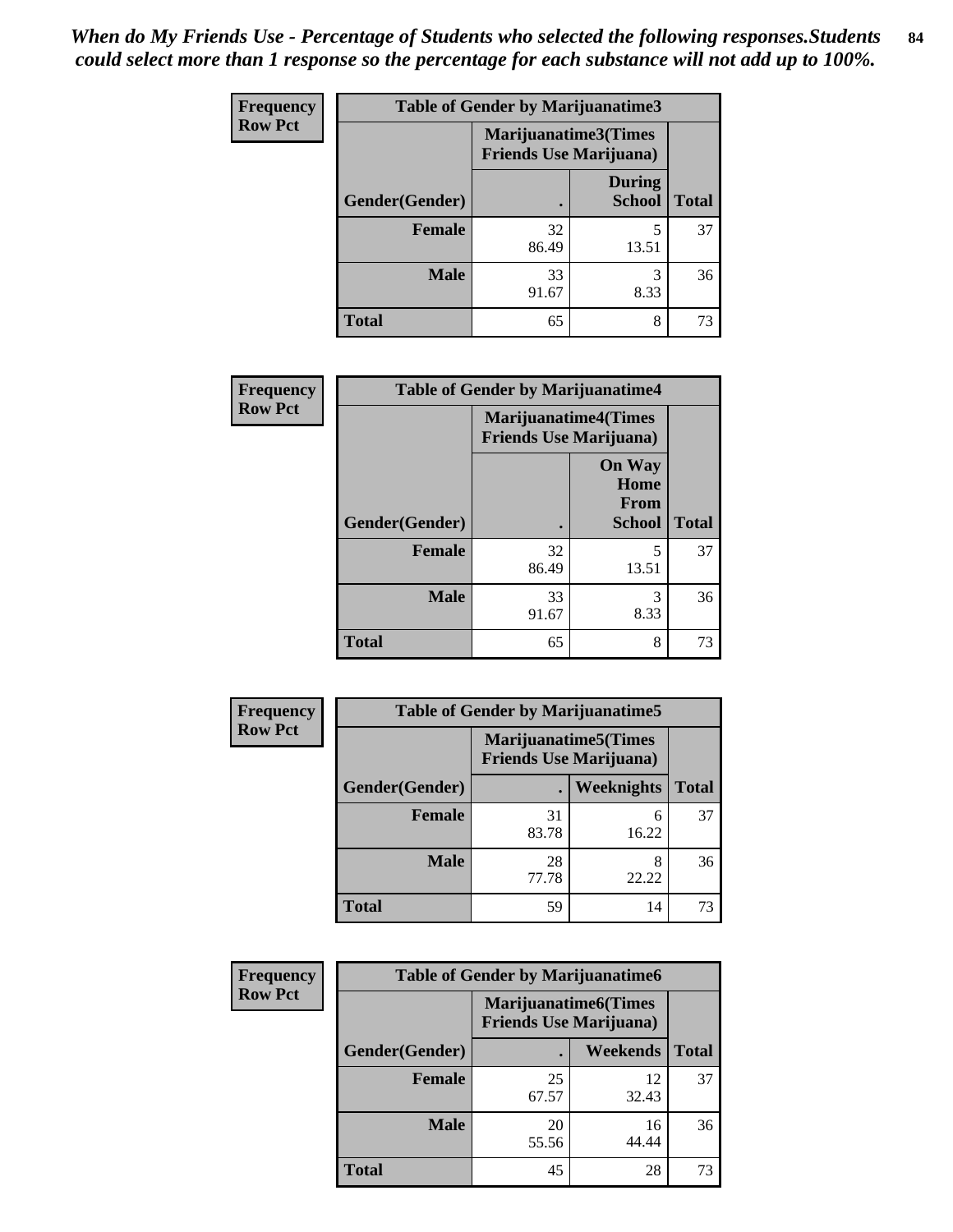*When do My Friends Use - Percentage of Students who selected the following responses.Students could select more than 1 response so the percentage for each substance will not add up to 100%.*

| Frequency Row Pct | Table of Gender by Marijuanatime3 | | |
|---|---|---|---|
| | Marijuanatime3(Times Friends Use Marijuana) | | |
| Gender(Gender) | . | During School | Total |
| Female | 32<br>86.49 | 5<br>13.51 | 37 |
| Male | 33<br>91.67 | 3<br>8.33 | 36 |
| Total | 65 | 8 | 73 |

| Frequency Row Pct | Table of Gender by Marijuanatime4 | | |
|---|---|---|---|
| | Marijuanatime4(Times Friends Use Marijuana) | | |
| Gender(Gender) | . | On Way Home From School | Total |
| Female | 32<br>86.49 | 5<br>13.51 | 37 |
| Male | 33<br>91.67 | 3<br>8.33 | 36 |
| Total | 65 | 8 | 73 |

| Frequency Row Pct | Table of Gender by Marijuanatime5 | | |
|---|---|---|---|
| | Marijuanatime5(Times Friends Use Marijuana) | | |
| Gender(Gender) | . | Weeknights | Total |
| Female | 31<br>83.78 | 6<br>16.22 | 37 |
| Male | 28<br>77.78 | 8<br>22.22 | 36 |
| Total | 59 | 14 | 73 |

| Frequency Row Pct | Table of Gender by Marijuanatime6 | | |
|---|---|---|---|
| | Marijuanatime6(Times Friends Use Marijuana) | | |
| Gender(Gender) | . | Weekends | Total |
| Female | 25<br>67.57 | 12<br>32.43 | 37 |
| Male | 20<br>55.56 | 16<br>44.44 | 36 |
| Total | 45 | 28 | 73 |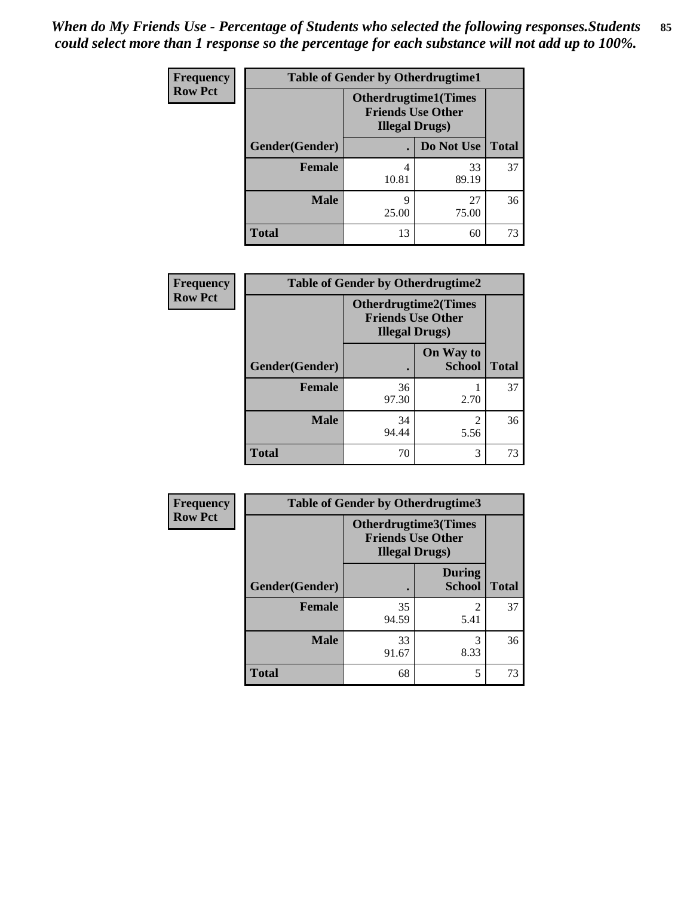*When do My Friends Use - Percentage of Students who selected the following responses.Students could select more than 1 response so the percentage for each substance will not add up to 100%.*

**Frequency**
**Row Pct**

| Table of Gender by Otherdrugtime1 | | | |
|---|---|---|---|
| | Otherdrugtime1(Times Friends Use Other Illegal Drugs) | | |
| Gender(Gender) | . | Do Not Use | Total |
| **Female** | 4<br>10.81 | 33<br>89.19 | 37 |
| **Male** | 9<br>25.00 | 27<br>75.00 | 36 |
| **Total** | 13 | 60 | 73 |

**Frequency**
**Row Pct**

| Table of Gender by Otherdrugtime2 | | | |
|---|---|---|---|
| | Otherdrugtime2(Times Friends Use Other Illegal Drugs) | | |
| Gender(Gender) | . | On Way to School | Total |
| **Female** | 36<br>97.30 | 1<br>2.70 | 37 |
| **Male** | 34<br>94.44 | 2<br>5.56 | 36 |
| **Total** | 70 | 3 | 73 |

**Frequency**
**Row Pct**

| Table of Gender by Otherdrugtime3 | | | |
|---|---|---|---|
| | Otherdrugtime3(Times Friends Use Other Illegal Drugs) | | |
| Gender(Gender) | . | During School | Total |
| **Female** | 35<br>94.59 | 2<br>5.41 | 37 |
| **Male** | 33<br>91.67 | 3<br>8.33 | 36 |
| **Total** | 68 | 5 | 73 |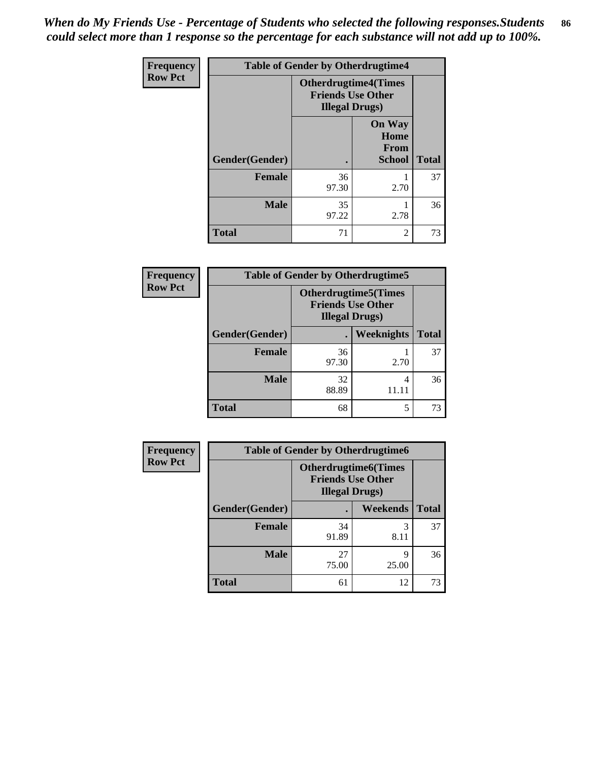*When do My Friends Use - Percentage of Students who selected the following responses.Students could select more than 1 response so the percentage for each substance will not add up to 100%.*

**Frequency**
**Row Pct**

| Table of Gender by Otherdrugtime4 | | | |
|---|---|---|---|
| | Otherdrugtime4(Times Friends Use Other Illegal Drugs) | | |
| Gender(Gender) | . | On Way Home From School | Total |
| Female | 36<br>97.30 | 1<br>2.70 | 37 |
| Male | 35<br>97.22 | 1<br>2.78 | 36 |
| Total | 71 | 2 | 73 |

**Frequency**
**Row Pct**

| Table of Gender by Otherdrugtime5 | | | |
|---|---|---|---|
| | Otherdrugtime5(Times Friends Use Other Illegal Drugs) | | |
| Gender(Gender) | . | Weeknights | Total |
| Female | 36<br>97.30 | 1<br>2.70 | 37 |
| Male | 32<br>88.89 | 4<br>11.11 | 36 |
| Total | 68 | 5 | 73 |

**Frequency**
**Row Pct**

| Table of Gender by Otherdrugtime6 | | | |
|---|---|---|---|
| | Otherdrugtime6(Times Friends Use Other Illegal Drugs) | | |
| Gender(Gender) | . | Weekends | Total |
| Female | 34<br>91.89 | 3<br>8.11 | 37 |
| Male | 27<br>75.00 | 9<br>25.00 | 36 |
| Total | 61 | 12 | 73 |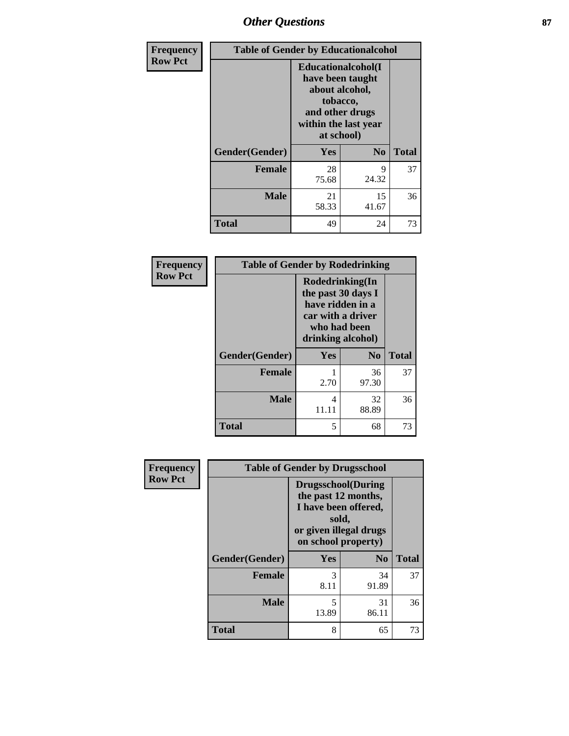| Frequency Row Pct | Table of Gender by Educationalcohol | | |
|---|---|---|---|
| | Educationalcohol(I have been taught about alcohol, tobacco, and other drugs within the last year at school) | | |
| Gender(Gender) | Yes | No | Total |
| Female | 28<br>75.68 | 9<br>24.32 | 37 |
| Male | 21<br>58.33 | 15<br>41.67 | 36 |
| Total | 49 | 24 | 73 |

| Frequency Row Pct | Table of Gender by Rodedrinking | | |
|---|---|---|---|
| | Rodedrinking(In the past 30 days I have ridden in a car with a driver who had been drinking alcohol) | | |
| Gender(Gender) | Yes | No | Total |
| Female | 1<br>2.70 | 36<br>97.30 | 37 |
| Male | 4<br>11.11 | 32<br>88.89 | 36 |
| Total | 5 | 68 | 73 |

| Frequency Row Pct | Table of Gender by Drugsschool | | |
|---|---|---|---|
| | Drugsschool(During the past 12 months, I have been offered, sold, or given illegal drugs on school property) | | |
| Gender(Gender) | Yes | No | Total |
| Female | 3<br>8.11 | 34<br>91.89 | 37 |
| Male | 5<br>13.89 | 31<br>86.11 | 36 |
| Total | 8 | 65 | 73 |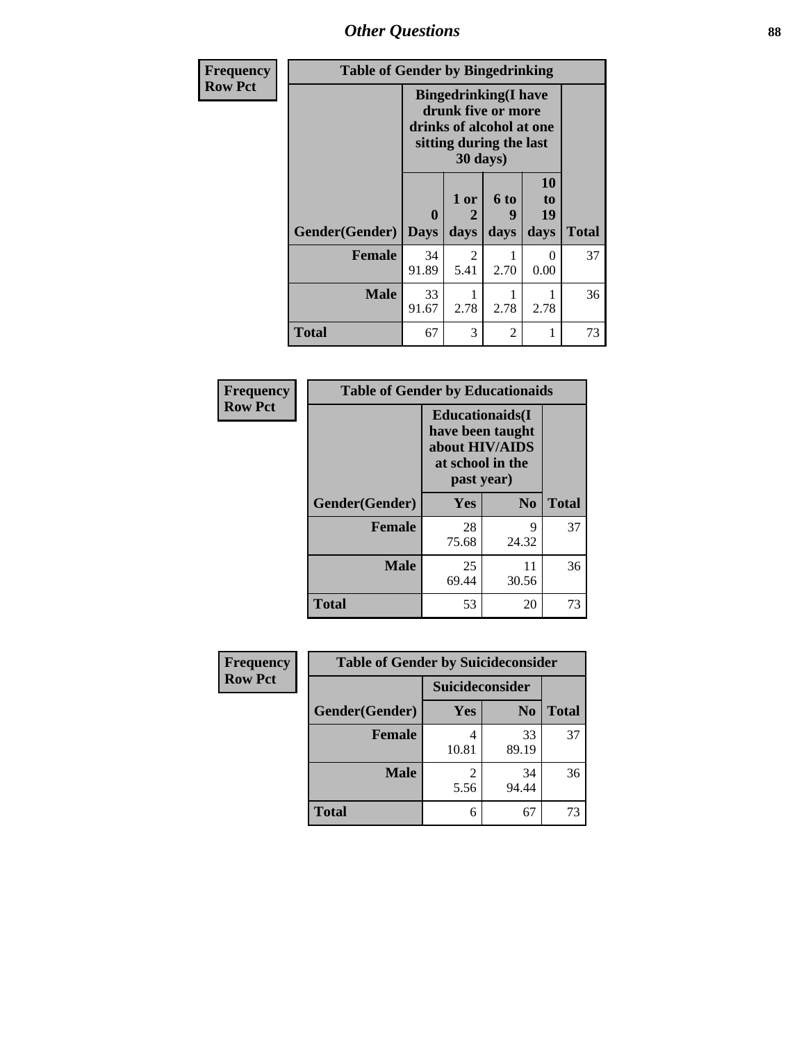# Other Questions

| Frequency<br>Row Pct | Table of Gender by Bingedrinking | | | | |
|---|---|---|---|---|---|
| | Bingedrinking(I have drunk five or more drinks of alcohol at one sitting during the last 30 days) | | | | |
| Gender(Gender) | 0 Days | 1 or 2 days | 6 to 9 days | 10 to 19 days | Total |
| Female | 34<br>91.89 | 2<br>5.41 | 1<br>2.70 | 0<br>0.00 | 37 |
| Male | 33<br>91.67 | 1<br>2.78 | 1<br>2.78 | 1<br>2.78 | 36 |
| Total | 67 | 3 | 2 | 1 | 73 |

| Frequency<br>Row Pct | Table of Gender by Educationaids | | |
|---|---|---|---|
| | Educationaids(I have been taught about HIV/AIDS at school in the past year) | | |
| Gender(Gender) | Yes | No | Total |
| Female | 28<br>75.68 | 9<br>24.32 | 37 |
| Male | 25<br>69.44 | 11<br>30.56 | 36 |
| Total | 53 | 20 | 73 |

| Frequency<br>Row Pct | Table of Gender by Suicideconsider | | |
|---|---|---|---|
| | Suicideconsider | | |
| Gender(Gender) | Yes | No | Total |
| Female | 4<br>10.81 | 33<br>89.19 | 37 |
| Male | 2<br>5.56 | 34<br>94.44 | 36 |
| Total | 6 | 67 | 73 |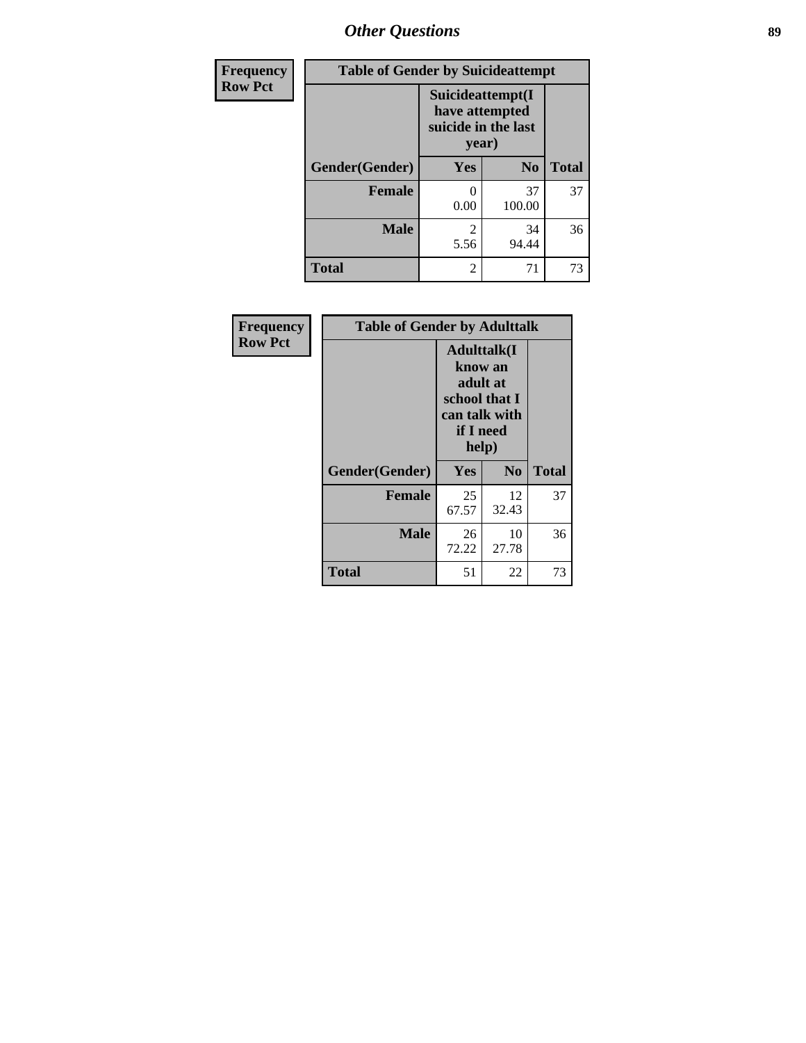## Other Questions

**Frequency**
**Row Pct**

**Table of Gender by Suicideattempt**

| | Suicideattempt(I have attempted suicide in the last year) | | |
|---|---|---|---|
| Gender(Gender) | Yes | No | Total |
| **Female** | 0<br>0.00 | 37<br>100.00 | 37 |
| **Male** | 2<br>5.56 | 34<br>94.44 | 36 |
| **Total** | 2 | 71 | 73 |

**Frequency**
**Row Pct**

**Table of Gender by Adulttalk**

| | Adulttalk(I know an adult at school that I can talk with if I need help) | | |
|---|---|---|---|
| Gender(Gender) | Yes | No | Total |
| **Female** | 25<br>67.57 | 12<br>32.43 | 37 |
| **Male** | 26<br>72.22 | 10<br>27.78 | 36 |
| **Total** | 51 | 22 | 73 |